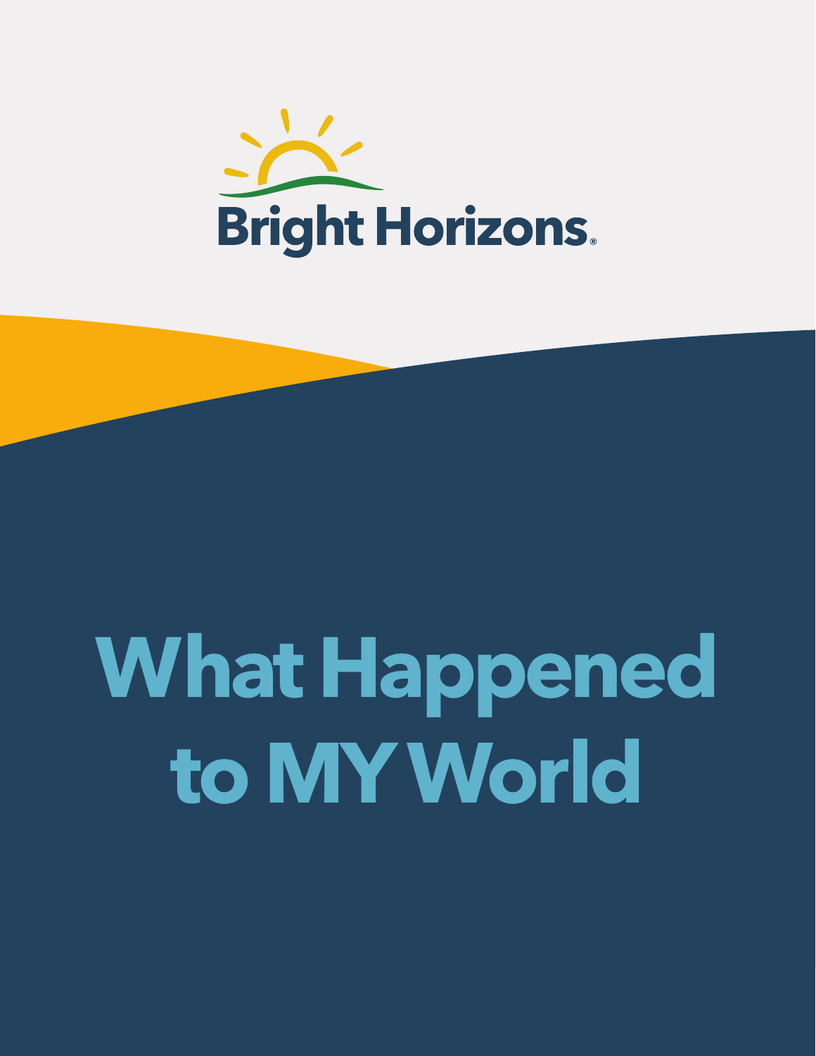Bright Horizons®

# What Happened to MY World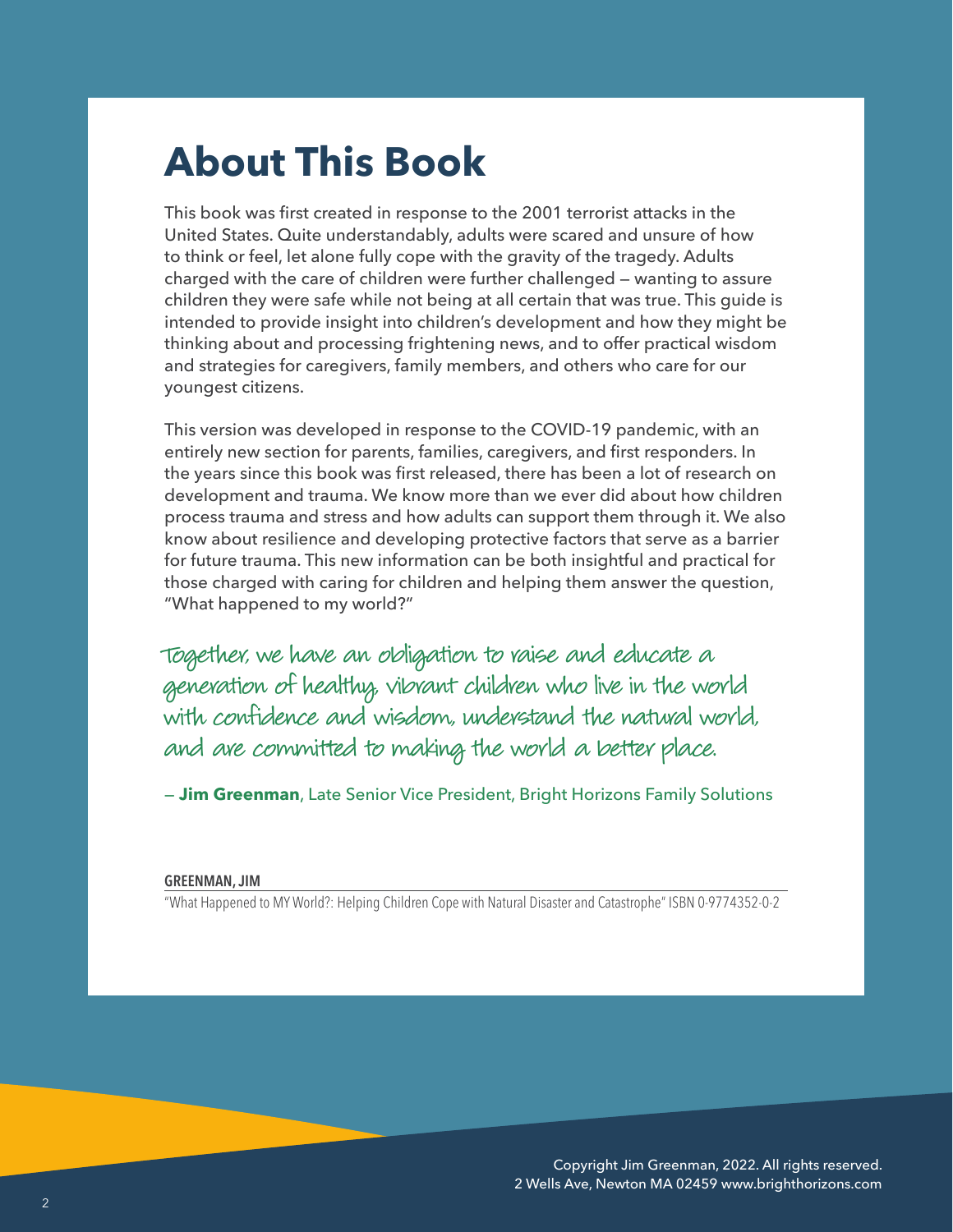# About This Book

This book was first created in response to the 2001 terrorist attacks in the United States. Quite understandably, adults were scared and unsure of how to think or feel, let alone fully cope with the gravity of the tragedy. Adults charged with the care of children were further challenged — wanting to assure children they were safe while not being at all certain that was true. This guide is intended to provide insight into children's development and how they might be thinking about and processing frightening news, and to offer practical wisdom and strategies for caregivers, family members, and others who care for our youngest citizens.

This version was developed in response to the COVID-19 pandemic, with an entirely new section for parents, families, caregivers, and first responders. In the years since this book was first released, there has been a lot of research on development and trauma. We know more than we ever did about how children process trauma and stress and how adults can support them through it. We also know about resilience and developing protective factors that serve as a barrier for future trauma. This new information can be both insightful and practical for those charged with caring for children and helping them answer the question, "What happened to my world?"

*Together, we have an obligation to raise and educate a generation of healthy, vibrant children who live in the world with confidence and wisdom, understand the natural world, and are committed to making the world a better place.*

— **Jim Greenman**, Late Senior Vice President, Bright Horizons Family Solutions

**GREENMAN, JIM**

"What Happened to MY World?: Helping Children Cope with Natural Disaster and Catastrophe" ISBN 0-9774352-0-2

Copyright Jim Greenman, 2022. All rights reserved.
2 Wells Ave, Newton MA 02459 www.brighthorizons.com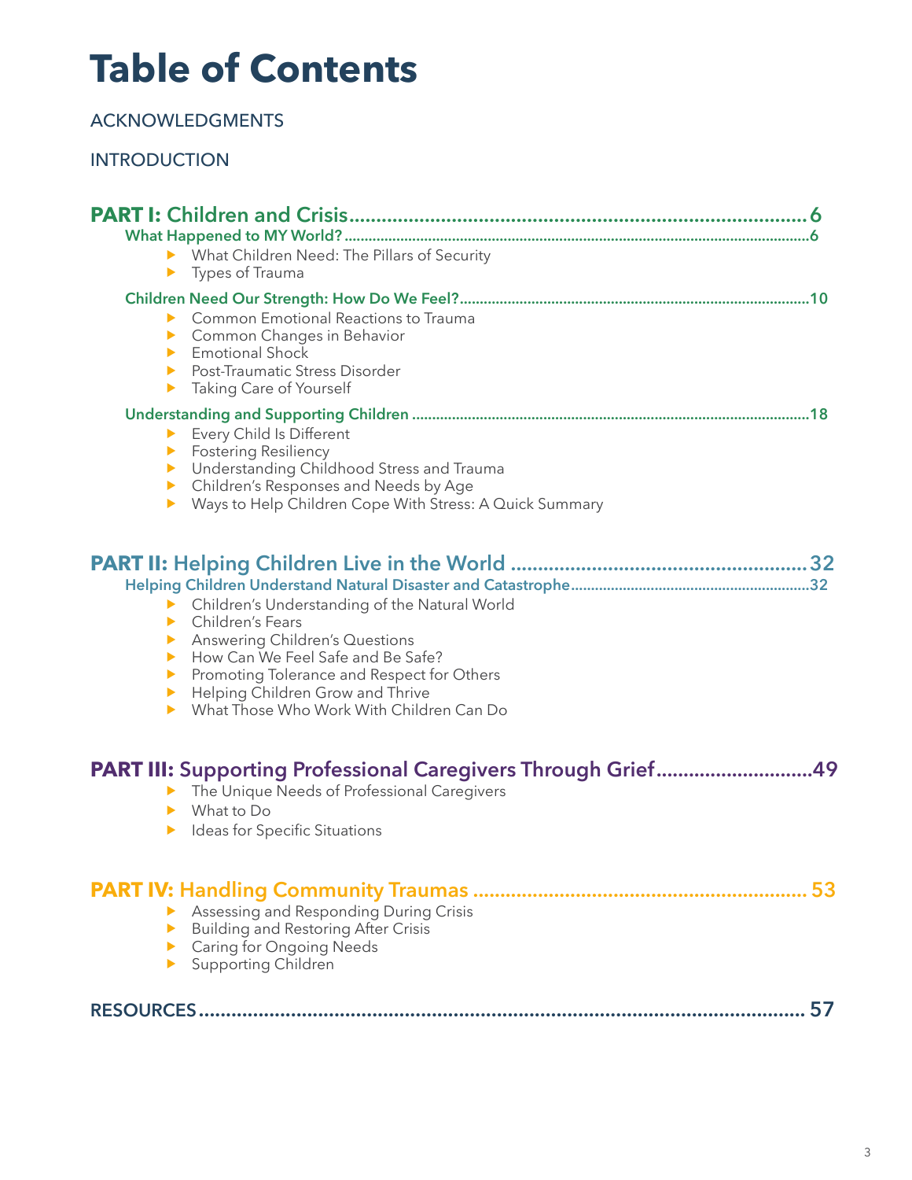# Table of Contents

ACKNOWLEDGMENTS

INTRODUCTION

## PART I: Children and Crisis ........................................ 6

### What Happened to MY World? ........................................ 6

- What Children Need: The Pillars of Security
- Types of Trauma

### Children Need Our Strength: How Do We Feel? ........................................ 10

- Common Emotional Reactions to Trauma
- Common Changes in Behavior
- Emotional Shock
- Post-Traumatic Stress Disorder
- Taking Care of Yourself

### Understanding and Supporting Children ........................................ 18

- Every Child Is Different
- Fostering Resiliency
- Understanding Childhood Stress and Trauma
- Children's Responses and Needs by Age
- Ways to Help Children Cope With Stress: A Quick Summary

## PART II: Helping Children Live in the World ........................................ 32

### Helping Children Understand Natural Disaster and Catastrophe ........................................ 32

- Children's Understanding of the Natural World
- Children's Fears
- Answering Children's Questions
- How Can We Feel Safe and Be Safe?
- Promoting Tolerance and Respect for Others
- Helping Children Grow and Thrive
- What Those Who Work With Children Can Do

## PART III: Supporting Professional Caregivers Through Grief ........................................ 49

- The Unique Needs of Professional Caregivers
- What to Do
- Ideas for Specific Situations

## PART IV: Handling Community Traumas ........................................ 53

- Assessing and Responding During Crisis
- Building and Restoring After Crisis
- Caring for Ongoing Needs
- Supporting Children

## RESOURCES ........................................ 57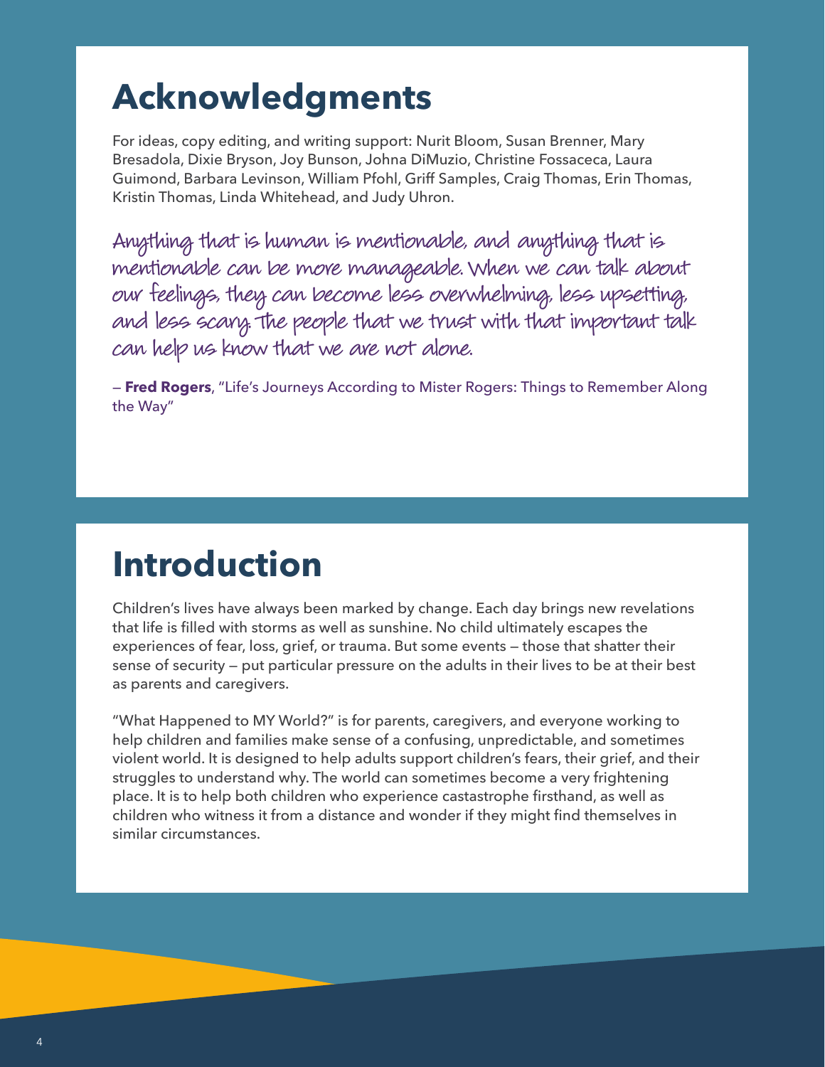# Acknowledgments

For ideas, copy editing, and writing support: Nurit Bloom, Susan Brenner, Mary Bresadola, Dixie Bryson, Joy Bunson, Johna DiMuzio, Christine Fossaceca, Laura Guimond, Barbara Levinson, William Pfohl, Griff Samples, Craig Thomas, Erin Thomas, Kristin Thomas, Linda Whitehead, and Judy Uhron.

Anything that is human is mentionable, and anything that is mentionable can be more manageable. When we can talk about our feelings, they can become less overwhelming, less upsetting, and less scary. The people that we trust with that important talk can help us know that we are not alone.

— **Fred Rogers**, "Life's Journeys According to Mister Rogers: Things to Remember Along the Way"

# Introduction

Children's lives have always been marked by change. Each day brings new revelations that life is filled with storms as well as sunshine. No child ultimately escapes the experiences of fear, loss, grief, or trauma. But some events — those that shatter their sense of security — put particular pressure on the adults in their lives to be at their best as parents and caregivers.

"What Happened to MY World?" is for parents, caregivers, and everyone working to help children and families make sense of a confusing, unpredictable, and sometimes violent world. It is designed to help adults support children's fears, their grief, and their struggles to understand why. The world can sometimes become a very frightening place. It is to help both children who experience castastrophe firsthand, as well as children who witness it from a distance and wonder if they might find themselves in similar circumstances.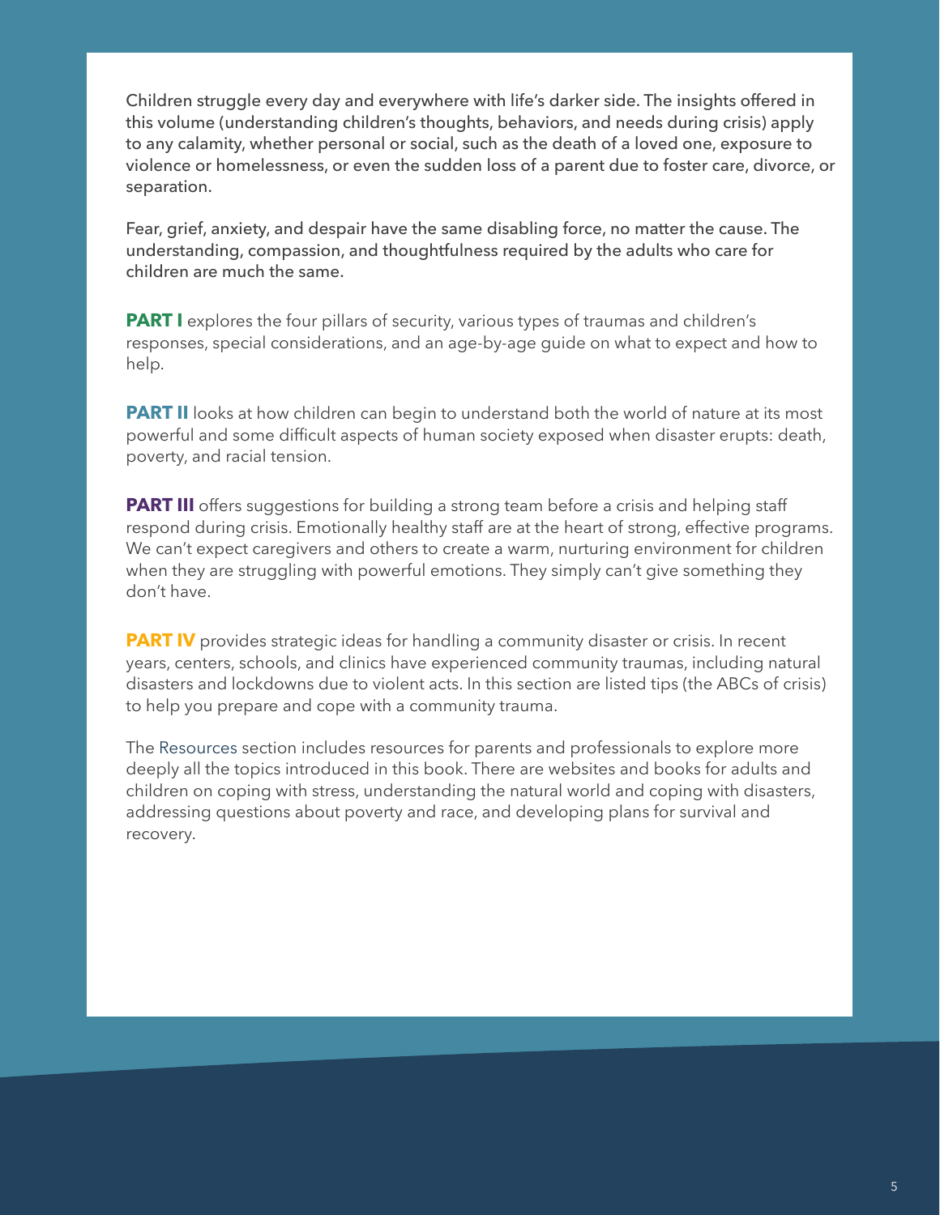Children struggle every day and everywhere with life's darker side. The insights offered in this volume (understanding children's thoughts, behaviors, and needs during crisis) apply to any calamity, whether personal or social, such as the death of a loved one, exposure to violence or homelessness, or even the sudden loss of a parent due to foster care, divorce, or separation.

Fear, grief, anxiety, and despair have the same disabling force, no matter the cause. The understanding, compassion, and thoughtfulness required by the adults who care for children are much the same.

**PART I** explores the four pillars of security, various types of traumas and children's responses, special considerations, and an age-by-age guide on what to expect and how to help.

**PART II** looks at how children can begin to understand both the world of nature at its most powerful and some difficult aspects of human society exposed when disaster erupts: death, poverty, and racial tension.

**PART III** offers suggestions for building a strong team before a crisis and helping staff respond during crisis. Emotionally healthy staff are at the heart of strong, effective programs. We can't expect caregivers and others to create a warm, nurturing environment for children when they are struggling with powerful emotions. They simply can't give something they don't have.

**PART IV** provides strategic ideas for handling a community disaster or crisis. In recent years, centers, schools, and clinics have experienced community traumas, including natural disasters and lockdowns due to violent acts. In this section are listed tips (the ABCs of crisis) to help you prepare and cope with a community trauma.

The Resources section includes resources for parents and professionals to explore more deeply all the topics introduced in this book. There are websites and books for adults and children on coping with stress, understanding the natural world and coping with disasters, addressing questions about poverty and race, and developing plans for survival and recovery.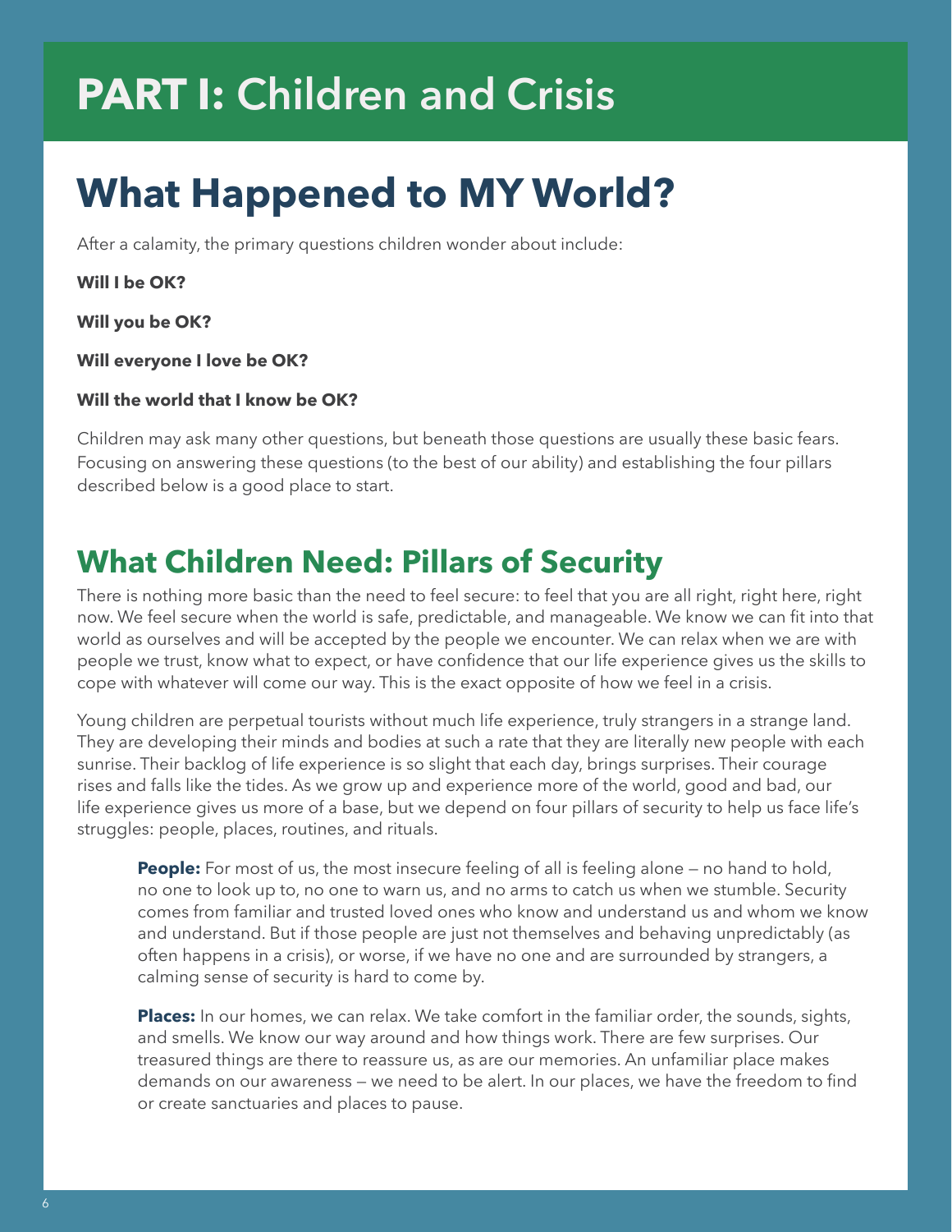# PART I: Children and Crisis

# What Happened to MY World?

After a calamity, the primary questions children wonder about include:

**Will I be OK?**

**Will you be OK?**

**Will everyone I love be OK?**

**Will the world that I know be OK?**

Children may ask many other questions, but beneath those questions are usually these basic fears. Focusing on answering these questions (to the best of our ability) and establishing the four pillars described below is a good place to start.

## What Children Need: Pillars of Security

There is nothing more basic than the need to feel secure: to feel that you are all right, right here, right now. We feel secure when the world is safe, predictable, and manageable. We know we can fit into that world as ourselves and will be accepted by the people we encounter. We can relax when we are with people we trust, know what to expect, or have confidence that our life experience gives us the skills to cope with whatever will come our way. This is the exact opposite of how we feel in a crisis.

Young children are perpetual tourists without much life experience, truly strangers in a strange land. They are developing their minds and bodies at such a rate that they are literally new people with each sunrise. Their backlog of life experience is so slight that each day, brings surprises. Their courage rises and falls like the tides. As we grow up and experience more of the world, good and bad, our life experience gives us more of a base, but we depend on four pillars of security to help us face life's struggles: people, places, routines, and rituals.

> **People:** For most of us, the most insecure feeling of all is feeling alone — no hand to hold, no one to look up to, no one to warn us, and no arms to catch us when we stumble. Security comes from familiar and trusted loved ones who know and understand us and whom we know and understand. But if those people are just not themselves and behaving unpredictably (as often happens in a crisis), or worse, if we have no one and are surrounded by strangers, a calming sense of security is hard to come by.
>
> **Places:** In our homes, we can relax. We take comfort in the familiar order, the sounds, sights, and smells. We know our way around and how things work. There are few surprises. Our treasured things are there to reassure us, as are our memories. An unfamiliar place makes demands on our awareness — we need to be alert. In our places, we have the freedom to find or create sanctuaries and places to pause.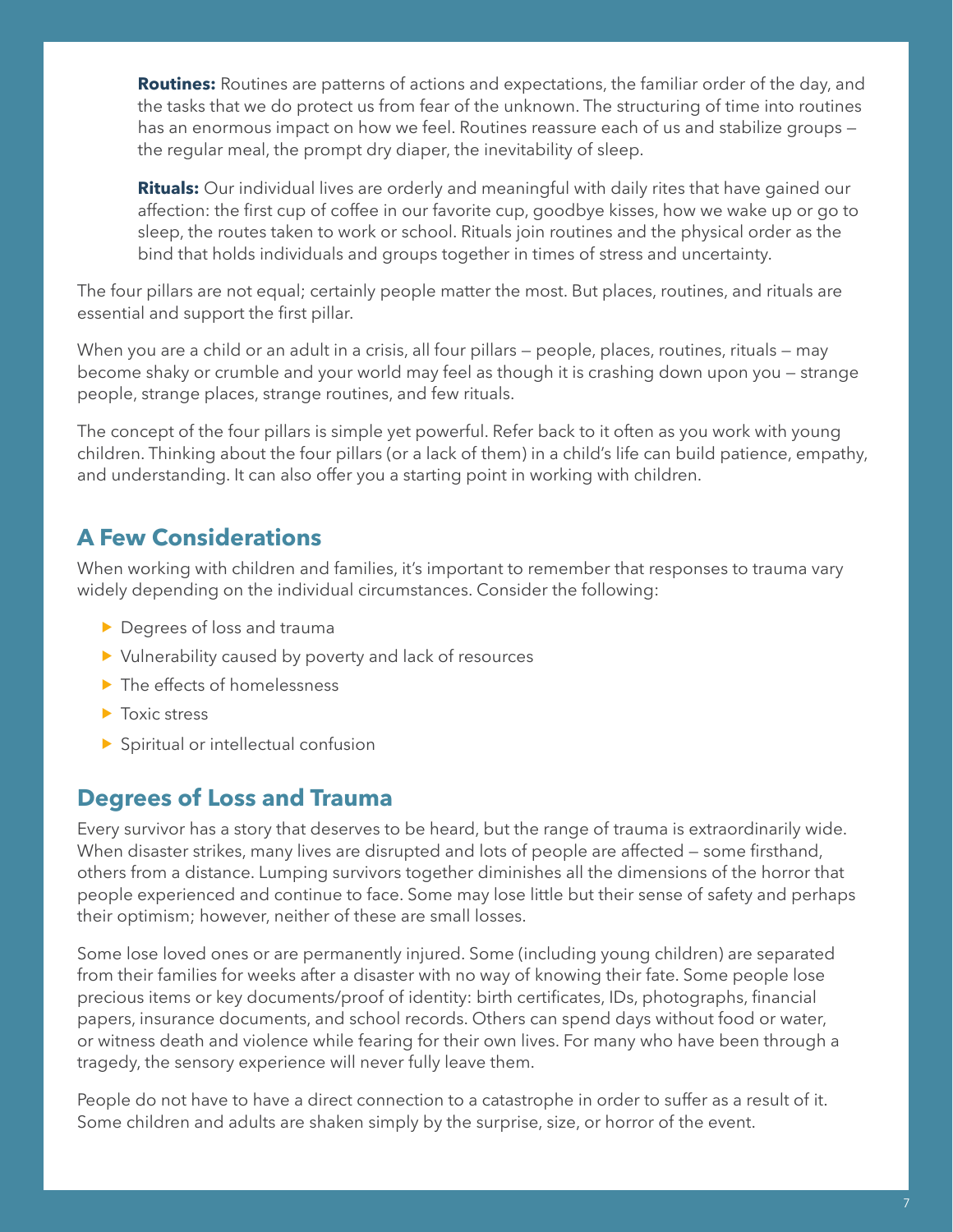**Routines:** Routines are patterns of actions and expectations, the familiar order of the day, and the tasks that we do protect us from fear of the unknown. The structuring of time into routines has an enormous impact on how we feel. Routines reassure each of us and stabilize groups — the regular meal, the prompt dry diaper, the inevitability of sleep.

**Rituals:** Our individual lives are orderly and meaningful with daily rites that have gained our affection: the first cup of coffee in our favorite cup, goodbye kisses, how we wake up or go to sleep, the routes taken to work or school. Rituals join routines and the physical order as the bind that holds individuals and groups together in times of stress and uncertainty.

The four pillars are not equal; certainly people matter the most. But places, routines, and rituals are essential and support the first pillar.

When you are a child or an adult in a crisis, all four pillars — people, places, routines, rituals — may become shaky or crumble and your world may feel as though it is crashing down upon you — strange people, strange places, strange routines, and few rituals.

The concept of the four pillars is simple yet powerful. Refer back to it often as you work with young children. Thinking about the four pillars (or a lack of them) in a child's life can build patience, empathy, and understanding. It can also offer you a starting point in working with children.

## A Few Considerations

When working with children and families, it's important to remember that responses to trauma vary widely depending on the individual circumstances. Consider the following:

- Degrees of loss and trauma
- Vulnerability caused by poverty and lack of resources
- The effects of homelessness
- Toxic stress
- Spiritual or intellectual confusion

## Degrees of Loss and Trauma

Every survivor has a story that deserves to be heard, but the range of trauma is extraordinarily wide. When disaster strikes, many lives are disrupted and lots of people are affected — some firsthand, others from a distance. Lumping survivors together diminishes all the dimensions of the horror that people experienced and continue to face. Some may lose little but their sense of safety and perhaps their optimism; however, neither of these are small losses.

Some lose loved ones or are permanently injured. Some (including young children) are separated from their families for weeks after a disaster with no way of knowing their fate. Some people lose precious items or key documents/proof of identity: birth certificates, IDs, photographs, financial papers, insurance documents, and school records. Others can spend days without food or water, or witness death and violence while fearing for their own lives. For many who have been through a tragedy, the sensory experience will never fully leave them.

People do not have to have a direct connection to a catastrophe in order to suffer as a result of it. Some children and adults are shaken simply by the surprise, size, or horror of the event.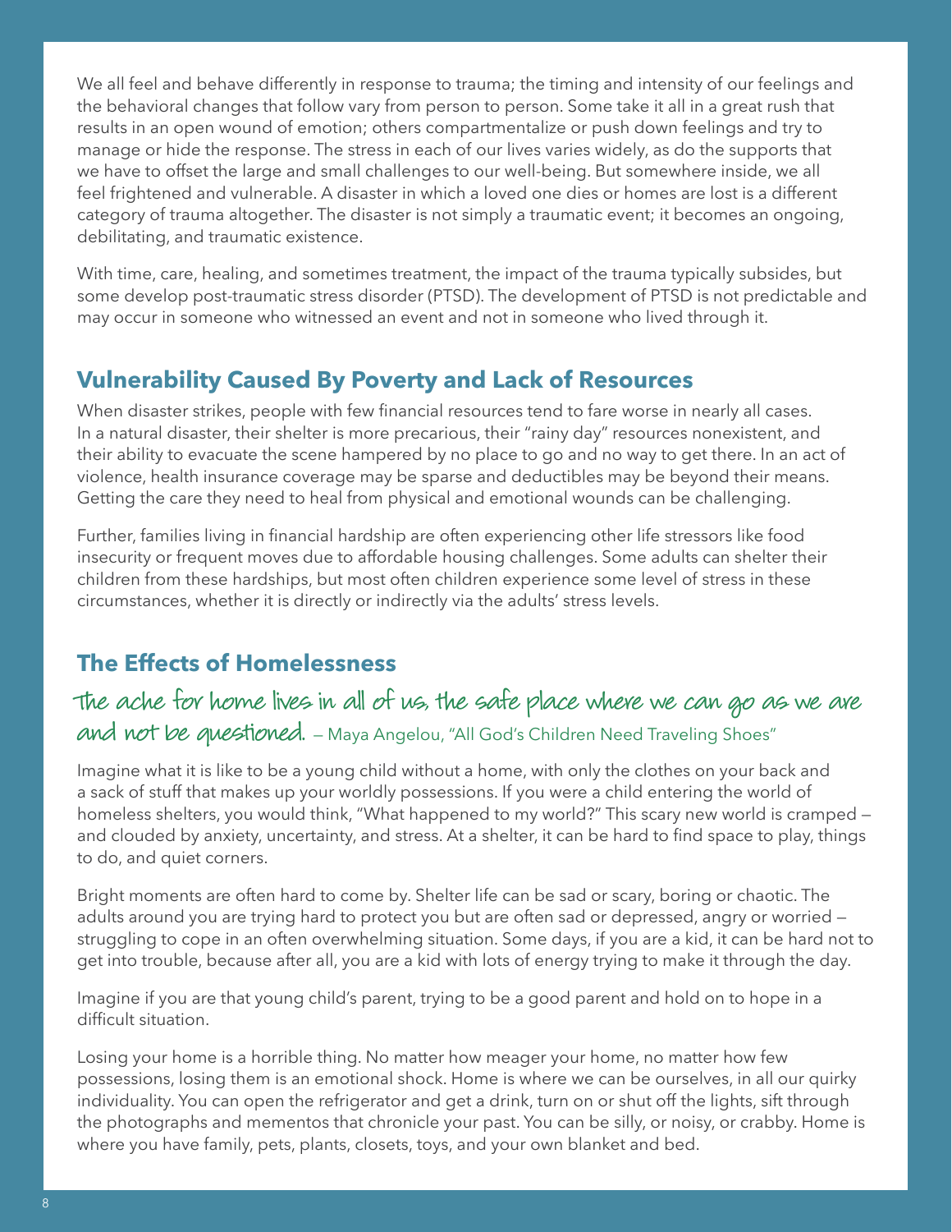We all feel and behave differently in response to trauma; the timing and intensity of our feelings and the behavioral changes that follow vary from person to person. Some take it all in a great rush that results in an open wound of emotion; others compartmentalize or push down feelings and try to manage or hide the response. The stress in each of our lives varies widely, as do the supports that we have to offset the large and small challenges to our well-being. But somewhere inside, we all feel frightened and vulnerable. A disaster in which a loved one dies or homes are lost is a different category of trauma altogether. The disaster is not simply a traumatic event; it becomes an ongoing, debilitating, and traumatic existence.

With time, care, healing, and sometimes treatment, the impact of the trauma typically subsides, but some develop post-traumatic stress disorder (PTSD). The development of PTSD is not predictable and may occur in someone who witnessed an event and not in someone who lived through it.

## Vulnerability Caused By Poverty and Lack of Resources

When disaster strikes, people with few financial resources tend to fare worse in nearly all cases. In a natural disaster, their shelter is more precarious, their "rainy day" resources nonexistent, and their ability to evacuate the scene hampered by no place to go and no way to get there. In an act of violence, health insurance coverage may be sparse and deductibles may be beyond their means. Getting the care they need to heal from physical and emotional wounds can be challenging.

Further, families living in financial hardship are often experiencing other life stressors like food insecurity or frequent moves due to affordable housing challenges. Some adults can shelter their children from these hardships, but most often children experience some level of stress in these circumstances, whether it is directly or indirectly via the adults' stress levels.

## The Effects of Homelessness

*The ache for home lives in all of us, the safe place where we can go as we are and not be questioned.* — Maya Angelou, "All God's Children Need Traveling Shoes"

Imagine what it is like to be a young child without a home, with only the clothes on your back and a sack of stuff that makes up your worldly possessions. If you were a child entering the world of homeless shelters, you would think, "What happened to my world?" This scary new world is cramped — and clouded by anxiety, uncertainty, and stress. At a shelter, it can be hard to find space to play, things to do, and quiet corners.

Bright moments are often hard to come by. Shelter life can be sad or scary, boring or chaotic. The adults around you are trying hard to protect you but are often sad or depressed, angry or worried — struggling to cope in an often overwhelming situation. Some days, if you are a kid, it can be hard not to get into trouble, because after all, you are a kid with lots of energy trying to make it through the day.

Imagine if you are that young child's parent, trying to be a good parent and hold on to hope in a difficult situation.

Losing your home is a horrible thing. No matter how meager your home, no matter how few possessions, losing them is an emotional shock. Home is where we can be ourselves, in all our quirky individuality. You can open the refrigerator and get a drink, turn on or shut off the lights, sift through the photographs and mementos that chronicle your past. You can be silly, or noisy, or crabby. Home is where you have family, pets, plants, closets, toys, and your own blanket and bed.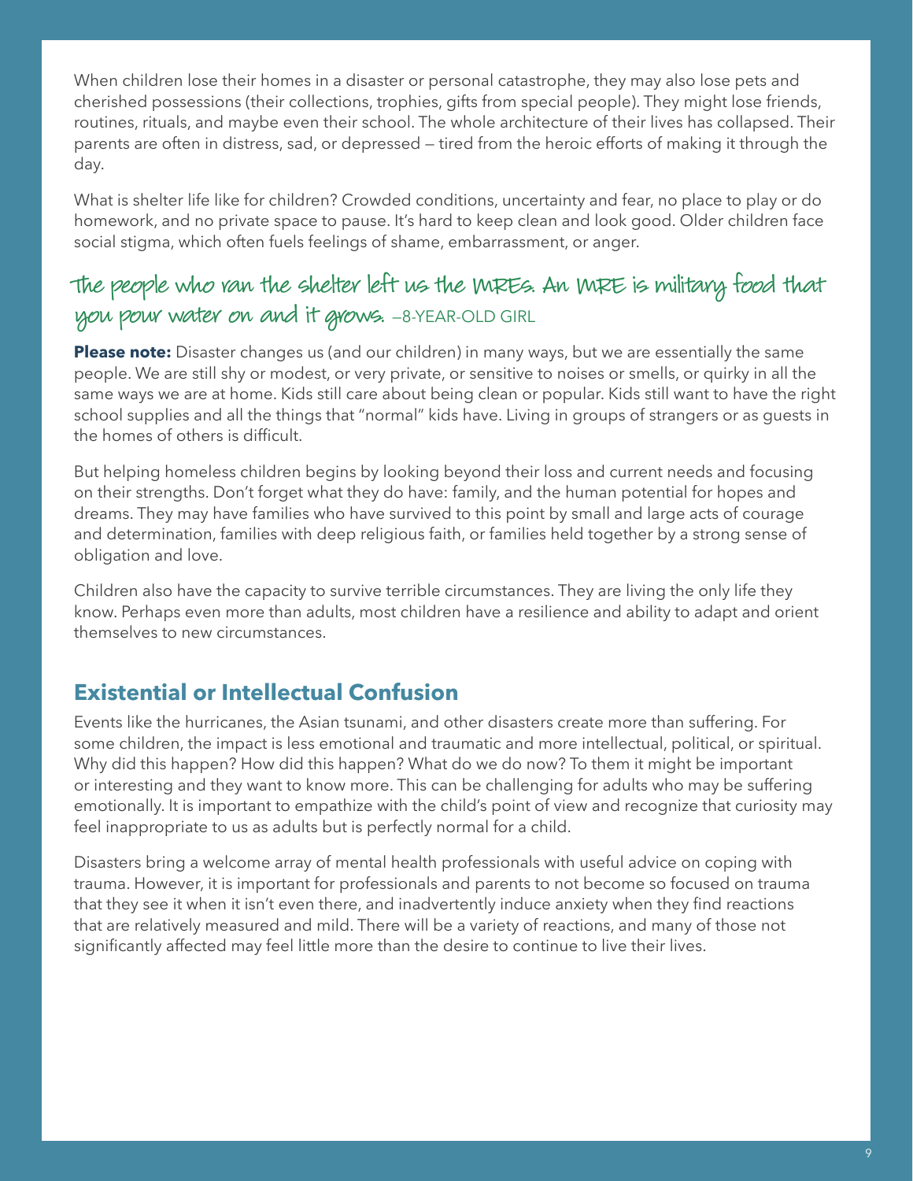When children lose their homes in a disaster or personal catastrophe, they may also lose pets and cherished possessions (their collections, trophies, gifts from special people). They might lose friends, routines, rituals, and maybe even their school. The whole architecture of their lives has collapsed. Their parents are often in distress, sad, or depressed — tired from the heroic efforts of making it through the day.

What is shelter life like for children? Crowded conditions, uncertainty and fear, no place to play or do homework, and no private space to pause. It's hard to keep clean and look good. Older children face social stigma, which often fuels feelings of shame, embarrassment, or anger.

*The people who ran the shelter left us the MREs. An MRE is military food that you pour water on and it grows.* —8-YEAR-OLD GIRL

**Please note:** Disaster changes us (and our children) in many ways, but we are essentially the same people. We are still shy or modest, or very private, or sensitive to noises or smells, or quirky in all the same ways we are at home. Kids still care about being clean or popular. Kids still want to have the right school supplies and all the things that "normal" kids have. Living in groups of strangers or as guests in the homes of others is difficult.

But helping homeless children begins by looking beyond their loss and current needs and focusing on their strengths. Don't forget what they do have: family, and the human potential for hopes and dreams. They may have families who have survived to this point by small and large acts of courage and determination, families with deep religious faith, or families held together by a strong sense of obligation and love.

Children also have the capacity to survive terrible circumstances. They are living the only life they know. Perhaps even more than adults, most children have a resilience and ability to adapt and orient themselves to new circumstances.

## Existential or Intellectual Confusion

Events like the hurricanes, the Asian tsunami, and other disasters create more than suffering. For some children, the impact is less emotional and traumatic and more intellectual, political, or spiritual. Why did this happen? How did this happen? What do we do now? To them it might be important or interesting and they want to know more. This can be challenging for adults who may be suffering emotionally. It is important to empathize with the child's point of view and recognize that curiosity may feel inappropriate to us as adults but is perfectly normal for a child.

Disasters bring a welcome array of mental health professionals with useful advice on coping with trauma. However, it is important for professionals and parents to not become so focused on trauma that they see it when it isn't even there, and inadvertently induce anxiety when they find reactions that are relatively measured and mild. There will be a variety of reactions, and many of those not significantly affected may feel little more than the desire to continue to live their lives.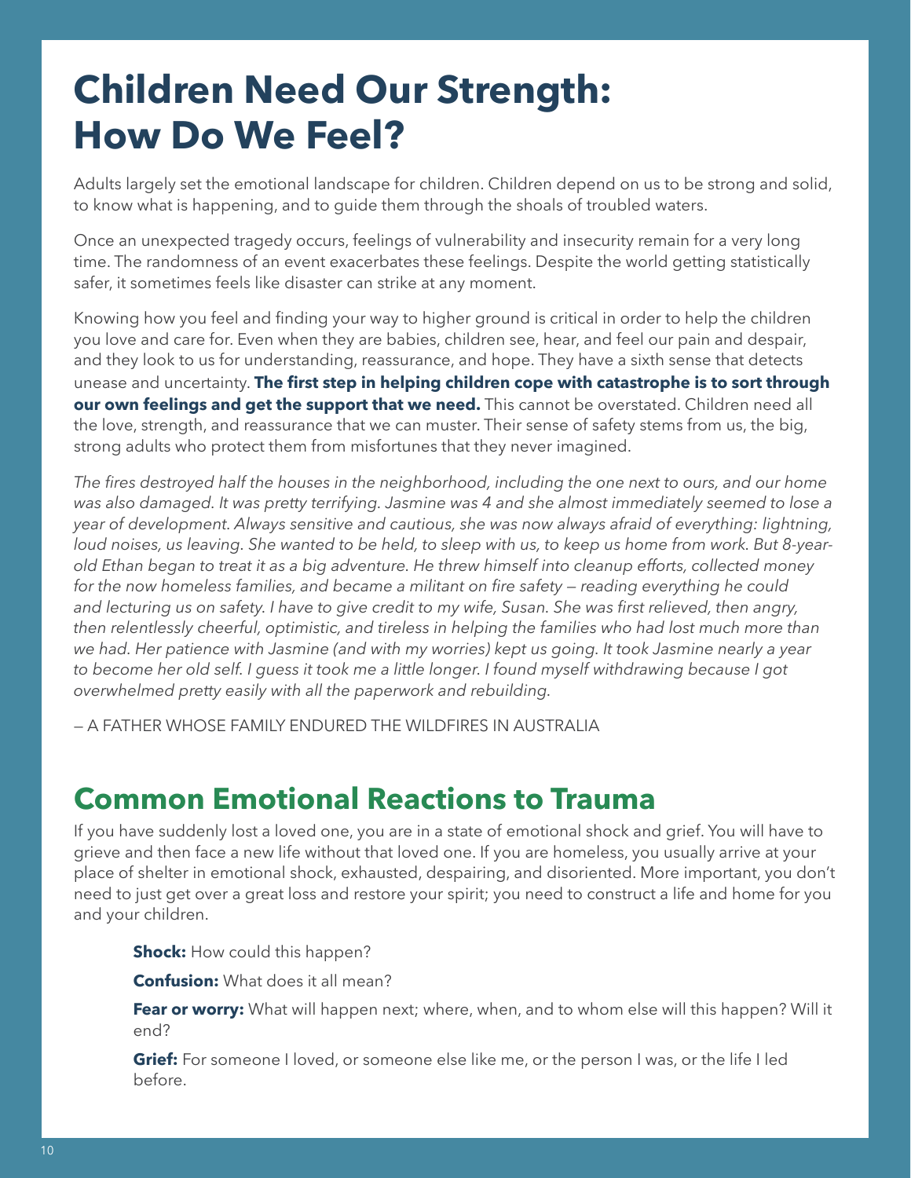# Children Need Our Strength: How Do We Feel?

Adults largely set the emotional landscape for children. Children depend on us to be strong and solid, to know what is happening, and to guide them through the shoals of troubled waters.

Once an unexpected tragedy occurs, feelings of vulnerability and insecurity remain for a very long time. The randomness of an event exacerbates these feelings. Despite the world getting statistically safer, it sometimes feels like disaster can strike at any moment.

Knowing how you feel and finding your way to higher ground is critical in order to help the children you love and care for. Even when they are babies, children see, hear, and feel our pain and despair, and they look to us for understanding, reassurance, and hope. They have a sixth sense that detects unease and uncertainty. **The first step in helping children cope with catastrophe is to sort through our own feelings and get the support that we need.** This cannot be overstated. Children need all the love, strength, and reassurance that we can muster. Their sense of safety stems from us, the big, strong adults who protect them from misfortunes that they never imagined.

*The fires destroyed half the houses in the neighborhood, including the one next to ours, and our home was also damaged. It was pretty terrifying. Jasmine was 4 and she almost immediately seemed to lose a year of development. Always sensitive and cautious, she was now always afraid of everything: lightning, loud noises, us leaving. She wanted to be held, to sleep with us, to keep us home from work. But 8-year-old Ethan began to treat it as a big adventure. He threw himself into cleanup efforts, collected money for the now homeless families, and became a militant on fire safety — reading everything he could and lecturing us on safety. I have to give credit to my wife, Susan. She was first relieved, then angry, then relentlessly cheerful, optimistic, and tireless in helping the families who had lost much more than we had. Her patience with Jasmine (and with my worries) kept us going. It took Jasmine nearly a year to become her old self. I guess it took me a little longer. I found myself withdrawing because I got overwhelmed pretty easily with all the paperwork and rebuilding.*

— A FATHER WHOSE FAMILY ENDURED THE WILDFIRES IN AUSTRALIA

## Common Emotional Reactions to Trauma

If you have suddenly lost a loved one, you are in a state of emotional shock and grief. You will have to grieve and then face a new life without that loved one. If you are homeless, you usually arrive at your place of shelter in emotional shock, exhausted, despairing, and disoriented. More important, you don't need to just get over a great loss and restore your spirit; you need to construct a life and home for you and your children.

**Shock:** How could this happen?

**Confusion:** What does it all mean?

**Fear or worry:** What will happen next; where, when, and to whom else will this happen? Will it end?

**Grief:** For someone I loved, or someone else like me, or the person I was, or the life I led before.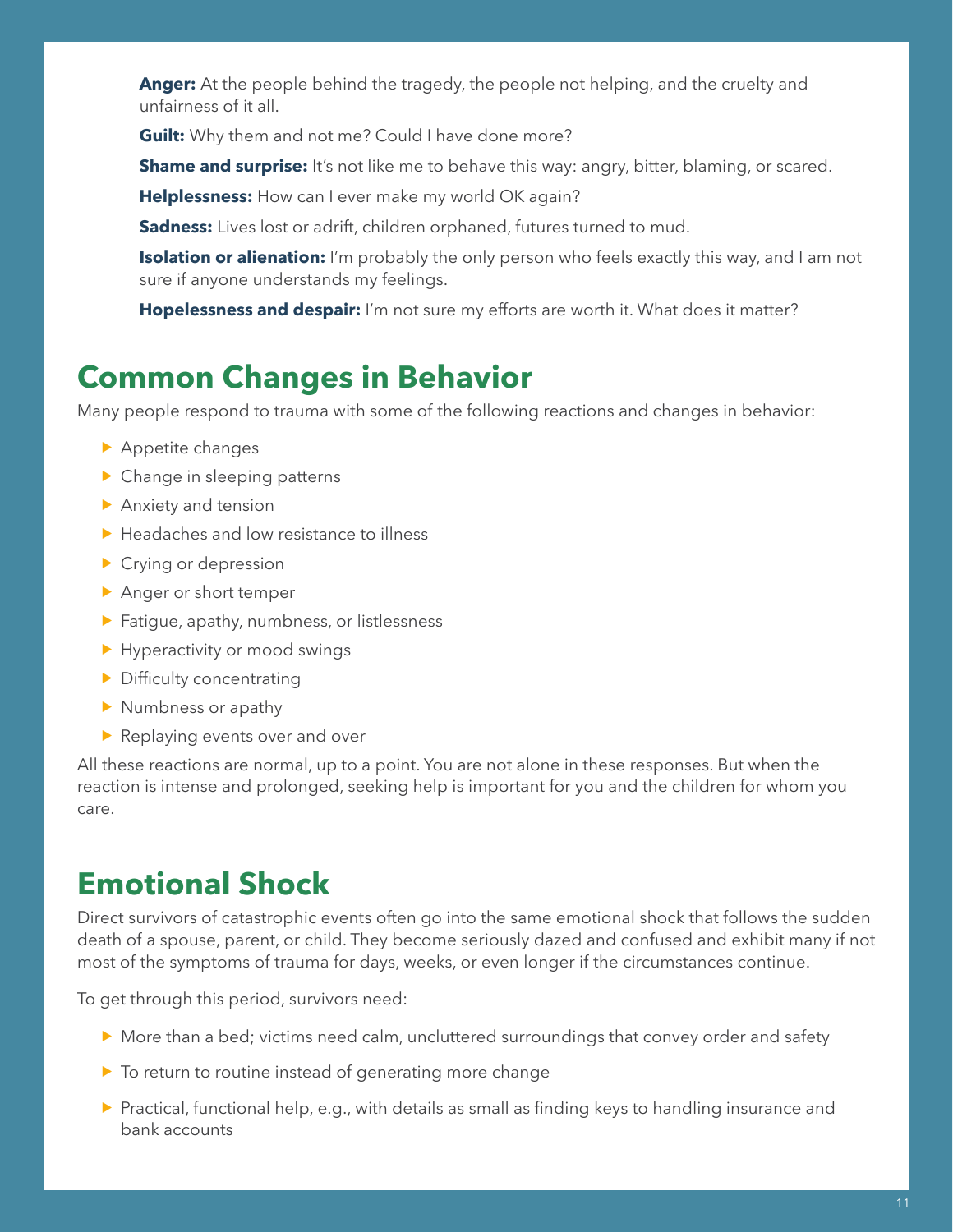**Anger:** At the people behind the tragedy, the people not helping, and the cruelty and unfairness of it all.

**Guilt:** Why them and not me? Could I have done more?

**Shame and surprise:** It's not like me to behave this way: angry, bitter, blaming, or scared.

**Helplessness:** How can I ever make my world OK again?

**Sadness:** Lives lost or adrift, children orphaned, futures turned to mud.

**Isolation or alienation:** I'm probably the only person who feels exactly this way, and I am not sure if anyone understands my feelings.

**Hopelessness and despair:** I'm not sure my efforts are worth it. What does it matter?

## Common Changes in Behavior

Many people respond to trauma with some of the following reactions and changes in behavior:

- Appetite changes
- Change in sleeping patterns
- Anxiety and tension
- Headaches and low resistance to illness
- Crying or depression
- Anger or short temper
- Fatigue, apathy, numbness, or listlessness
- Hyperactivity or mood swings
- Difficulty concentrating
- Numbness or apathy
- Replaying events over and over

All these reactions are normal, up to a point. You are not alone in these responses. But when the reaction is intense and prolonged, seeking help is important for you and the children for whom you care.

## Emotional Shock

Direct survivors of catastrophic events often go into the same emotional shock that follows the sudden death of a spouse, parent, or child. They become seriously dazed and confused and exhibit many if not most of the symptoms of trauma for days, weeks, or even longer if the circumstances continue.

To get through this period, survivors need:

- More than a bed; victims need calm, uncluttered surroundings that convey order and safety
- To return to routine instead of generating more change
- Practical, functional help, e.g., with details as small as finding keys to handling insurance and bank accounts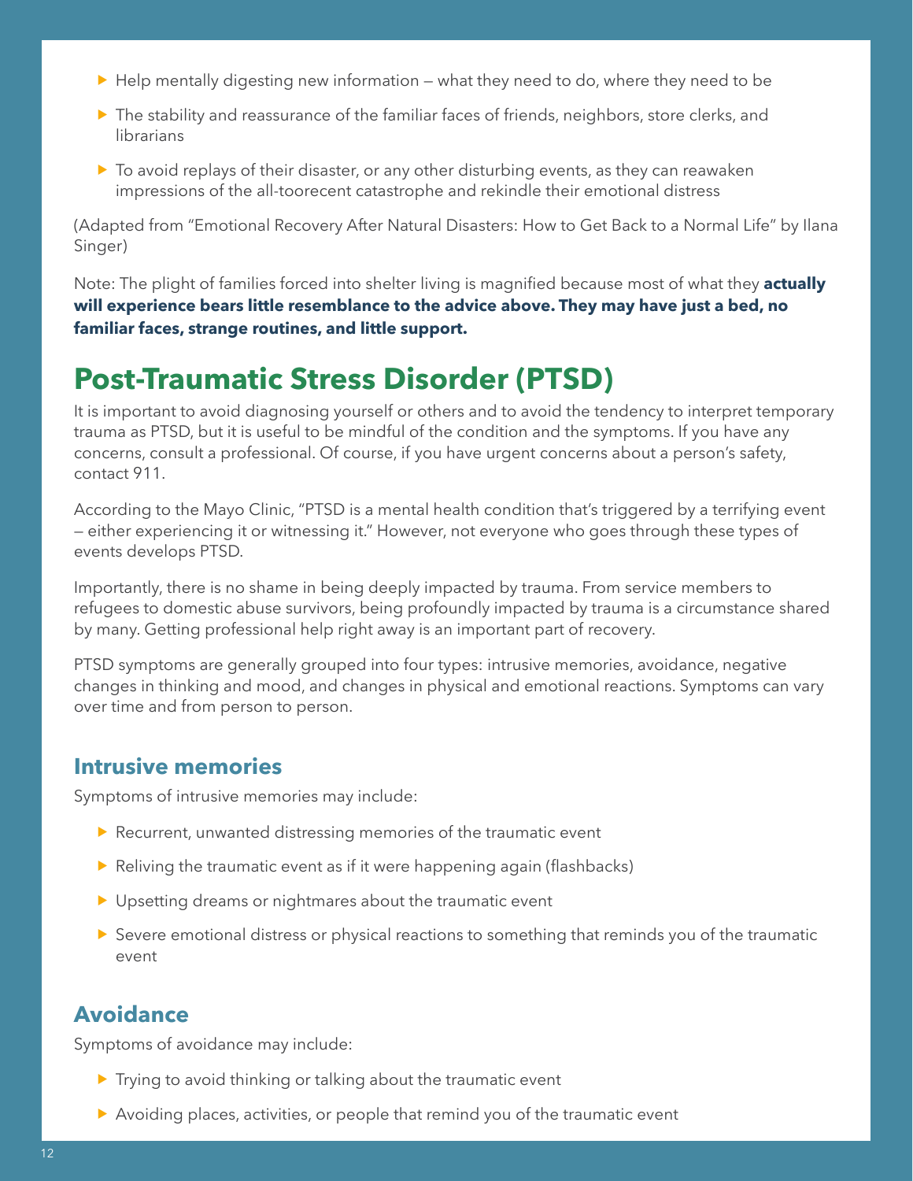- Help mentally digesting new information — what they need to do, where they need to be
- The stability and reassurance of the familiar faces of friends, neighbors, store clerks, and librarians
- To avoid replays of their disaster, or any other disturbing events, as they can reawaken impressions of the all-toorecent catastrophe and rekindle their emotional distress

(Adapted from "Emotional Recovery After Natural Disasters: How to Get Back to a Normal Life" by Ilana Singer)

Note: The plight of families forced into shelter living is magnified because most of what they **actually will experience bears little resemblance to the advice above. They may have just a bed, no familiar faces, strange routines, and little support.**

# Post-Traumatic Stress Disorder (PTSD)

It is important to avoid diagnosing yourself or others and to avoid the tendency to interpret temporary trauma as PTSD, but it is useful to be mindful of the condition and the symptoms. If you have any concerns, consult a professional. Of course, if you have urgent concerns about a person's safety, contact 911.

According to the Mayo Clinic, "PTSD is a mental health condition that's triggered by a terrifying event — either experiencing it or witnessing it." However, not everyone who goes through these types of events develops PTSD.

Importantly, there is no shame in being deeply impacted by trauma. From service members to refugees to domestic abuse survivors, being profoundly impacted by trauma is a circumstance shared by many. Getting professional help right away is an important part of recovery.

PTSD symptoms are generally grouped into four types: intrusive memories, avoidance, negative changes in thinking and mood, and changes in physical and emotional reactions. Symptoms can vary over time and from person to person.

## Intrusive memories

Symptoms of intrusive memories may include:

- Recurrent, unwanted distressing memories of the traumatic event
- Reliving the traumatic event as if it were happening again (flashbacks)
- Upsetting dreams or nightmares about the traumatic event
- Severe emotional distress or physical reactions to something that reminds you of the traumatic event

## Avoidance

Symptoms of avoidance may include:

- Trying to avoid thinking or talking about the traumatic event
- Avoiding places, activities, or people that remind you of the traumatic event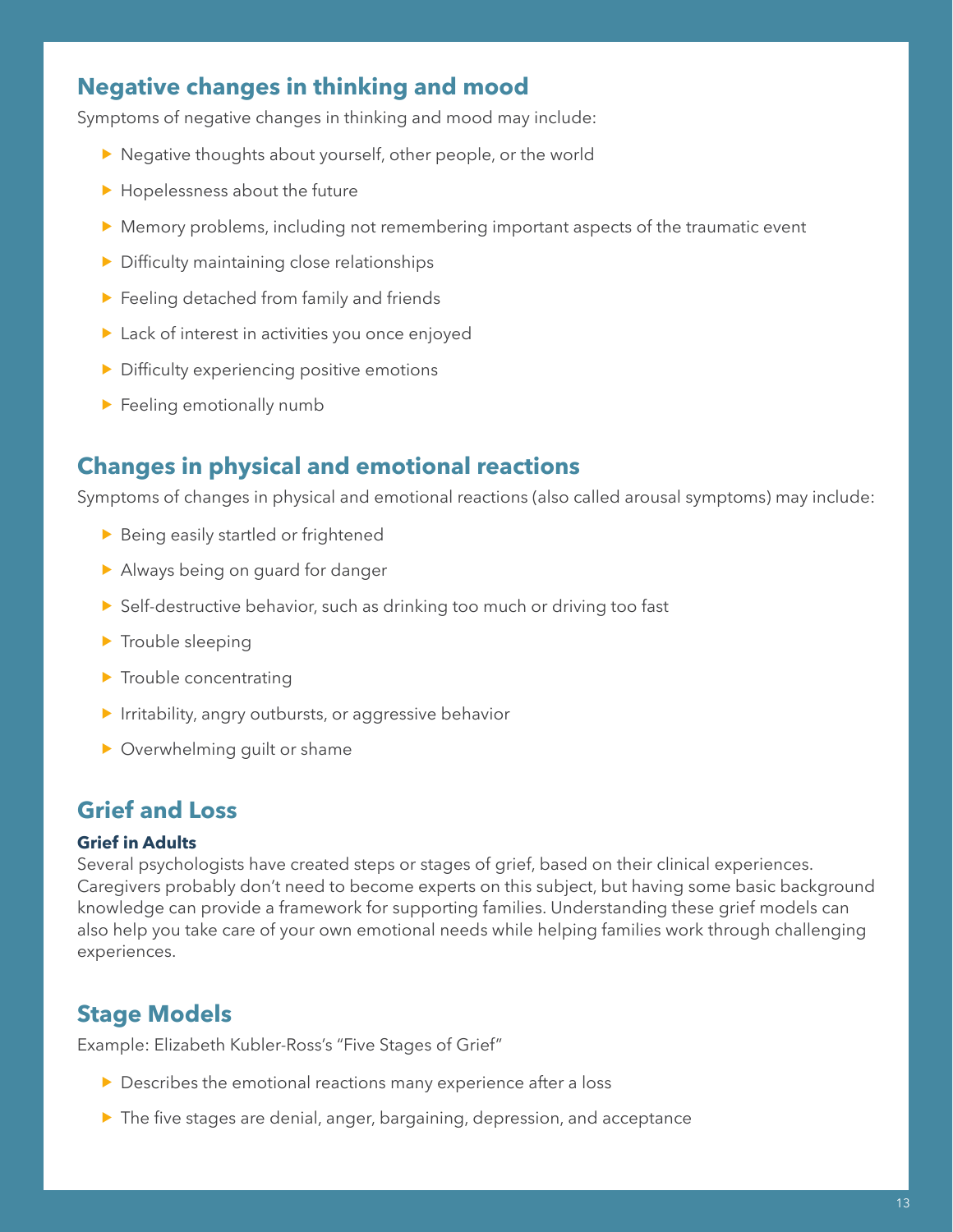## Negative changes in thinking and mood

Symptoms of negative changes in thinking and mood may include:

- Negative thoughts about yourself, other people, or the world
- Hopelessness about the future
- Memory problems, including not remembering important aspects of the traumatic event
- Difficulty maintaining close relationships
- Feeling detached from family and friends
- Lack of interest in activities you once enjoyed
- Difficulty experiencing positive emotions
- Feeling emotionally numb

## Changes in physical and emotional reactions

Symptoms of changes in physical and emotional reactions (also called arousal symptoms) may include:

- Being easily startled or frightened
- Always being on guard for danger
- Self-destructive behavior, such as drinking too much or driving too fast
- Trouble sleeping
- Trouble concentrating
- Irritability, angry outbursts, or aggressive behavior
- Overwhelming guilt or shame

## Grief and Loss

### Grief in Adults

Several psychologists have created steps or stages of grief, based on their clinical experiences. Caregivers probably don't need to become experts on this subject, but having some basic background knowledge can provide a framework for supporting families. Understanding these grief models can also help you take care of your own emotional needs while helping families work through challenging experiences.

## Stage Models

Example: Elizabeth Kubler-Ross's "Five Stages of Grief"

- Describes the emotional reactions many experience after a loss
- The five stages are denial, anger, bargaining, depression, and acceptance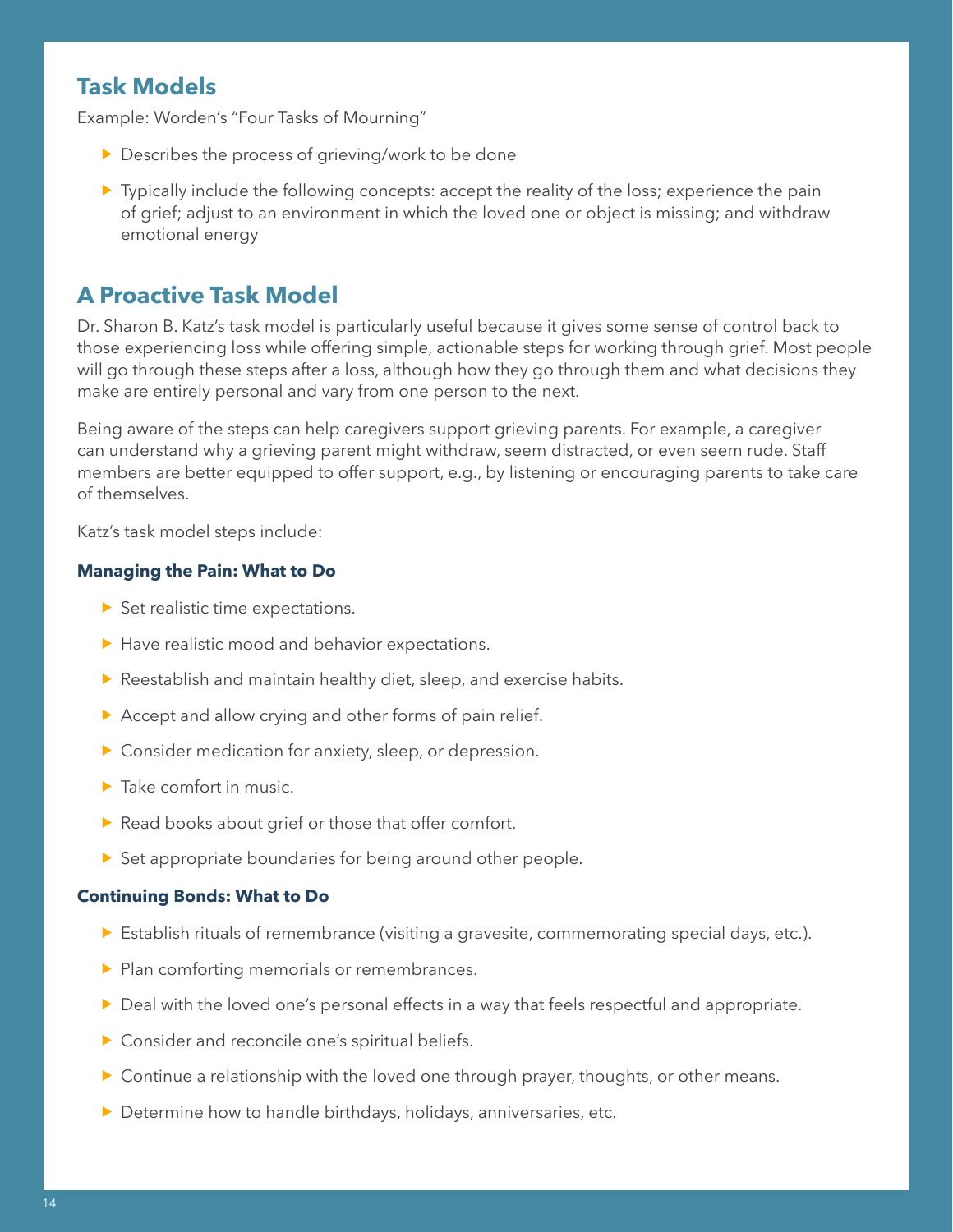## Task Models

Example: Worden's "Four Tasks of Mourning"

- Describes the process of grieving/work to be done
- Typically include the following concepts: accept the reality of the loss; experience the pain of grief; adjust to an environment in which the loved one or object is missing; and withdraw emotional energy

## A Proactive Task Model

Dr. Sharon B. Katz's task model is particularly useful because it gives some sense of control back to those experiencing loss while offering simple, actionable steps for working through grief. Most people will go through these steps after a loss, although how they go through them and what decisions they make are entirely personal and vary from one person to the next.

Being aware of the steps can help caregivers support grieving parents. For example, a caregiver can understand why a grieving parent might withdraw, seem distracted, or even seem rude. Staff members are better equipped to offer support, e.g., by listening or encouraging parents to take care of themselves.

Katz's task model steps include:

**Managing the Pain: What to Do**

- Set realistic time expectations.
- Have realistic mood and behavior expectations.
- Reestablish and maintain healthy diet, sleep, and exercise habits.
- Accept and allow crying and other forms of pain relief.
- Consider medication for anxiety, sleep, or depression.
- Take comfort in music.
- Read books about grief or those that offer comfort.
- Set appropriate boundaries for being around other people.

**Continuing Bonds: What to Do**

- Establish rituals of remembrance (visiting a gravesite, commemorating special days, etc.).
- Plan comforting memorials or remembrances.
- Deal with the loved one's personal effects in a way that feels respectful and appropriate.
- Consider and reconcile one's spiritual beliefs.
- Continue a relationship with the loved one through prayer, thoughts, or other means.
- Determine how to handle birthdays, holidays, anniversaries, etc.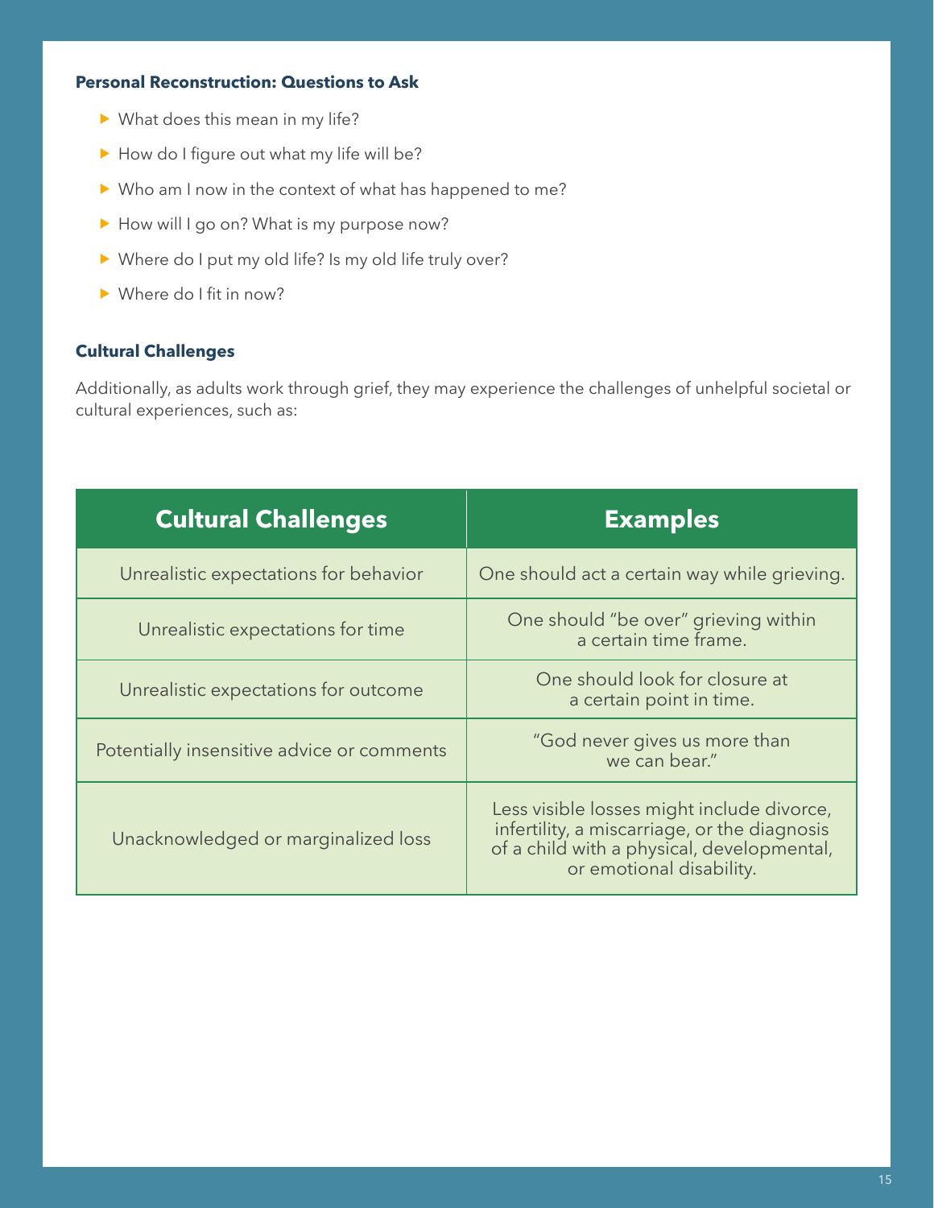**Personal Reconstruction: Questions to Ask**

- What does this mean in my life?
- How do I figure out what my life will be?
- Who am I now in the context of what has happened to me?
- How will I go on? What is my purpose now?
- Where do I put my old life? Is my old life truly over?
- Where do I fit in now?

**Cultural Challenges**

Additionally, as adults work through grief, they may experience the challenges of unhelpful societal or cultural experiences, such as:

| Cultural Challenges | Examples |
| --- | --- |
| Unrealistic expectations for behavior | One should act a certain way while grieving. |
| Unrealistic expectations for time | One should "be over" grieving within a certain time frame. |
| Unrealistic expectations for outcome | One should look for closure at a certain point in time. |
| Potentially insensitive advice or comments | "God never gives us more than we can bear." |
| Unacknowledged or marginalized loss | Less visible losses might include divorce, infertility, a miscarriage, or the diagnosis of a child with a physical, developmental, or emotional disability. |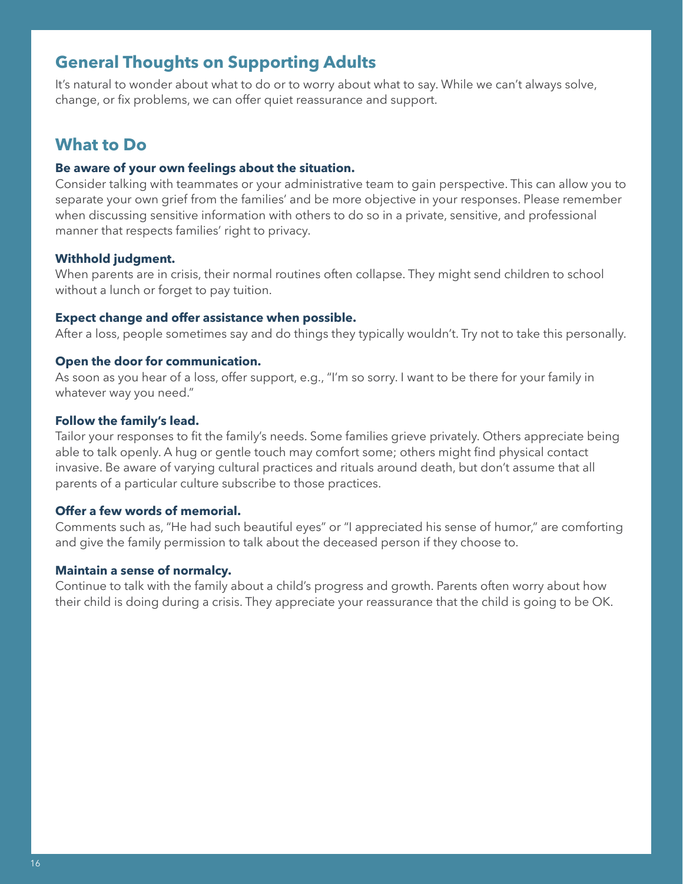## General Thoughts on Supporting Adults

It's natural to wonder about what to do or to worry about what to say. While we can't always solve, change, or fix problems, we can offer quiet reassurance and support.

## What to Do

**Be aware of your own feelings about the situation.**
Consider talking with teammates or your administrative team to gain perspective. This can allow you to separate your own grief from the families' and be more objective in your responses. Please remember when discussing sensitive information with others to do so in a private, sensitive, and professional manner that respects families' right to privacy.

**Withhold judgment.**
When parents are in crisis, their normal routines often collapse. They might send children to school without a lunch or forget to pay tuition.

**Expect change and offer assistance when possible.**
After a loss, people sometimes say and do things they typically wouldn't. Try not to take this personally.

**Open the door for communication.**
As soon as you hear of a loss, offer support, e.g., "I'm so sorry. I want to be there for your family in whatever way you need."

**Follow the family's lead.**
Tailor your responses to fit the family's needs. Some families grieve privately. Others appreciate being able to talk openly. A hug or gentle touch may comfort some; others might find physical contact invasive. Be aware of varying cultural practices and rituals around death, but don't assume that all parents of a particular culture subscribe to those practices.

**Offer a few words of memorial.**
Comments such as, "He had such beautiful eyes" or "I appreciated his sense of humor," are comforting and give the family permission to talk about the deceased person if they choose to.

**Maintain a sense of normalcy.**
Continue to talk with the family about a child's progress and growth. Parents often worry about how their child is doing during a crisis. They appreciate your reassurance that the child is going to be OK.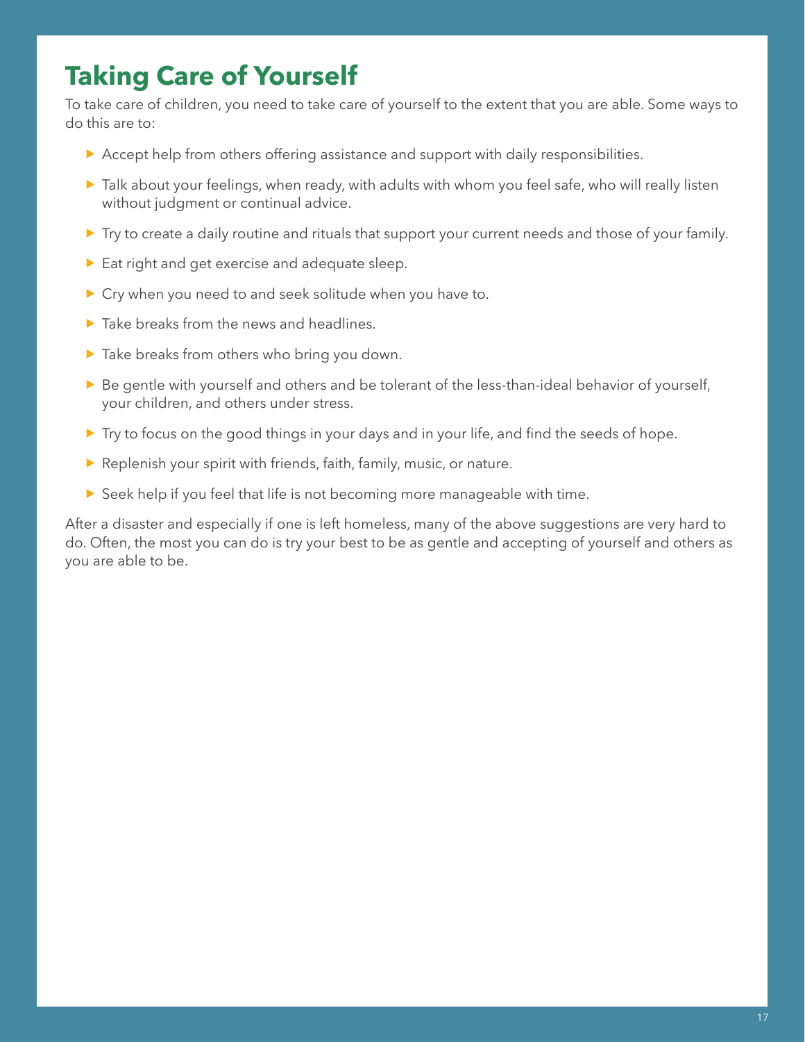# Taking Care of Yourself

To take care of children, you need to take care of yourself to the extent that you are able. Some ways to do this are to:

- Accept help from others offering assistance and support with daily responsibilities.
- Talk about your feelings, when ready, with adults with whom you feel safe, who will really listen without judgment or continual advice.
- Try to create a daily routine and rituals that support your current needs and those of your family.
- Eat right and get exercise and adequate sleep.
- Cry when you need to and seek solitude when you have to.
- Take breaks from the news and headlines.
- Take breaks from others who bring you down.
- Be gentle with yourself and others and be tolerant of the less-than-ideal behavior of yourself, your children, and others under stress.
- Try to focus on the good things in your days and in your life, and find the seeds of hope.
- Replenish your spirit with friends, faith, family, music, or nature.
- Seek help if you feel that life is not becoming more manageable with time.

After a disaster and especially if one is left homeless, many of the above suggestions are very hard to do. Often, the most you can do is try your best to be as gentle and accepting of yourself and others as you are able to be.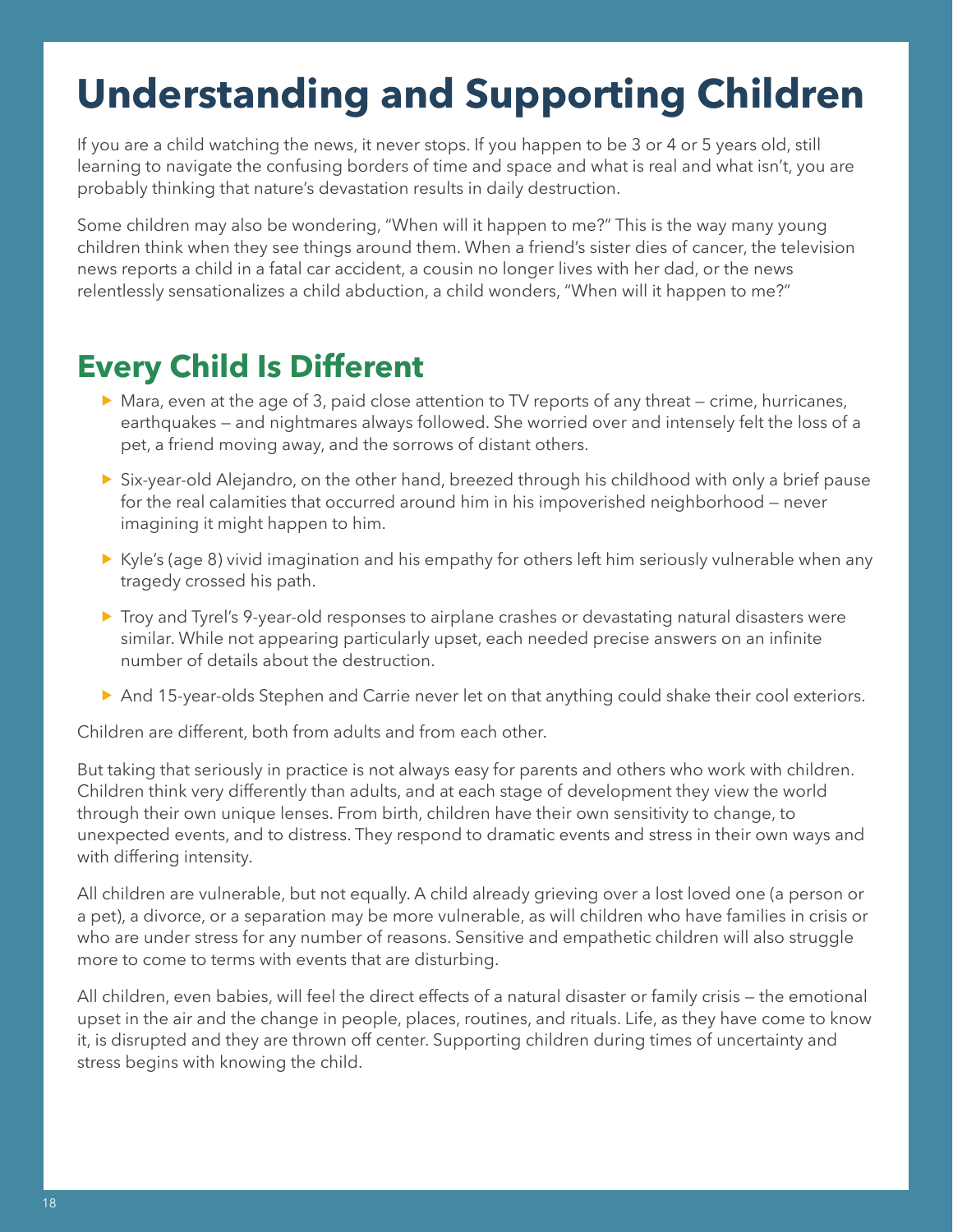# Understanding and Supporting Children

If you are a child watching the news, it never stops. If you happen to be 3 or 4 or 5 years old, still learning to navigate the confusing borders of time and space and what is real and what isn't, you are probably thinking that nature's devastation results in daily destruction.

Some children may also be wondering, "When will it happen to me?" This is the way many young children think when they see things around them. When a friend's sister dies of cancer, the television news reports a child in a fatal car accident, a cousin no longer lives with her dad, or the news relentlessly sensationalizes a child abduction, a child wonders, "When will it happen to me?"

## Every Child Is Different

- Mara, even at the age of 3, paid close attention to TV reports of any threat — crime, hurricanes, earthquakes — and nightmares always followed. She worried over and intensely felt the loss of a pet, a friend moving away, and the sorrows of distant others.
- Six-year-old Alejandro, on the other hand, breezed through his childhood with only a brief pause for the real calamities that occurred around him in his impoverished neighborhood — never imagining it might happen to him.
- Kyle's (age 8) vivid imagination and his empathy for others left him seriously vulnerable when any tragedy crossed his path.
- Troy and Tyrel's 9-year-old responses to airplane crashes or devastating natural disasters were similar. While not appearing particularly upset, each needed precise answers on an infinite number of details about the destruction.
- And 15-year-olds Stephen and Carrie never let on that anything could shake their cool exteriors.

Children are different, both from adults and from each other.

But taking that seriously in practice is not always easy for parents and others who work with children. Children think very differently than adults, and at each stage of development they view the world through their own unique lenses. From birth, children have their own sensitivity to change, to unexpected events, and to distress. They respond to dramatic events and stress in their own ways and with differing intensity.

All children are vulnerable, but not equally. A child already grieving over a lost loved one (a person or a pet), a divorce, or a separation may be more vulnerable, as will children who have families in crisis or who are under stress for any number of reasons. Sensitive and empathetic children will also struggle more to come to terms with events that are disturbing.

All children, even babies, will feel the direct effects of a natural disaster or family crisis — the emotional upset in the air and the change in people, places, routines, and rituals. Life, as they have come to know it, is disrupted and they are thrown off center. Supporting children during times of uncertainty and stress begins with knowing the child.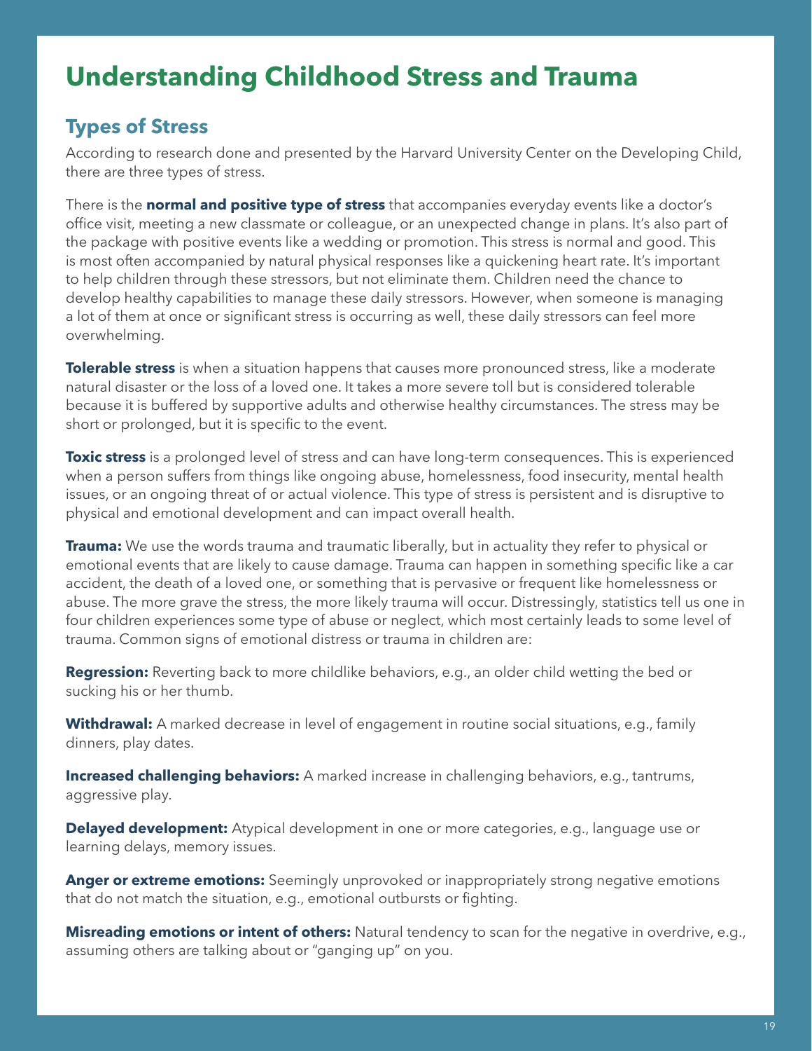# Understanding Childhood Stress and Trauma

## Types of Stress

According to research done and presented by the Harvard University Center on the Developing Child, there are three types of stress.

There is the **normal and positive type of stress** that accompanies everyday events like a doctor's office visit, meeting a new classmate or colleague, or an unexpected change in plans. It's also part of the package with positive events like a wedding or promotion. This stress is normal and good. This is most often accompanied by natural physical responses like a quickening heart rate. It's important to help children through these stressors, but not eliminate them. Children need the chance to develop healthy capabilities to manage these daily stressors. However, when someone is managing a lot of them at once or significant stress is occurring as well, these daily stressors can feel more overwhelming.

**Tolerable stress** is when a situation happens that causes more pronounced stress, like a moderate natural disaster or the loss of a loved one. It takes a more severe toll but is considered tolerable because it is buffered by supportive adults and otherwise healthy circumstances. The stress may be short or prolonged, but it is specific to the event.

**Toxic stress** is a prolonged level of stress and can have long-term consequences. This is experienced when a person suffers from things like ongoing abuse, homelessness, food insecurity, mental health issues, or an ongoing threat of or actual violence. This type of stress is persistent and is disruptive to physical and emotional development and can impact overall health.

**Trauma:** We use the words trauma and traumatic liberally, but in actuality they refer to physical or emotional events that are likely to cause damage. Trauma can happen in something specific like a car accident, the death of a loved one, or something that is pervasive or frequent like homelessness or abuse. The more grave the stress, the more likely trauma will occur. Distressingly, statistics tell us one in four children experiences some type of abuse or neglect, which most certainly leads to some level of trauma. Common signs of emotional distress or trauma in children are:

**Regression:** Reverting back to more childlike behaviors, e.g., an older child wetting the bed or sucking his or her thumb.

**Withdrawal:** A marked decrease in level of engagement in routine social situations, e.g., family dinners, play dates.

**Increased challenging behaviors:** A marked increase in challenging behaviors, e.g., tantrums, aggressive play.

**Delayed development:** Atypical development in one or more categories, e.g., language use or learning delays, memory issues.

**Anger or extreme emotions:** Seemingly unprovoked or inappropriately strong negative emotions that do not match the situation, e.g., emotional outbursts or fighting.

**Misreading emotions or intent of others:** Natural tendency to scan for the negative in overdrive, e.g., assuming others are talking about or "ganging up" on you.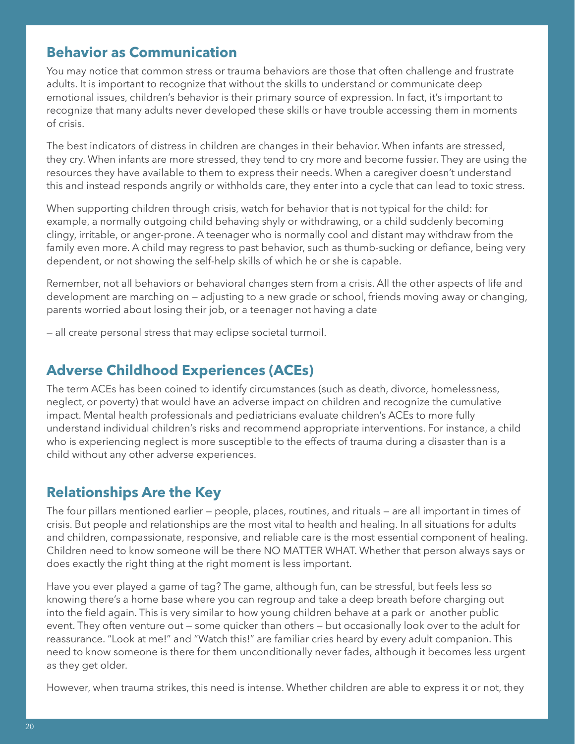## Behavior as Communication

You may notice that common stress or trauma behaviors are those that often challenge and frustrate adults. It is important to recognize that without the skills to understand or communicate deep emotional issues, children's behavior is their primary source of expression. In fact, it's important to recognize that many adults never developed these skills or have trouble accessing them in moments of crisis.

The best indicators of distress in children are changes in their behavior. When infants are stressed, they cry. When infants are more stressed, they tend to cry more and become fussier. They are using the resources they have available to them to express their needs. When a caregiver doesn't understand this and instead responds angrily or withholds care, they enter into a cycle that can lead to toxic stress.

When supporting children through crisis, watch for behavior that is not typical for the child: for example, a normally outgoing child behaving shyly or withdrawing, or a child suddenly becoming clingy, irritable, or anger-prone. A teenager who is normally cool and distant may withdraw from the family even more. A child may regress to past behavior, such as thumb-sucking or defiance, being very dependent, or not showing the self-help skills of which he or she is capable.

Remember, not all behaviors or behavioral changes stem from a crisis. All the other aspects of life and development are marching on — adjusting to a new grade or school, friends moving away or changing, parents worried about losing their job, or a teenager not having a date

— all create personal stress that may eclipse societal turmoil.

## Adverse Childhood Experiences (ACEs)

The term ACEs has been coined to identify circumstances (such as death, divorce, homelessness, neglect, or poverty) that would have an adverse impact on children and recognize the cumulative impact. Mental health professionals and pediatricians evaluate children's ACEs to more fully understand individual children's risks and recommend appropriate interventions. For instance, a child who is experiencing neglect is more susceptible to the effects of trauma during a disaster than is a child without any other adverse experiences.

## Relationships Are the Key

The four pillars mentioned earlier — people, places, routines, and rituals — are all important in times of crisis. But people and relationships are the most vital to health and healing. In all situations for adults and children, compassionate, responsive, and reliable care is the most essential component of healing. Children need to know someone will be there NO MATTER WHAT. Whether that person always says or does exactly the right thing at the right moment is less important.

Have you ever played a game of tag? The game, although fun, can be stressful, but feels less so knowing there's a home base where you can regroup and take a deep breath before charging out into the field again. This is very similar to how young children behave at a park or another public event. They often venture out — some quicker than others — but occasionally look over to the adult for reassurance. "Look at me!" and "Watch this!" are familiar cries heard by every adult companion. This need to know someone is there for them unconditionally never fades, although it becomes less urgent as they get older.

However, when trauma strikes, this need is intense. Whether children are able to express it or not, they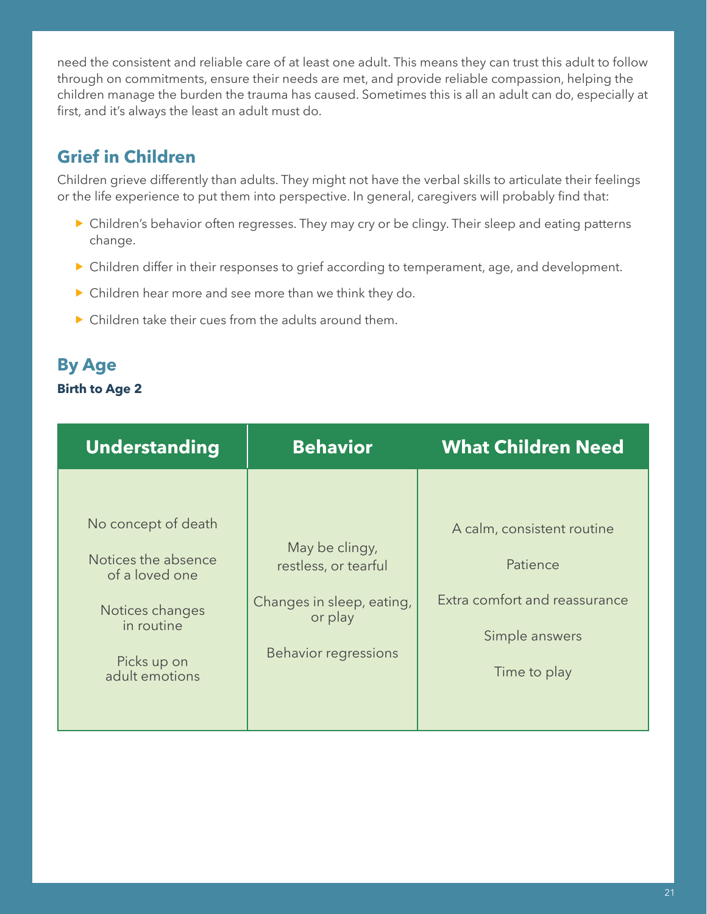need the consistent and reliable care of at least one adult. This means they can trust this adult to follow through on commitments, ensure their needs are met, and provide reliable compassion, helping the children manage the burden the trauma has caused. Sometimes this is all an adult can do, especially at first, and it's always the least an adult must do.

## Grief in Children

Children grieve differently than adults. They might not have the verbal skills to articulate their feelings or the life experience to put them into perspective. In general, caregivers will probably find that:

- Children's behavior often regresses. They may cry or be clingy. Their sleep and eating patterns change.
- Children differ in their responses to grief according to temperament, age, and development.
- Children hear more and see more than we think they do.
- Children take their cues from the adults around them.

## By Age

**Birth to Age 2**

| Understanding | Behavior | What Children Need |
|---|---|---|
| No concept of death<br><br>Notices the absence of a loved one<br><br>Notices changes in routine<br><br>Picks up on adult emotions | May be clingy, restless, or tearful<br><br>Changes in sleep, eating, or play<br><br>Behavior regressions | A calm, consistent routine<br><br>Patience<br><br>Extra comfort and reassurance<br><br>Simple answers<br><br>Time to play |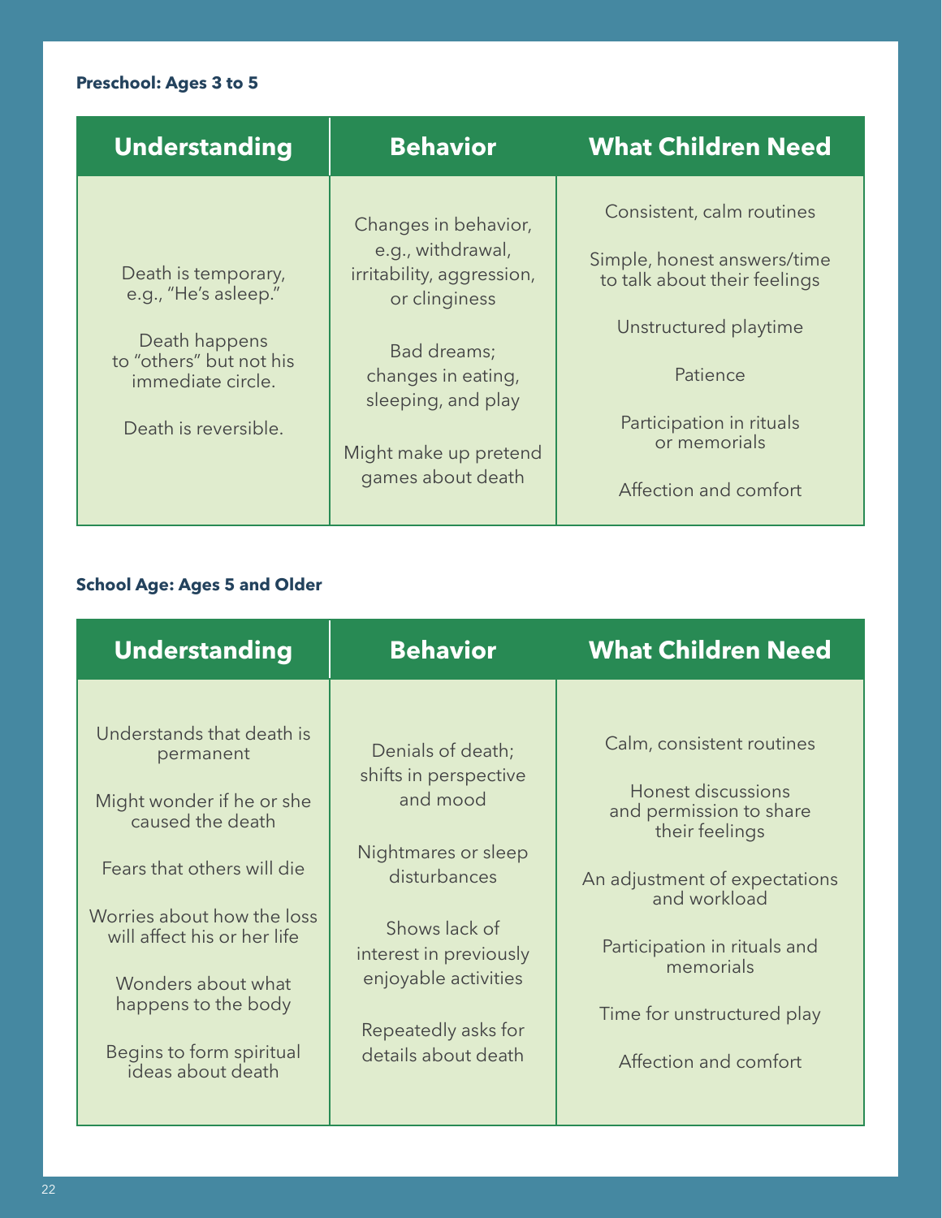**Preschool: Ages 3 to 5**

| Understanding | Behavior | What Children Need |
|---|---|---|
| Death is temporary, e.g., "He's asleep."<br><br>Death happens to "others" but not his immediate circle.<br><br>Death is reversible. | Changes in behavior, e.g., withdrawal, irritability, aggression, or clinginess<br><br>Bad dreams; changes in eating, sleeping, and play<br><br>Might make up pretend games about death | Consistent, calm routines<br><br>Simple, honest answers/time to talk about their feelings<br><br>Unstructured playtime<br><br>Patience<br><br>Participation in rituals or memorials<br><br>Affection and comfort |

**School Age: Ages 5 and Older**

| Understanding | Behavior | What Children Need |
|---|---|---|
| Understands that death is permanent<br><br>Might wonder if he or she caused the death<br><br>Fears that others will die<br><br>Worries about how the loss will affect his or her life<br><br>Wonders about what happens to the body<br><br>Begins to form spiritual ideas about death | Denials of death; shifts in perspective and mood<br><br>Nightmares or sleep disturbances<br><br>Shows lack of interest in previously enjoyable activities<br><br>Repeatedly asks for details about death | Calm, consistent routines<br><br>Honest discussions and permission to share their feelings<br><br>An adjustment of expectations and workload<br><br>Participation in rituals and memorials<br><br>Time for unstructured play<br><br>Affection and comfort |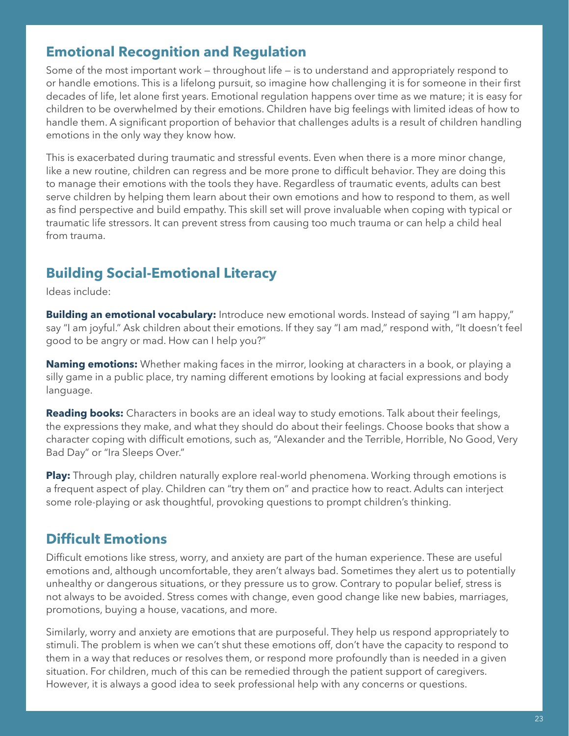## Emotional Recognition and Regulation

Some of the most important work — throughout life — is to understand and appropriately respond to or handle emotions. This is a lifelong pursuit, so imagine how challenging it is for someone in their first decades of life, let alone first years. Emotional regulation happens over time as we mature; it is easy for children to be overwhelmed by their emotions. Children have big feelings with limited ideas of how to handle them. A significant proportion of behavior that challenges adults is a result of children handling emotions in the only way they know how.

This is exacerbated during traumatic and stressful events. Even when there is a more minor change, like a new routine, children can regress and be more prone to difficult behavior. They are doing this to manage their emotions with the tools they have. Regardless of traumatic events, adults can best serve children by helping them learn about their own emotions and how to respond to them, as well as find perspective and build empathy. This skill set will prove invaluable when coping with typical or traumatic life stressors. It can prevent stress from causing too much trauma or can help a child heal from trauma.

## Building Social-Emotional Literacy

Ideas include:

**Building an emotional vocabulary:** Introduce new emotional words. Instead of saying "I am happy," say "I am joyful." Ask children about their emotions. If they say "I am mad," respond with, "It doesn't feel good to be angry or mad. How can I help you?"

**Naming emotions:** Whether making faces in the mirror, looking at characters in a book, or playing a silly game in a public place, try naming different emotions by looking at facial expressions and body language.

**Reading books:** Characters in books are an ideal way to study emotions. Talk about their feelings, the expressions they make, and what they should do about their feelings. Choose books that show a character coping with difficult emotions, such as, "Alexander and the Terrible, Horrible, No Good, Very Bad Day" or "Ira Sleeps Over."

**Play:** Through play, children naturally explore real-world phenomena. Working through emotions is a frequent aspect of play. Children can "try them on" and practice how to react. Adults can interject some role-playing or ask thoughtful, provoking questions to prompt children's thinking.

## Difficult Emotions

Difficult emotions like stress, worry, and anxiety are part of the human experience. These are useful emotions and, although uncomfortable, they aren't always bad. Sometimes they alert us to potentially unhealthy or dangerous situations, or they pressure us to grow. Contrary to popular belief, stress is not always to be avoided. Stress comes with change, even good change like new babies, marriages, promotions, buying a house, vacations, and more.

Similarly, worry and anxiety are emotions that are purposeful. They help us respond appropriately to stimuli. The problem is when we can't shut these emotions off, don't have the capacity to respond to them in a way that reduces or resolves them, or respond more profoundly than is needed in a given situation. For children, much of this can be remedied through the patient support of caregivers. However, it is always a good idea to seek professional help with any concerns or questions.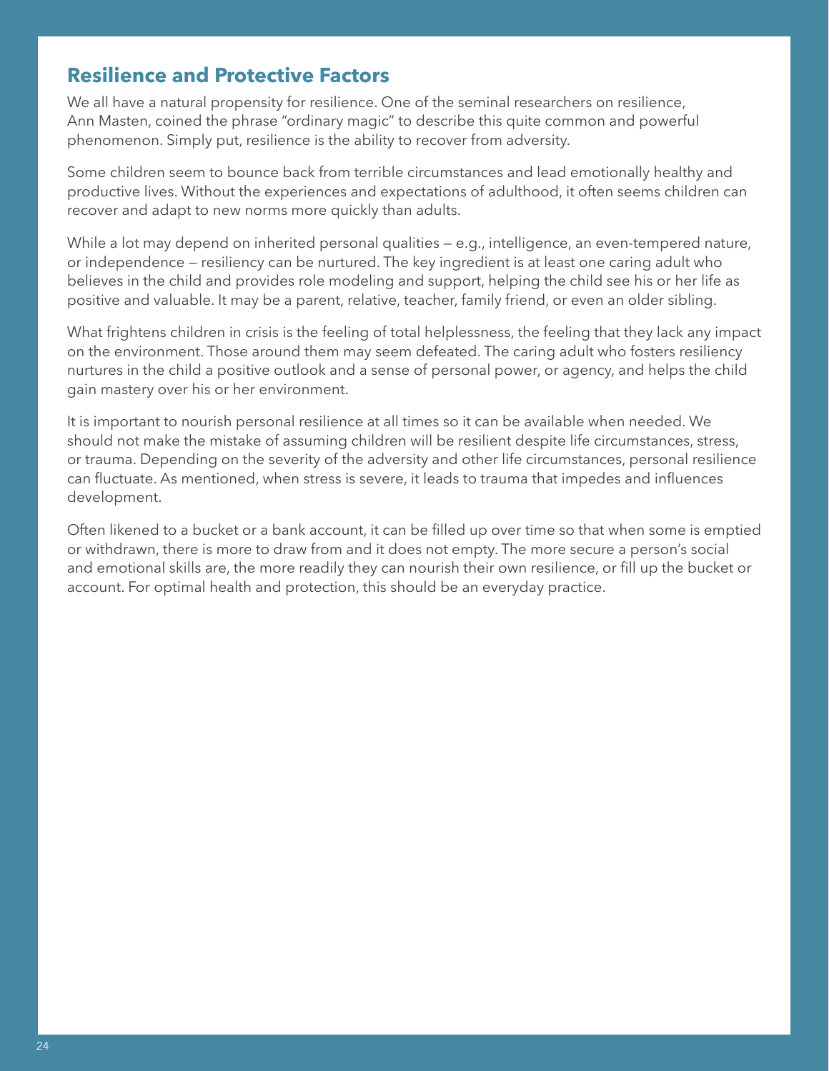## Resilience and Protective Factors

We all have a natural propensity for resilience. One of the seminal researchers on resilience, Ann Masten, coined the phrase "ordinary magic" to describe this quite common and powerful phenomenon. Simply put, resilience is the ability to recover from adversity.

Some children seem to bounce back from terrible circumstances and lead emotionally healthy and productive lives. Without the experiences and expectations of adulthood, it often seems children can recover and adapt to new norms more quickly than adults.

While a lot may depend on inherited personal qualities — e.g., intelligence, an even-tempered nature, or independence — resiliency can be nurtured. The key ingredient is at least one caring adult who believes in the child and provides role modeling and support, helping the child see his or her life as positive and valuable. It may be a parent, relative, teacher, family friend, or even an older sibling.

What frightens children in crisis is the feeling of total helplessness, the feeling that they lack any impact on the environment. Those around them may seem defeated. The caring adult who fosters resiliency nurtures in the child a positive outlook and a sense of personal power, or agency, and helps the child gain mastery over his or her environment.

It is important to nourish personal resilience at all times so it can be available when needed. We should not make the mistake of assuming children will be resilient despite life circumstances, stress, or trauma. Depending on the severity of the adversity and other life circumstances, personal resilience can fluctuate. As mentioned, when stress is severe, it leads to trauma that impedes and influences development.

Often likened to a bucket or a bank account, it can be filled up over time so that when some is emptied or withdrawn, there is more to draw from and it does not empty. The more secure a person's social and emotional skills are, the more readily they can nourish their own resilience, or fill up the bucket or account. For optimal health and protection, this should be an everyday practice.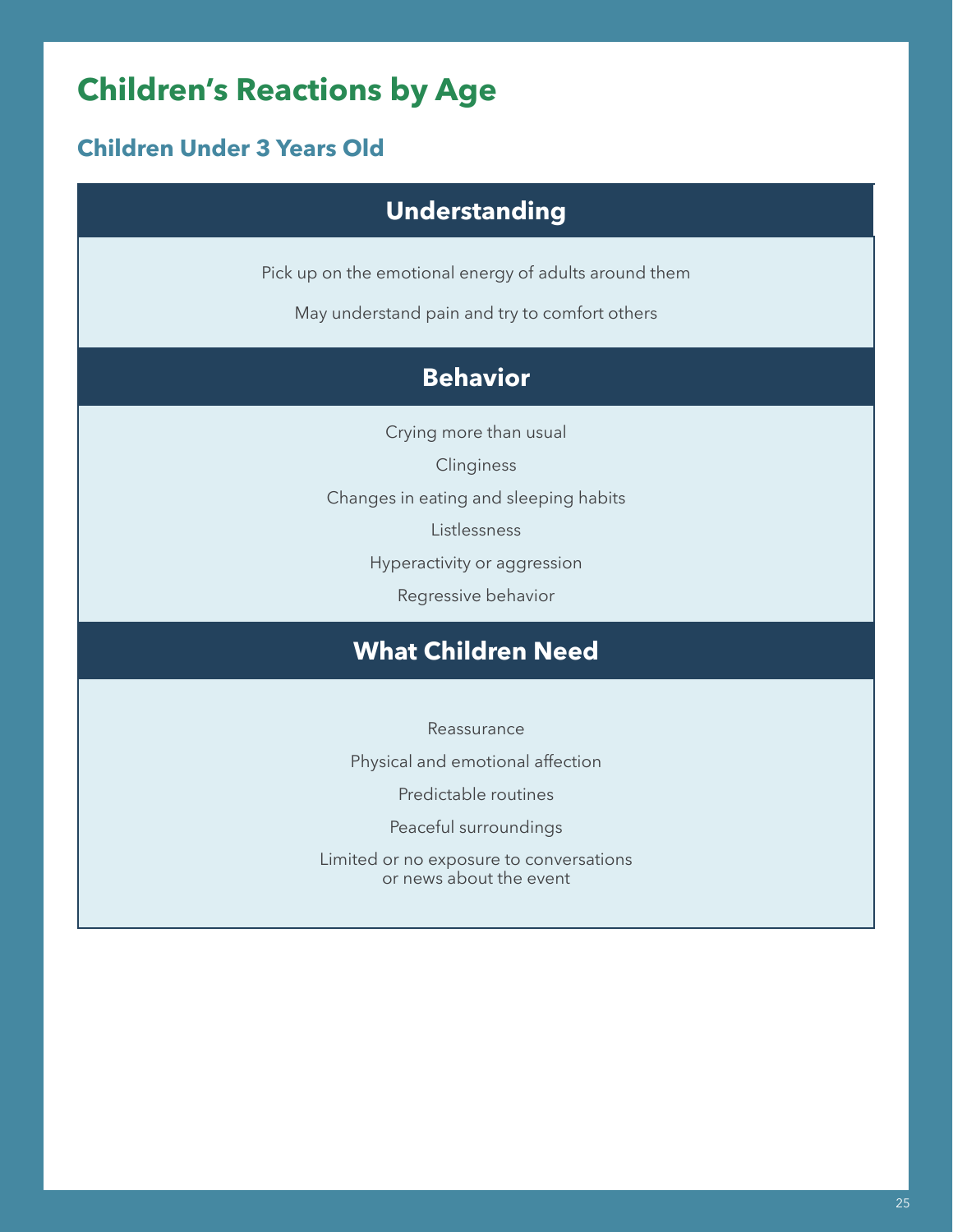# Children's Reactions by Age

## Children Under 3 Years Old

### Understanding

Pick up on the emotional energy of adults around them

May understand pain and try to comfort others

### Behavior

Crying more than usual

Clinginess

Changes in eating and sleeping habits

Listlessness

Hyperactivity or aggression

Regressive behavior

### What Children Need

Reassurance

Physical and emotional affection

Predictable routines

Peaceful surroundings

Limited or no exposure to conversations or news about the event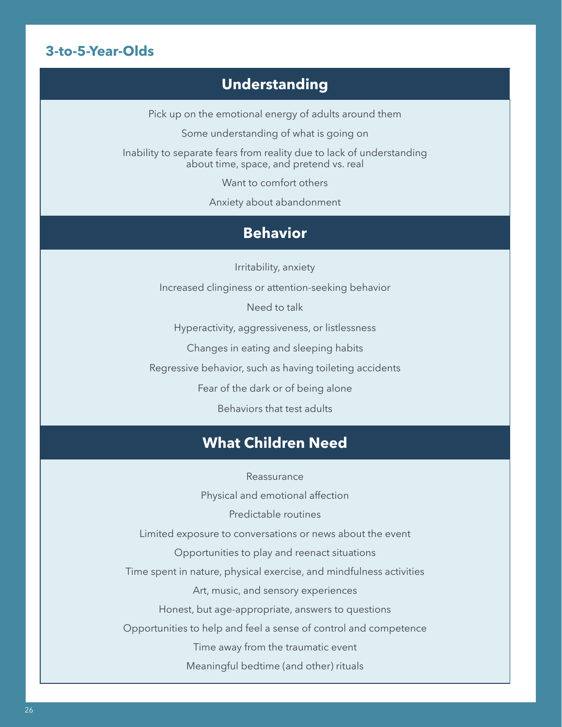## 3-to-5-Year-Olds

### Understanding

Pick up on the emotional energy of adults around them

Some understanding of what is going on

Inability to separate fears from reality due to lack of understanding about time, space, and pretend vs. real

Want to comfort others

Anxiety about abandonment

### Behavior

Irritability, anxiety

Increased clinginess or attention-seeking behavior

Need to talk

Hyperactivity, aggressiveness, or listlessness

Changes in eating and sleeping habits

Regressive behavior, such as having toileting accidents

Fear of the dark or of being alone

Behaviors that test adults

### What Children Need

Reassurance

Physical and emotional affection

Predictable routines

Limited exposure to conversations or news about the event

Opportunities to play and reenact situations

Time spent in nature, physical exercise, and mindfulness activities

Art, music, and sensory experiences

Honest, but age-appropriate, answers to questions

Opportunities to help and feel a sense of control and competence

Time away from the traumatic event

Meaningful bedtime (and other) rituals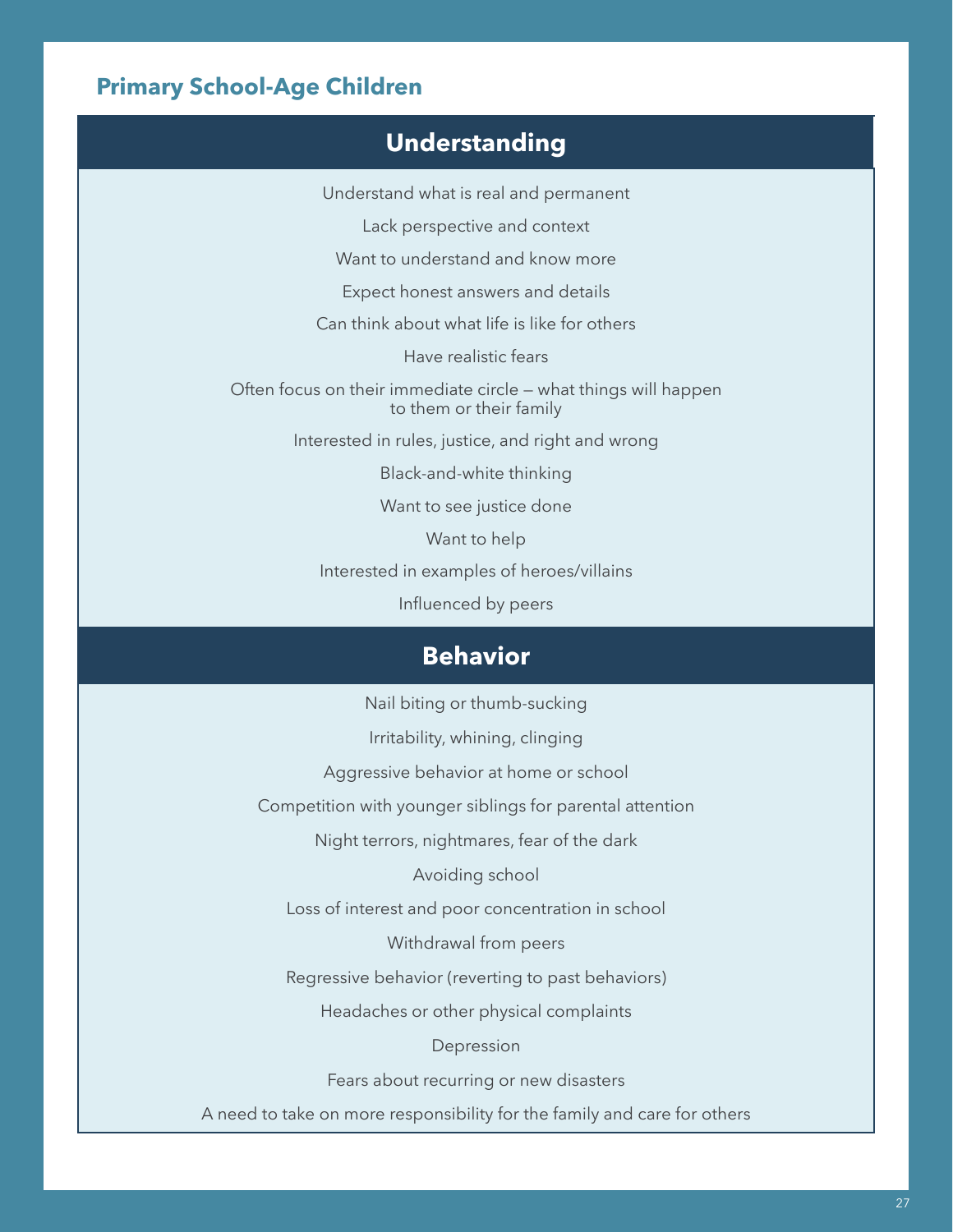## Primary School-Age Children

| Understanding |
|---|
| Understand what is real and permanent |
| Lack perspective and context |
| Want to understand and know more |
| Expect honest answers and details |
| Can think about what life is like for others |
| Have realistic fears |
| Often focus on their immediate circle — what things will happen to them or their family |
| Interested in rules, justice, and right and wrong |
| Black-and-white thinking |
| Want to see justice done |
| Want to help |
| Interested in examples of heroes/villains |
| Influenced by peers |

| Behavior |
|---|
| Nail biting or thumb-sucking |
| Irritability, whining, clinging |
| Aggressive behavior at home or school |
| Competition with younger siblings for parental attention |
| Night terrors, nightmares, fear of the dark |
| Avoiding school |
| Loss of interest and poor concentration in school |
| Withdrawal from peers |
| Regressive behavior (reverting to past behaviors) |
| Headaches or other physical complaints |
| Depression |
| Fears about recurring or new disasters |
| A need to take on more responsibility for the family and care for others |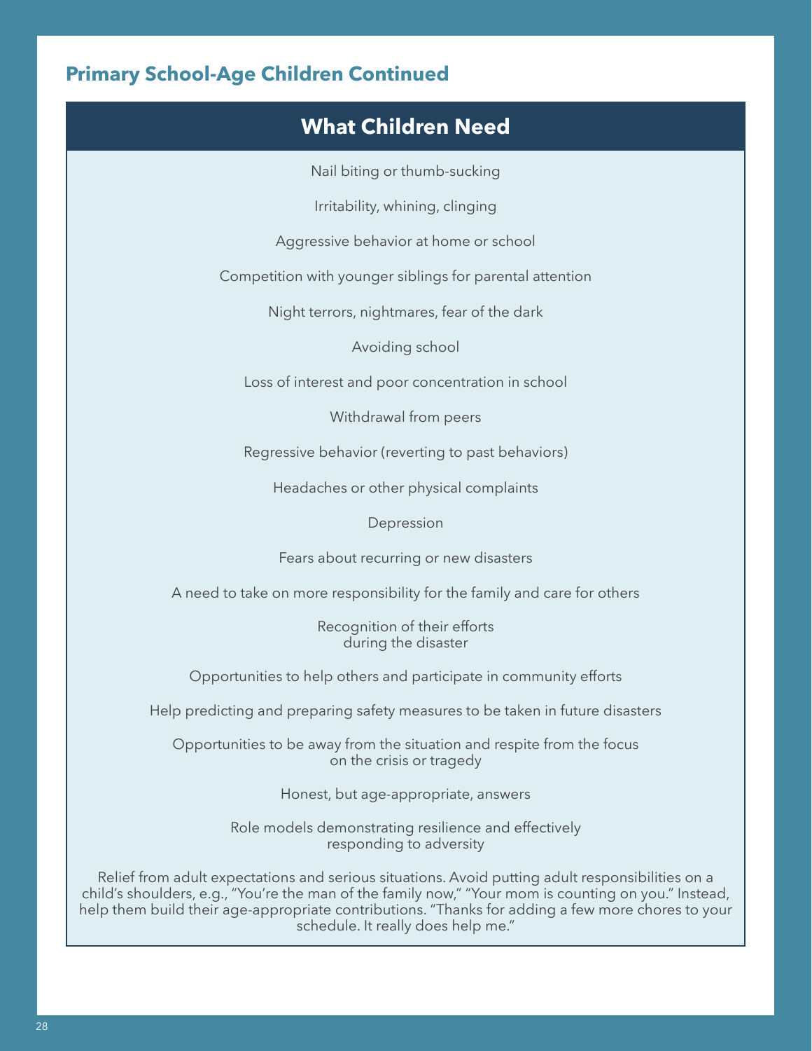## Primary School-Age Children Continued

| What Children Need |
|---|
| Nail biting or thumb-sucking |
| Irritability, whining, clinging |
| Aggressive behavior at home or school |
| Competition with younger siblings for parental attention |
| Night terrors, nightmares, fear of the dark |
| Avoiding school |
| Loss of interest and poor concentration in school |
| Withdrawal from peers |
| Regressive behavior (reverting to past behaviors) |
| Headaches or other physical complaints |
| Depression |
| Fears about recurring or new disasters |
| A need to take on more responsibility for the family and care for others |
| Recognition of their efforts during the disaster |
| Opportunities to help others and participate in community efforts |
| Help predicting and preparing safety measures to be taken in future disasters |
| Opportunities to be away from the situation and respite from the focus on the crisis or tragedy |
| Honest, but age-appropriate, answers |
| Role models demonstrating resilience and effectively responding to adversity |
| Relief from adult expectations and serious situations. Avoid putting adult responsibilities on a child's shoulders, e.g., "You're the man of the family now," "Your mom is counting on you." Instead, help them build their age-appropriate contributions. "Thanks for adding a few more chores to your schedule. It really does help me." |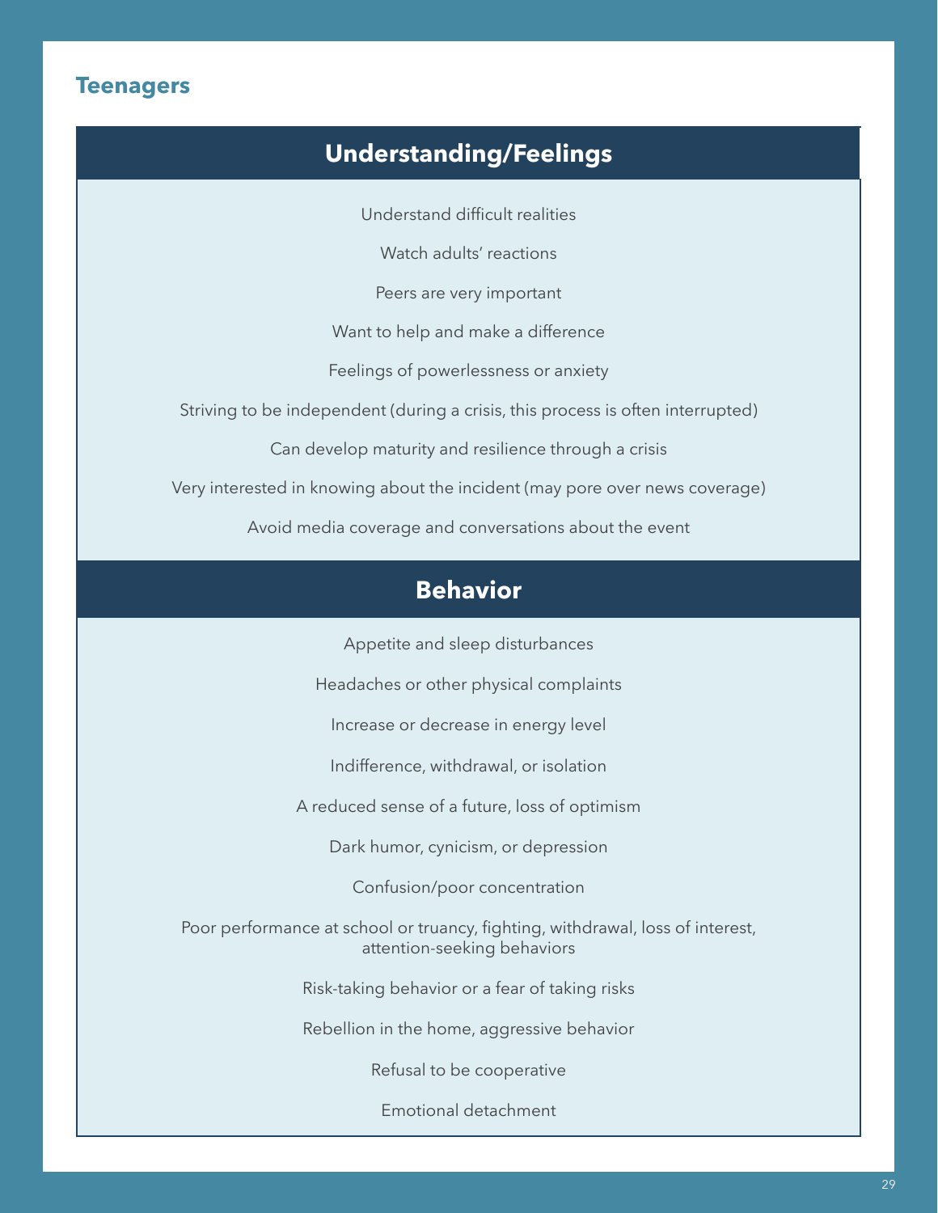## Teenagers

### Understanding/Feelings

Understand difficult realities

Watch adults' reactions

Peers are very important

Want to help and make a difference

Feelings of powerlessness or anxiety

Striving to be independent (during a crisis, this process is often interrupted)

Can develop maturity and resilience through a crisis

Very interested in knowing about the incident (may pore over news coverage)

Avoid media coverage and conversations about the event

### Behavior

Appetite and sleep disturbances

Headaches or other physical complaints

Increase or decrease in energy level

Indifference, withdrawal, or isolation

A reduced sense of a future, loss of optimism

Dark humor, cynicism, or depression

Confusion/poor concentration

Poor performance at school or truancy, fighting, withdrawal, loss of interest, attention-seeking behaviors

Risk-taking behavior or a fear of taking risks

Rebellion in the home, aggressive behavior

Refusal to be cooperative

Emotional detachment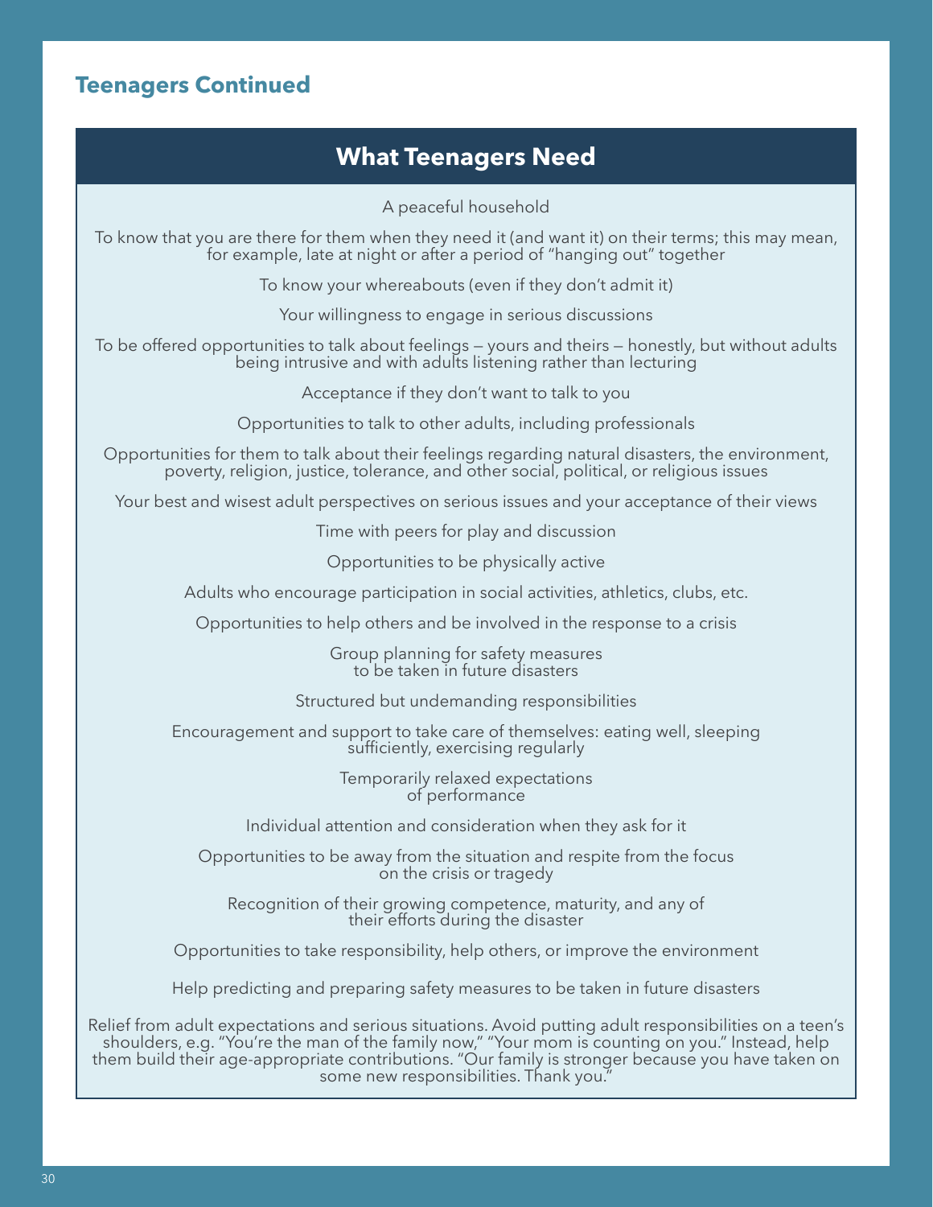## Teenagers Continued

### What Teenagers Need

A peaceful household

To know that you are there for them when they need it (and want it) on their terms; this may mean, for example, late at night or after a period of "hanging out" together

To know your whereabouts (even if they don't admit it)

Your willingness to engage in serious discussions

To be offered opportunities to talk about feelings — yours and theirs — honestly, but without adults being intrusive and with adults listening rather than lecturing

Acceptance if they don't want to talk to you

Opportunities to talk to other adults, including professionals

Opportunities for them to talk about their feelings regarding natural disasters, the environment, poverty, religion, justice, tolerance, and other social, political, or religious issues

Your best and wisest adult perspectives on serious issues and your acceptance of their views

Time with peers for play and discussion

Opportunities to be physically active

Adults who encourage participation in social activities, athletics, clubs, etc.

Opportunities to help others and be involved in the response to a crisis

Group planning for safety measures to be taken in future disasters

Structured but undemanding responsibilities

Encouragement and support to take care of themselves: eating well, sleeping sufficiently, exercising regularly

Temporarily relaxed expectations of performance

Individual attention and consideration when they ask for it

Opportunities to be away from the situation and respite from the focus on the crisis or tragedy

Recognition of their growing competence, maturity, and any of their efforts during the disaster

Opportunities to take responsibility, help others, or improve the environment

Help predicting and preparing safety measures to be taken in future disasters

Relief from adult expectations and serious situations. Avoid putting adult responsibilities on a teen's shoulders, e.g. "You're the man of the family now," "Your mom is counting on you." Instead, help them build their age-appropriate contributions. "Our family is stronger because you have taken on some new responsibilities. Thank you."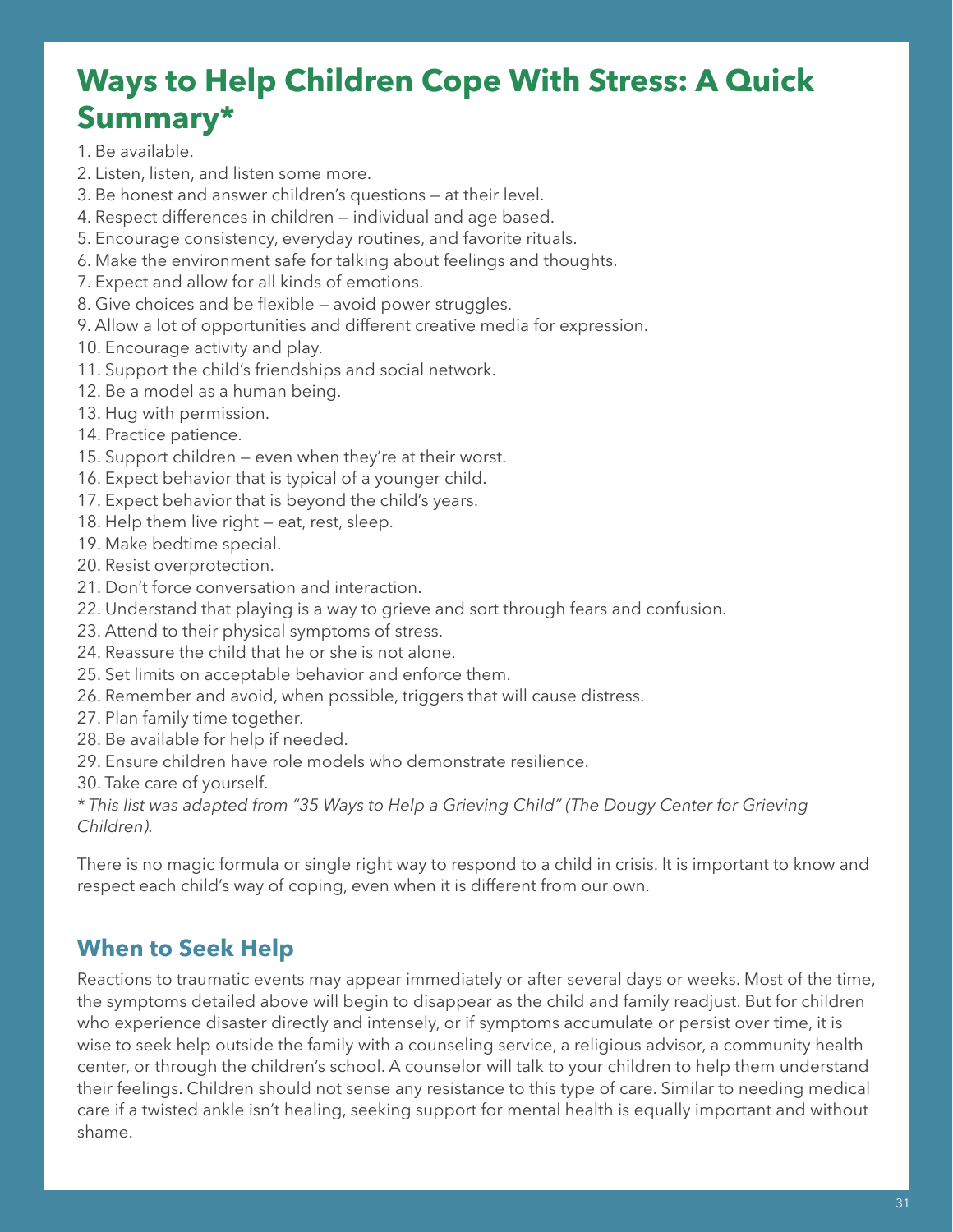## Ways to Help Children Cope With Stress: A Quick Summary*

1. Be available.
2. Listen, listen, and listen some more.
3. Be honest and answer children's questions — at their level.
4. Respect differences in children — individual and age based.
5. Encourage consistency, everyday routines, and favorite rituals.
6. Make the environment safe for talking about feelings and thoughts.
7. Expect and allow for all kinds of emotions.
8. Give choices and be flexible — avoid power struggles.
9. Allow a lot of opportunities and different creative media for expression.
10. Encourage activity and play.
11. Support the child's friendships and social network.
12. Be a model as a human being.
13. Hug with permission.
14. Practice patience.
15. Support children — even when they're at their worst.
16. Expect behavior that is typical of a younger child.
17. Expect behavior that is beyond the child's years.
18. Help them live right — eat, rest, sleep.
19. Make bedtime special.
20. Resist overprotection.
21. Don't force conversation and interaction.
22. Understand that playing is a way to grieve and sort through fears and confusion.
23. Attend to their physical symptoms of stress.
24. Reassure the child that he or she is not alone.
25. Set limits on acceptable behavior and enforce them.
26. Remember and avoid, when possible, triggers that will cause distress.
27. Plan family time together.
28. Be available for help if needed.
29. Ensure children have role models who demonstrate resilience.
30. Take care of yourself.

*\* This list was adapted from "35 Ways to Help a Grieving Child" (The Dougy Center for Grieving Children).*

There is no magic formula or single right way to respond to a child in crisis. It is important to know and respect each child's way of coping, even when it is different from our own.

### When to Seek Help

Reactions to traumatic events may appear immediately or after several days or weeks. Most of the time, the symptoms detailed above will begin to disappear as the child and family readjust. But for children who experience disaster directly and intensely, or if symptoms accumulate or persist over time, it is wise to seek help outside the family with a counseling service, a religious advisor, a community health center, or through the children's school. A counselor will talk to your children to help them understand their feelings. Children should not sense any resistance to this type of care. Similar to needing medical care if a twisted ankle isn't healing, seeking support for mental health is equally important and without shame.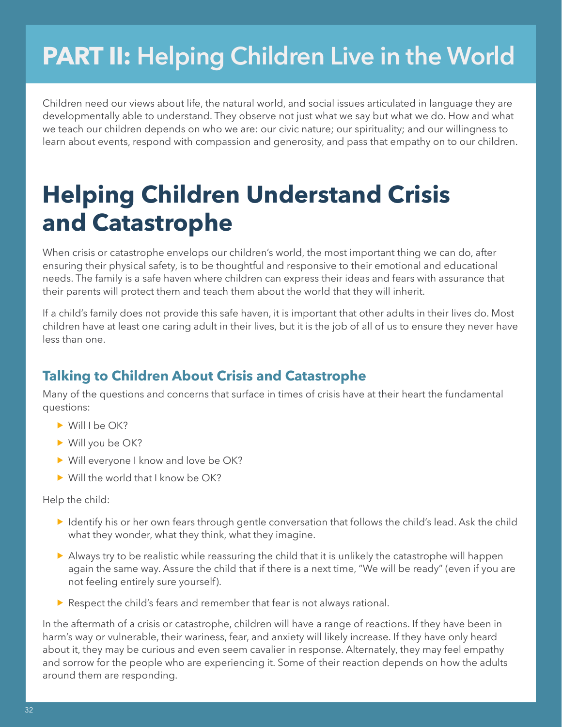# PART II: Helping Children Live in the World

Children need our views about life, the natural world, and social issues articulated in language they are developmentally able to understand. They observe not just what we say but what we do. How and what we teach our children depends on who we are: our civic nature; our spirituality; and our willingness to learn about events, respond with compassion and generosity, and pass that empathy on to our children.

# Helping Children Understand Crisis and Catastrophe

When crisis or catastrophe envelops our children's world, the most important thing we can do, after ensuring their physical safety, is to be thoughtful and responsive to their emotional and educational needs. The family is a safe haven where children can express their ideas and fears with assurance that their parents will protect them and teach them about the world that they will inherit.

If a child's family does not provide this safe haven, it is important that other adults in their lives do. Most children have at least one caring adult in their lives, but it is the job of all of us to ensure they never have less than one.

## Talking to Children About Crisis and Catastrophe

Many of the questions and concerns that surface in times of crisis have at their heart the fundamental questions:

- Will I be OK?
- Will you be OK?
- Will everyone I know and love be OK?
- Will the world that I know be OK?

Help the child:

- Identify his or her own fears through gentle conversation that follows the child's lead. Ask the child what they wonder, what they think, what they imagine.
- Always try to be realistic while reassuring the child that it is unlikely the catastrophe will happen again the same way. Assure the child that if there is a next time, "We will be ready" (even if you are not feeling entirely sure yourself).
- Respect the child's fears and remember that fear is not always rational.

In the aftermath of a crisis or catastrophe, children will have a range of reactions. If they have been in harm's way or vulnerable, their wariness, fear, and anxiety will likely increase. If they have only heard about it, they may be curious and even seem cavalier in response. Alternately, they may feel empathy and sorrow for the people who are experiencing it. Some of their reaction depends on how the adults around them are responding.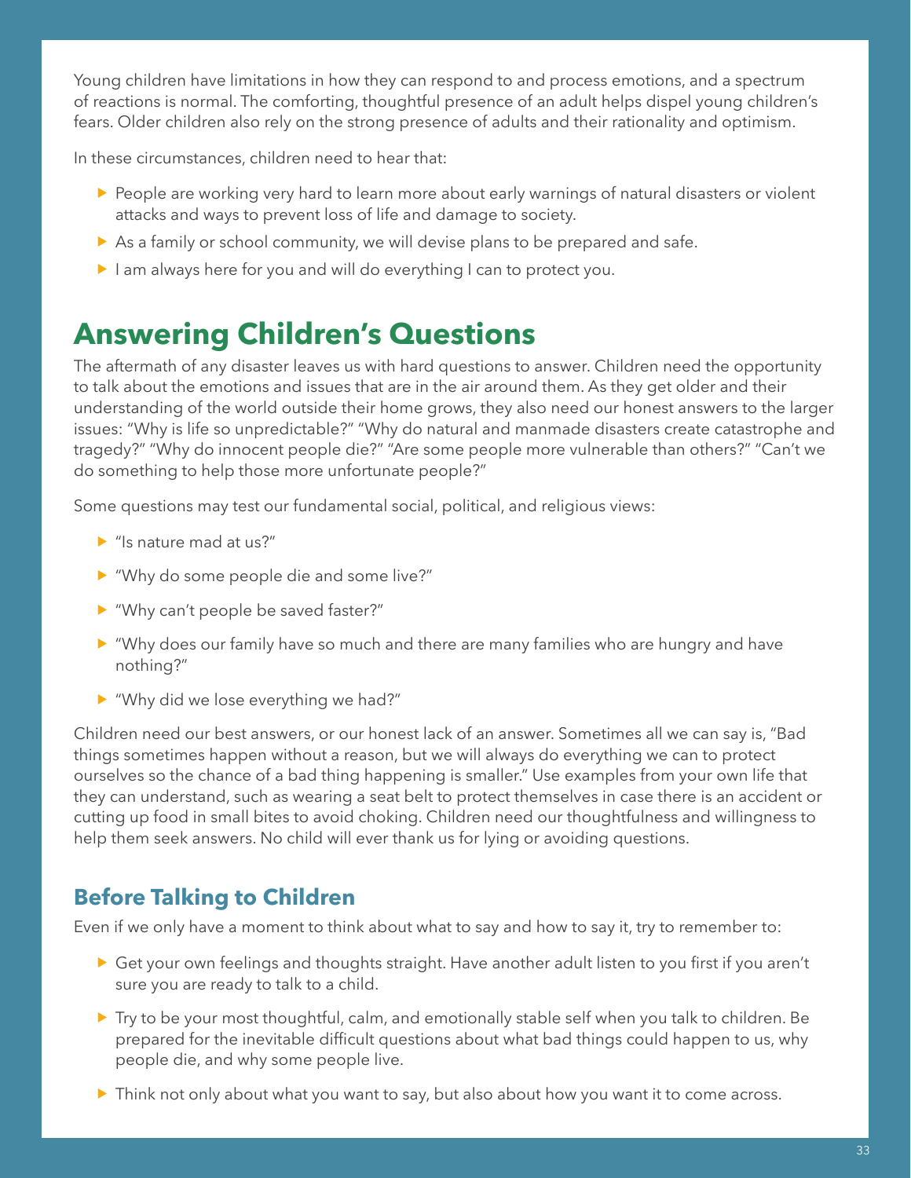Young children have limitations in how they can respond to and process emotions, and a spectrum of reactions is normal. The comforting, thoughtful presence of an adult helps dispel young children's fears. Older children also rely on the strong presence of adults and their rationality and optimism.

In these circumstances, children need to hear that:

- People are working very hard to learn more about early warnings of natural disasters or violent attacks and ways to prevent loss of life and damage to society.
- As a family or school community, we will devise plans to be prepared and safe.
- I am always here for you and will do everything I can to protect you.

## Answering Children's Questions

The aftermath of any disaster leaves us with hard questions to answer. Children need the opportunity to talk about the emotions and issues that are in the air around them. As they get older and their understanding of the world outside their home grows, they also need our honest answers to the larger issues: "Why is life so unpredictable?" "Why do natural and manmade disasters create catastrophe and tragedy?" "Why do innocent people die?" "Are some people more vulnerable than others?" "Can't we do something to help those more unfortunate people?"

Some questions may test our fundamental social, political, and religious views:

- "Is nature mad at us?"
- "Why do some people die and some live?"
- "Why can't people be saved faster?"
- "Why does our family have so much and there are many families who are hungry and have nothing?"
- "Why did we lose everything we had?"

Children need our best answers, or our honest lack of an answer. Sometimes all we can say is, "Bad things sometimes happen without a reason, but we will always do everything we can to protect ourselves so the chance of a bad thing happening is smaller." Use examples from your own life that they can understand, such as wearing a seat belt to protect themselves in case there is an accident or cutting up food in small bites to avoid choking. Children need our thoughtfulness and willingness to help them seek answers. No child will ever thank us for lying or avoiding questions.

### Before Talking to Children

Even if we only have a moment to think about what to say and how to say it, try to remember to:

- Get your own feelings and thoughts straight. Have another adult listen to you first if you aren't sure you are ready to talk to a child.
- Try to be your most thoughtful, calm, and emotionally stable self when you talk to children. Be prepared for the inevitable difficult questions about what bad things could happen to us, why people die, and why some people live.
- Think not only about what you want to say, but also about how you want it to come across.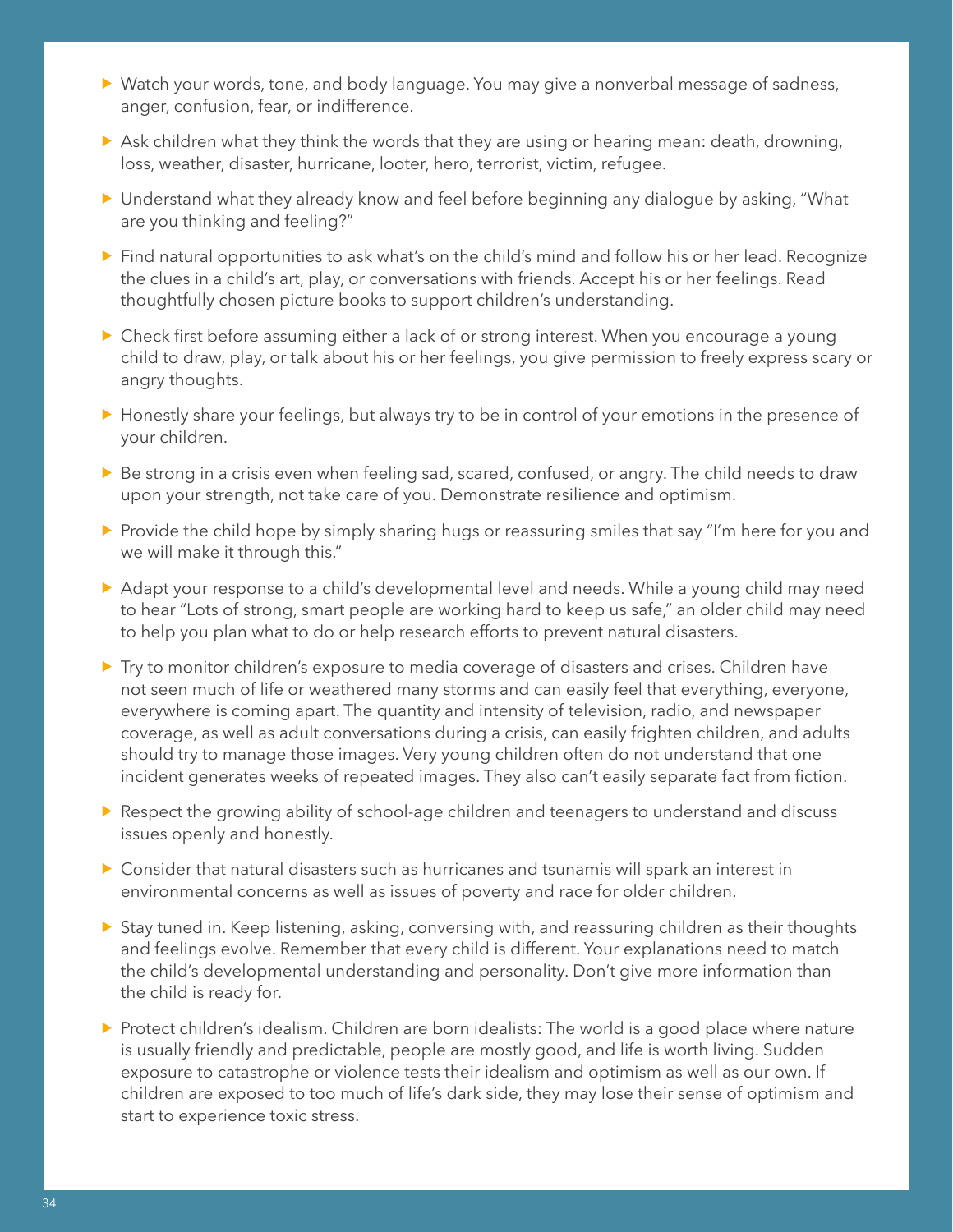- Watch your words, tone, and body language. You may give a nonverbal message of sadness, anger, confusion, fear, or indifference.
- Ask children what they think the words that they are using or hearing mean: death, drowning, loss, weather, disaster, hurricane, looter, hero, terrorist, victim, refugee.
- Understand what they already know and feel before beginning any dialogue by asking, "What are you thinking and feeling?"
- Find natural opportunities to ask what's on the child's mind and follow his or her lead. Recognize the clues in a child's art, play, or conversations with friends. Accept his or her feelings. Read thoughtfully chosen picture books to support children's understanding.
- Check first before assuming either a lack of or strong interest. When you encourage a young child to draw, play, or talk about his or her feelings, you give permission to freely express scary or angry thoughts.
- Honestly share your feelings, but always try to be in control of your emotions in the presence of your children.
- Be strong in a crisis even when feeling sad, scared, confused, or angry. The child needs to draw upon your strength, not take care of you. Demonstrate resilience and optimism.
- Provide the child hope by simply sharing hugs or reassuring smiles that say "I'm here for you and we will make it through this."
- Adapt your response to a child's developmental level and needs. While a young child may need to hear "Lots of strong, smart people are working hard to keep us safe," an older child may need to help you plan what to do or help research efforts to prevent natural disasters.
- Try to monitor children's exposure to media coverage of disasters and crises. Children have not seen much of life or weathered many storms and can easily feel that everything, everyone, everywhere is coming apart. The quantity and intensity of television, radio, and newspaper coverage, as well as adult conversations during a crisis, can easily frighten children, and adults should try to manage those images. Very young children often do not understand that one incident generates weeks of repeated images. They also can't easily separate fact from fiction.
- Respect the growing ability of school-age children and teenagers to understand and discuss issues openly and honestly.
- Consider that natural disasters such as hurricanes and tsunamis will spark an interest in environmental concerns as well as issues of poverty and race for older children.
- Stay tuned in. Keep listening, asking, conversing with, and reassuring children as their thoughts and feelings evolve. Remember that every child is different. Your explanations need to match the child's developmental understanding and personality. Don't give more information than the child is ready for.
- Protect children's idealism. Children are born idealists: The world is a good place where nature is usually friendly and predictable, people are mostly good, and life is worth living. Sudden exposure to catastrophe or violence tests their idealism and optimism as well as our own. If children are exposed to too much of life's dark side, they may lose their sense of optimism and start to experience toxic stress.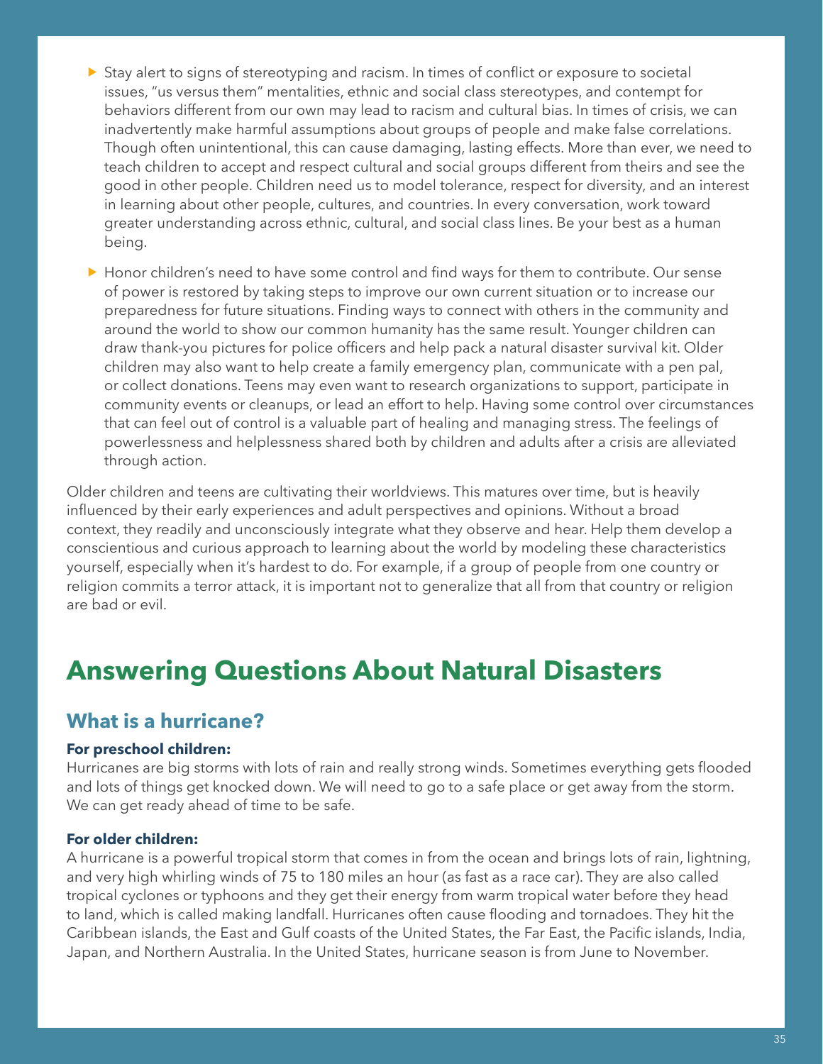- Stay alert to signs of stereotyping and racism. In times of conflict or exposure to societal issues, "us versus them" mentalities, ethnic and social class stereotypes, and contempt for behaviors different from our own may lead to racism and cultural bias. In times of crisis, we can inadvertently make harmful assumptions about groups of people and make false correlations. Though often unintentional, this can cause damaging, lasting effects. More than ever, we need to teach children to accept and respect cultural and social groups different from theirs and see the good in other people. Children need us to model tolerance, respect for diversity, and an interest in learning about other people, cultures, and countries. In every conversation, work toward greater understanding across ethnic, cultural, and social class lines. Be your best as a human being.
- Honor children's need to have some control and find ways for them to contribute. Our sense of power is restored by taking steps to improve our own current situation or to increase our preparedness for future situations. Finding ways to connect with others in the community and around the world to show our common humanity has the same result. Younger children can draw thank-you pictures for police officers and help pack a natural disaster survival kit. Older children may also want to help create a family emergency plan, communicate with a pen pal, or collect donations. Teens may even want to research organizations to support, participate in community events or cleanups, or lead an effort to help. Having some control over circumstances that can feel out of control is a valuable part of healing and managing stress. The feelings of powerlessness and helplessness shared both by children and adults after a crisis are alleviated through action.

Older children and teens are cultivating their worldviews. This matures over time, but is heavily influenced by their early experiences and adult perspectives and opinions. Without a broad context, they readily and unconsciously integrate what they observe and hear. Help them develop a conscientious and curious approach to learning about the world by modeling these characteristics yourself, especially when it's hardest to do. For example, if a group of people from one country or religion commits a terror attack, it is important not to generalize that all from that country or religion are bad or evil.

# Answering Questions About Natural Disasters

## What is a hurricane?

**For preschool children:**
Hurricanes are big storms with lots of rain and really strong winds. Sometimes everything gets flooded and lots of things get knocked down. We will need to go to a safe place or get away from the storm. We can get ready ahead of time to be safe.

**For older children:**
A hurricane is a powerful tropical storm that comes in from the ocean and brings lots of rain, lightning, and very high whirling winds of 75 to 180 miles an hour (as fast as a race car). They are also called tropical cyclones or typhoons and they get their energy from warm tropical water before they head to land, which is called making landfall. Hurricanes often cause flooding and tornadoes. They hit the Caribbean islands, the East and Gulf coasts of the United States, the Far East, the Pacific islands, India, Japan, and Northern Australia. In the United States, hurricane season is from June to November.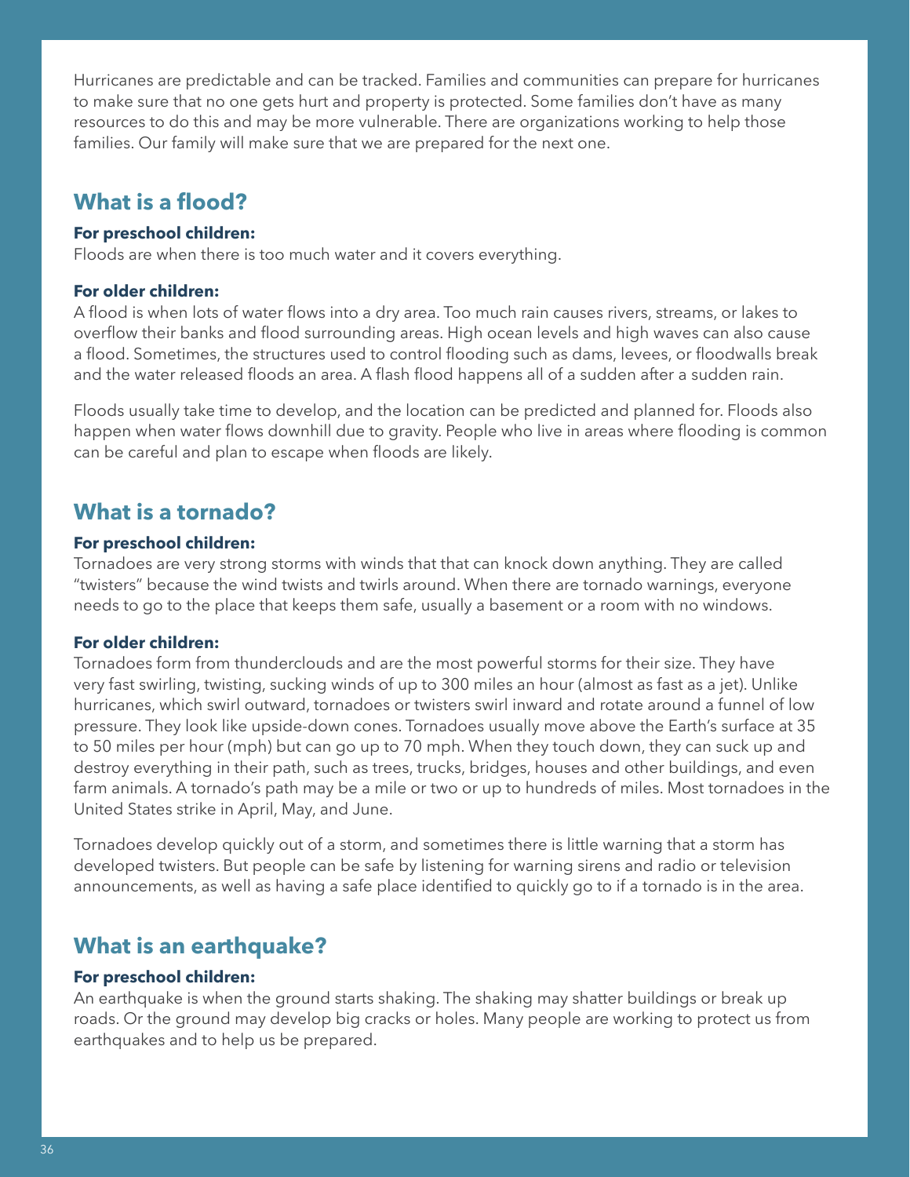Hurricanes are predictable and can be tracked. Families and communities can prepare for hurricanes to make sure that no one gets hurt and property is protected. Some families don't have as many resources to do this and may be more vulnerable. There are organizations working to help those families. Our family will make sure that we are prepared for the next one.

## What is a flood?

**For preschool children:**
Floods are when there is too much water and it covers everything.

**For older children:**
A flood is when lots of water flows into a dry area. Too much rain causes rivers, streams, or lakes to overflow their banks and flood surrounding areas. High ocean levels and high waves can also cause a flood. Sometimes, the structures used to control flooding such as dams, levees, or floodwalls break and the water released floods an area. A flash flood happens all of a sudden after a sudden rain.

Floods usually take time to develop, and the location can be predicted and planned for. Floods also happen when water flows downhill due to gravity. People who live in areas where flooding is common can be careful and plan to escape when floods are likely.

## What is a tornado?

**For preschool children:**
Tornadoes are very strong storms with winds that that can knock down anything. They are called "twisters" because the wind twists and twirls around. When there are tornado warnings, everyone needs to go to the place that keeps them safe, usually a basement or a room with no windows.

**For older children:**
Tornadoes form from thunderclouds and are the most powerful storms for their size. They have very fast swirling, twisting, sucking winds of up to 300 miles an hour (almost as fast as a jet). Unlike hurricanes, which swirl outward, tornadoes or twisters swirl inward and rotate around a funnel of low pressure. They look like upside-down cones. Tornadoes usually move above the Earth's surface at 35 to 50 miles per hour (mph) but can go up to 70 mph. When they touch down, they can suck up and destroy everything in their path, such as trees, trucks, bridges, houses and other buildings, and even farm animals. A tornado's path may be a mile or two or up to hundreds of miles. Most tornadoes in the United States strike in April, May, and June.

Tornadoes develop quickly out of a storm, and sometimes there is little warning that a storm has developed twisters. But people can be safe by listening for warning sirens and radio or television announcements, as well as having a safe place identified to quickly go to if a tornado is in the area.

## What is an earthquake?

**For preschool children:**
An earthquake is when the ground starts shaking. The shaking may shatter buildings or break up roads. Or the ground may develop big cracks or holes. Many people are working to protect us from earthquakes and to help us be prepared.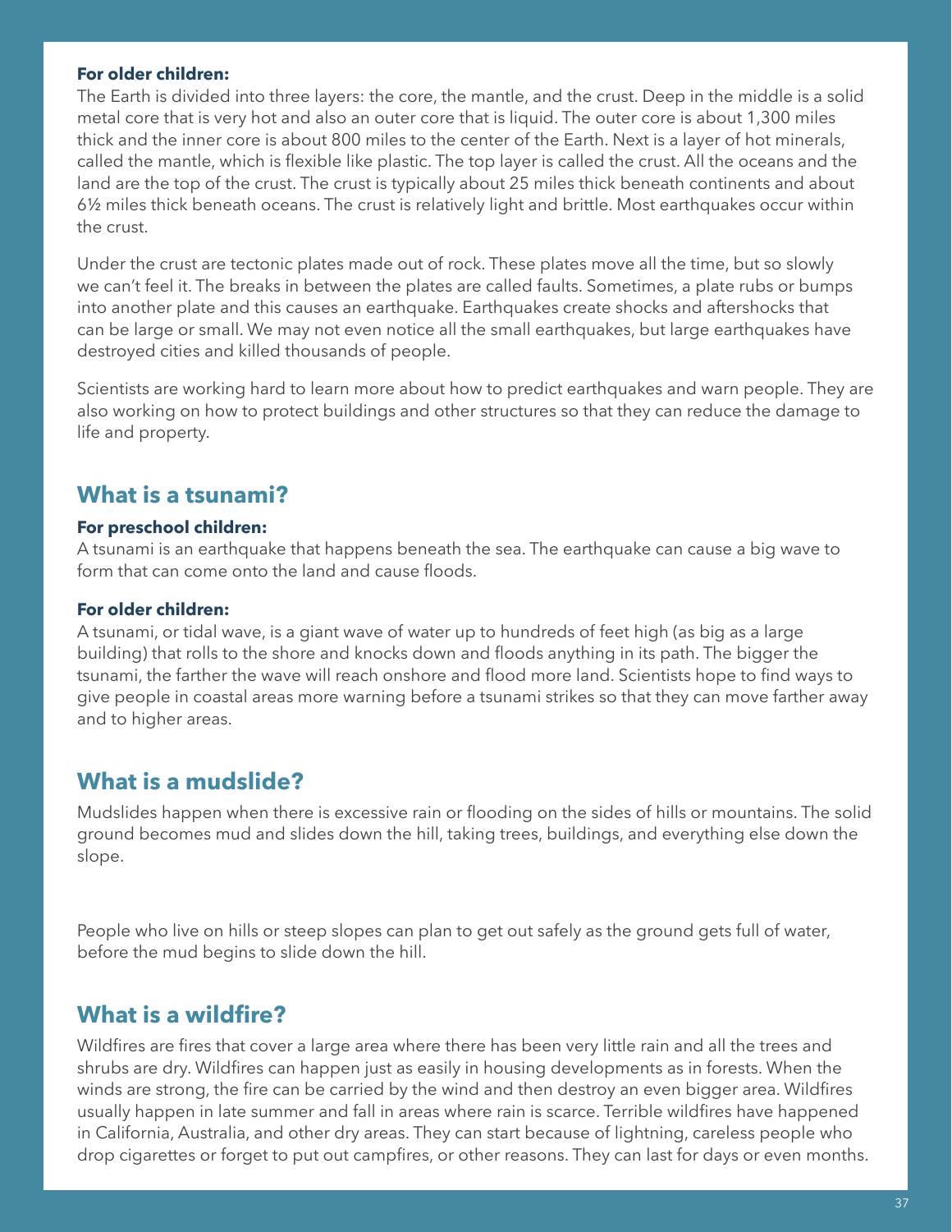**For older children:**
The Earth is divided into three layers: the core, the mantle, and the crust. Deep in the middle is a solid metal core that is very hot and also an outer core that is liquid. The outer core is about 1,300 miles thick and the inner core is about 800 miles to the center of the Earth. Next is a layer of hot minerals, called the mantle, which is flexible like plastic. The top layer is called the crust. All the oceans and the land are the top of the crust. The crust is typically about 25 miles thick beneath continents and about 6½ miles thick beneath oceans. The crust is relatively light and brittle. Most earthquakes occur within the crust.

Under the crust are tectonic plates made out of rock. These plates move all the time, but so slowly we can't feel it. The breaks in between the plates are called faults. Sometimes, a plate rubs or bumps into another plate and this causes an earthquake. Earthquakes create shocks and aftershocks that can be large or small. We may not even notice all the small earthquakes, but large earthquakes have destroyed cities and killed thousands of people.

Scientists are working hard to learn more about how to predict earthquakes and warn people. They are also working on how to protect buildings and other structures so that they can reduce the damage to life and property.

## What is a tsunami?

**For preschool children:**
A tsunami is an earthquake that happens beneath the sea. The earthquake can cause a big wave to form that can come onto the land and cause floods.

**For older children:**
A tsunami, or tidal wave, is a giant wave of water up to hundreds of feet high (as big as a large building) that rolls to the shore and knocks down and floods anything in its path. The bigger the tsunami, the farther the wave will reach onshore and flood more land. Scientists hope to find ways to give people in coastal areas more warning before a tsunami strikes so that they can move farther away and to higher areas.

## What is a mudslide?

Mudslides happen when there is excessive rain or flooding on the sides of hills or mountains. The solid ground becomes mud and slides down the hill, taking trees, buildings, and everything else down the slope.

People who live on hills or steep slopes can plan to get out safely as the ground gets full of water, before the mud begins to slide down the hill.

## What is a wildfire?

Wildfires are fires that cover a large area where there has been very little rain and all the trees and shrubs are dry. Wildfires can happen just as easily in housing developments as in forests. When the winds are strong, the fire can be carried by the wind and then destroy an even bigger area. Wildfires usually happen in late summer and fall in areas where rain is scarce. Terrible wildfires have happened in California, Australia, and other dry areas. They can start because of lightning, careless people who drop cigarettes or forget to put out campfires, or other reasons. They can last for days or even months.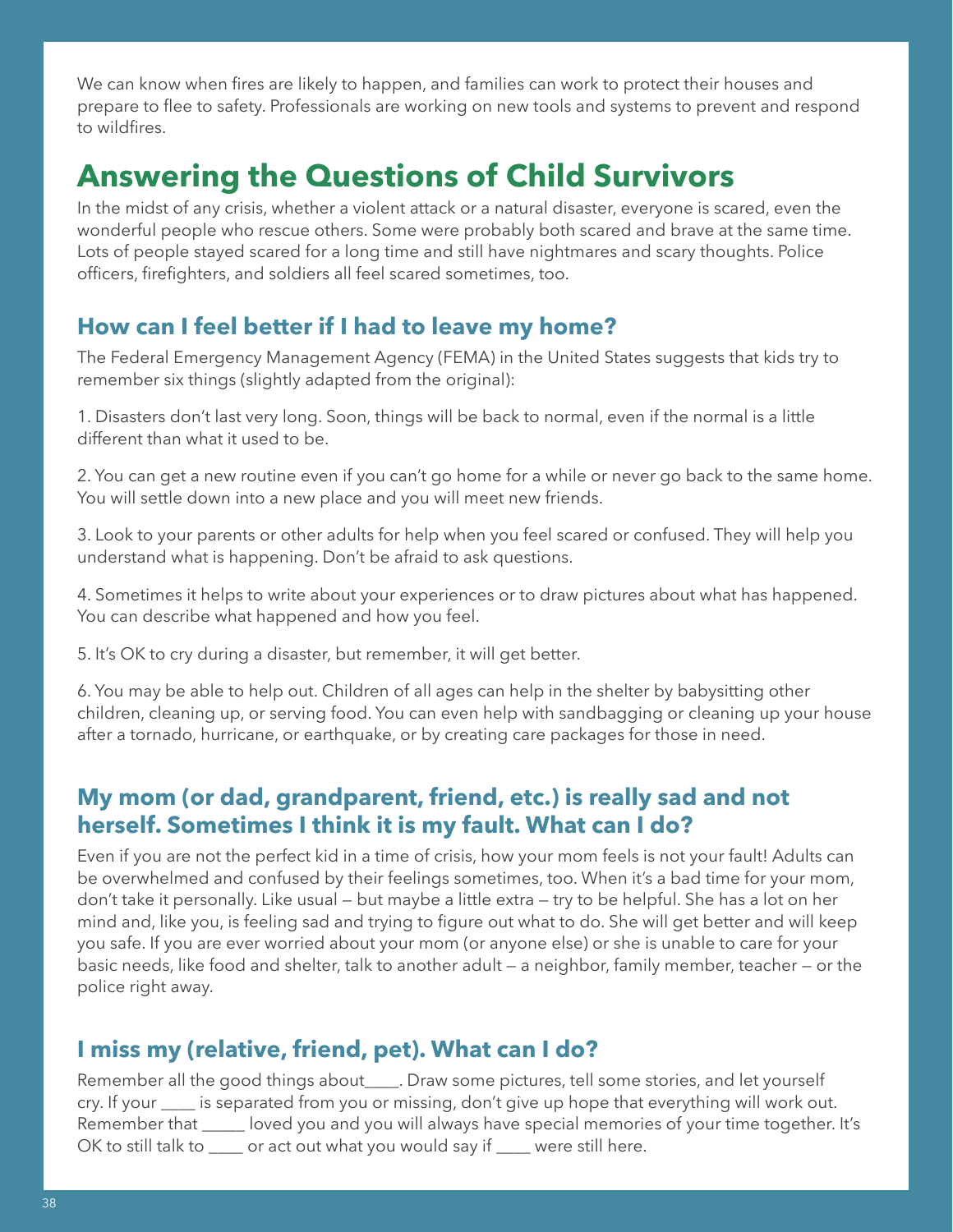We can know when fires are likely to happen, and families can work to protect their houses and prepare to flee to safety. Professionals are working on new tools and systems to prevent and respond to wildfires.

## Answering the Questions of Child Survivors

In the midst of any crisis, whether a violent attack or a natural disaster, everyone is scared, even the wonderful people who rescue others. Some were probably both scared and brave at the same time. Lots of people stayed scared for a long time and still have nightmares and scary thoughts. Police officers, firefighters, and soldiers all feel scared sometimes, too.

### How can I feel better if I had to leave my home?

The Federal Emergency Management Agency (FEMA) in the United States suggests that kids try to remember six things (slightly adapted from the original):

1. Disasters don't last very long. Soon, things will be back to normal, even if the normal is a little different than what it used to be.

2. You can get a new routine even if you can't go home for a while or never go back to the same home. You will settle down into a new place and you will meet new friends.

3. Look to your parents or other adults for help when you feel scared or confused. They will help you understand what is happening. Don't be afraid to ask questions.

4. Sometimes it helps to write about your experiences or to draw pictures about what has happened. You can describe what happened and how you feel.

5. It's OK to cry during a disaster, but remember, it will get better.

6. You may be able to help out. Children of all ages can help in the shelter by babysitting other children, cleaning up, or serving food. You can even help with sandbagging or cleaning up your house after a tornado, hurricane, or earthquake, or by creating care packages for those in need.

### My mom (or dad, grandparent, friend, etc.) is really sad and not herself. Sometimes I think it is my fault. What can I do?

Even if you are not the perfect kid in a time of crisis, how your mom feels is not your fault! Adults can be overwhelmed and confused by their feelings sometimes, too. When it's a bad time for your mom, don't take it personally. Like usual — but maybe a little extra — try to be helpful. She has a lot on her mind and, like you, is feeling sad and trying to figure out what to do. She will get better and will keep you safe. If you are ever worried about your mom (or anyone else) or she is unable to care for your basic needs, like food and shelter, talk to another adult — a neighbor, family member, teacher — or the police right away.

### I miss my (relative, friend, pet). What can I do?

Remember all the good things about____. Draw some pictures, tell some stories, and let yourself cry. If your ____ is separated from you or missing, don't give up hope that everything will work out. Remember that _____ loved you and you will always have special memories of your time together. It's OK to still talk to ____ or act out what you would say if ____ were still here.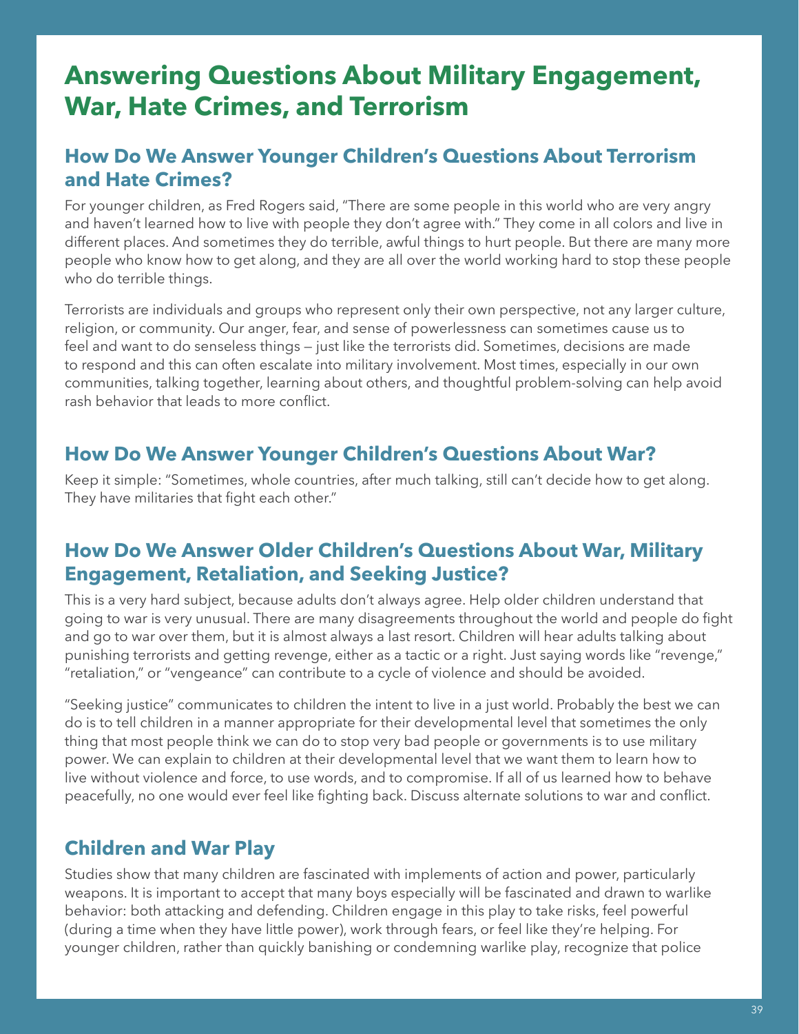# Answering Questions About Military Engagement, War, Hate Crimes, and Terrorism

## How Do We Answer Younger Children's Questions About Terrorism and Hate Crimes?

For younger children, as Fred Rogers said, "There are some people in this world who are very angry and haven't learned how to live with people they don't agree with." They come in all colors and live in different places. And sometimes they do terrible, awful things to hurt people. But there are many more people who know how to get along, and they are all over the world working hard to stop these people who do terrible things.

Terrorists are individuals and groups who represent only their own perspective, not any larger culture, religion, or community. Our anger, fear, and sense of powerlessness can sometimes cause us to feel and want to do senseless things — just like the terrorists did. Sometimes, decisions are made to respond and this can often escalate into military involvement. Most times, especially in our own communities, talking together, learning about others, and thoughtful problem-solving can help avoid rash behavior that leads to more conflict.

## How Do We Answer Younger Children's Questions About War?

Keep it simple: "Sometimes, whole countries, after much talking, still can't decide how to get along. They have militaries that fight each other."

## How Do We Answer Older Children's Questions About War, Military Engagement, Retaliation, and Seeking Justice?

This is a very hard subject, because adults don't always agree. Help older children understand that going to war is very unusual. There are many disagreements throughout the world and people do fight and go to war over them, but it is almost always a last resort. Children will hear adults talking about punishing terrorists and getting revenge, either as a tactic or a right. Just saying words like "revenge," "retaliation," or "vengeance" can contribute to a cycle of violence and should be avoided.

"Seeking justice" communicates to children the intent to live in a just world. Probably the best we can do is to tell children in a manner appropriate for their developmental level that sometimes the only thing that most people think we can do to stop very bad people or governments is to use military power. We can explain to children at their developmental level that we want them to learn how to live without violence and force, to use words, and to compromise. If all of us learned how to behave peacefully, no one would ever feel like fighting back. Discuss alternate solutions to war and conflict.

## Children and War Play

Studies show that many children are fascinated with implements of action and power, particularly weapons. It is important to accept that many boys especially will be fascinated and drawn to warlike behavior: both attacking and defending. Children engage in this play to take risks, feel powerful (during a time when they have little power), work through fears, or feel like they're helping. For younger children, rather than quickly banishing or condemning warlike play, recognize that police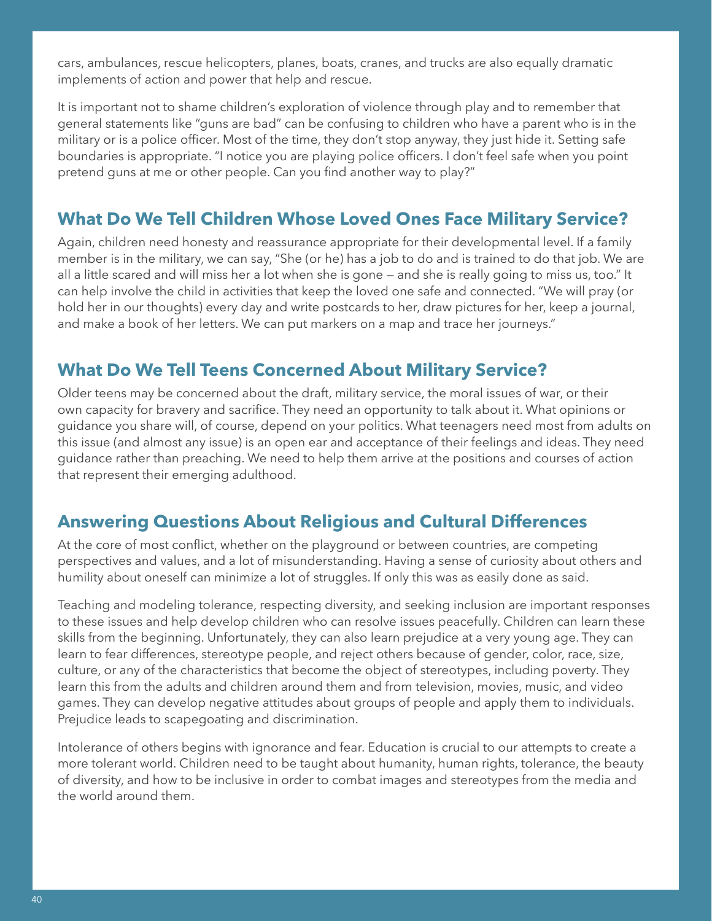cars, ambulances, rescue helicopters, planes, boats, cranes, and trucks are also equally dramatic implements of action and power that help and rescue.

It is important not to shame children's exploration of violence through play and to remember that general statements like "guns are bad" can be confusing to children who have a parent who is in the military or is a police officer. Most of the time, they don't stop anyway, they just hide it. Setting safe boundaries is appropriate. "I notice you are playing police officers. I don't feel safe when you point pretend guns at me or other people. Can you find another way to play?"

## What Do We Tell Children Whose Loved Ones Face Military Service?

Again, children need honesty and reassurance appropriate for their developmental level. If a family member is in the military, we can say, "She (or he) has a job to do and is trained to do that job. We are all a little scared and will miss her a lot when she is gone — and she is really going to miss us, too." It can help involve the child in activities that keep the loved one safe and connected. "We will pray (or hold her in our thoughts) every day and write postcards to her, draw pictures for her, keep a journal, and make a book of her letters. We can put markers on a map and trace her journeys."

## What Do We Tell Teens Concerned About Military Service?

Older teens may be concerned about the draft, military service, the moral issues of war, or their own capacity for bravery and sacrifice. They need an opportunity to talk about it. What opinions or guidance you share will, of course, depend on your politics. What teenagers need most from adults on this issue (and almost any issue) is an open ear and acceptance of their feelings and ideas. They need guidance rather than preaching. We need to help them arrive at the positions and courses of action that represent their emerging adulthood.

## Answering Questions About Religious and Cultural Differences

At the core of most conflict, whether on the playground or between countries, are competing perspectives and values, and a lot of misunderstanding. Having a sense of curiosity about others and humility about oneself can minimize a lot of struggles. If only this was as easily done as said.

Teaching and modeling tolerance, respecting diversity, and seeking inclusion are important responses to these issues and help develop children who can resolve issues peacefully. Children can learn these skills from the beginning. Unfortunately, they can also learn prejudice at a very young age. They can learn to fear differences, stereotype people, and reject others because of gender, color, race, size, culture, or any of the characteristics that become the object of stereotypes, including poverty. They learn this from the adults and children around them and from television, movies, music, and video games. They can develop negative attitudes about groups of people and apply them to individuals. Prejudice leads to scapegoating and discrimination.

Intolerance of others begins with ignorance and fear. Education is crucial to our attempts to create a more tolerant world. Children need to be taught about humanity, human rights, tolerance, the beauty of diversity, and how to be inclusive in order to combat images and stereotypes from the media and the world around them.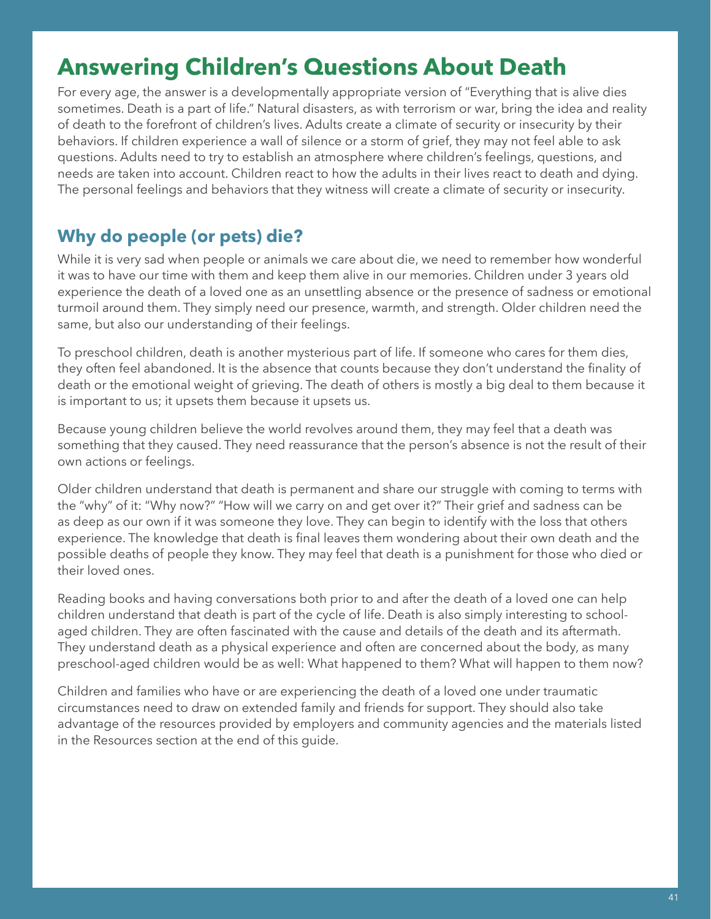# Answering Children's Questions About Death

For every age, the answer is a developmentally appropriate version of "Everything that is alive dies sometimes. Death is a part of life." Natural disasters, as with terrorism or war, bring the idea and reality of death to the forefront of children's lives. Adults create a climate of security or insecurity by their behaviors. If children experience a wall of silence or a storm of grief, they may not feel able to ask questions. Adults need to try to establish an atmosphere where children's feelings, questions, and needs are taken into account. Children react to how the adults in their lives react to death and dying. The personal feelings and behaviors that they witness will create a climate of security or insecurity.

## Why do people (or pets) die?

While it is very sad when people or animals we care about die, we need to remember how wonderful it was to have our time with them and keep them alive in our memories. Children under 3 years old experience the death of a loved one as an unsettling absence or the presence of sadness or emotional turmoil around them. They simply need our presence, warmth, and strength. Older children need the same, but also our understanding of their feelings.

To preschool children, death is another mysterious part of life. If someone who cares for them dies, they often feel abandoned. It is the absence that counts because they don't understand the finality of death or the emotional weight of grieving. The death of others is mostly a big deal to them because it is important to us; it upsets them because it upsets us.

Because young children believe the world revolves around them, they may feel that a death was something that they caused. They need reassurance that the person's absence is not the result of their own actions or feelings.

Older children understand that death is permanent and share our struggle with coming to terms with the "why" of it: "Why now?" "How will we carry on and get over it?" Their grief and sadness can be as deep as our own if it was someone they love. They can begin to identify with the loss that others experience. The knowledge that death is final leaves them wondering about their own death and the possible deaths of people they know. They may feel that death is a punishment for those who died or their loved ones.

Reading books and having conversations both prior to and after the death of a loved one can help children understand that death is part of the cycle of life. Death is also simply interesting to school-aged children. They are often fascinated with the cause and details of the death and its aftermath. They understand death as a physical experience and often are concerned about the body, as many preschool-aged children would be as well: What happened to them? What will happen to them now?

Children and families who have or are experiencing the death of a loved one under traumatic circumstances need to draw on extended family and friends for support. They should also take advantage of the resources provided by employers and community agencies and the materials listed in the Resources section at the end of this guide.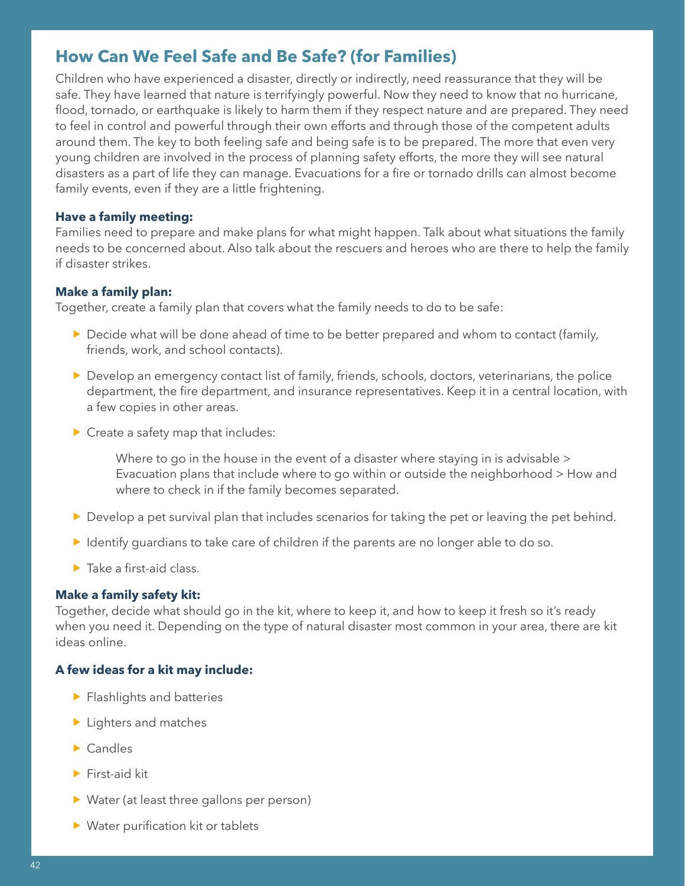## How Can We Feel Safe and Be Safe? (for Families)

Children who have experienced a disaster, directly or indirectly, need reassurance that they will be safe. They have learned that nature is terrifyingly powerful. Now they need to know that no hurricane, flood, tornado, or earthquake is likely to harm them if they respect nature and are prepared. They need to feel in control and powerful through their own efforts and through those of the competent adults around them. The key to both feeling safe and being safe is to be prepared. The more that even very young children are involved in the process of planning safety efforts, the more they will see natural disasters as a part of life they can manage. Evacuations for a fire or tornado drills can almost become family events, even if they are a little frightening.

**Have a family meeting:**
Families need to prepare and make plans for what might happen. Talk about what situations the family needs to be concerned about. Also talk about the rescuers and heroes who are there to help the family if disaster strikes.

**Make a family plan:**
Together, create a family plan that covers what the family needs to do to be safe:

- Decide what will be done ahead of time to be better prepared and whom to contact (family, friends, work, and school contacts).
- Develop an emergency contact list of family, friends, schools, doctors, veterinarians, the police department, the fire department, and insurance representatives. Keep it in a central location, with a few copies in other areas.
- Create a safety map that includes:

  Where to go in the house in the event of a disaster where staying in is advisable > Evacuation plans that include where to go within or outside the neighborhood > How and where to check in if the family becomes separated.

- Develop a pet survival plan that includes scenarios for taking the pet or leaving the pet behind.
- Identify guardians to take care of children if the parents are no longer able to do so.
- Take a first-aid class.

**Make a family safety kit:**
Together, decide what should go in the kit, where to keep it, and how to keep it fresh so it's ready when you need it. Depending on the type of natural disaster most common in your area, there are kit ideas online.

**A few ideas for a kit may include:**

- Flashlights and batteries
- Lighters and matches
- Candles
- First-aid kit
- Water (at least three gallons per person)
- Water purification kit or tablets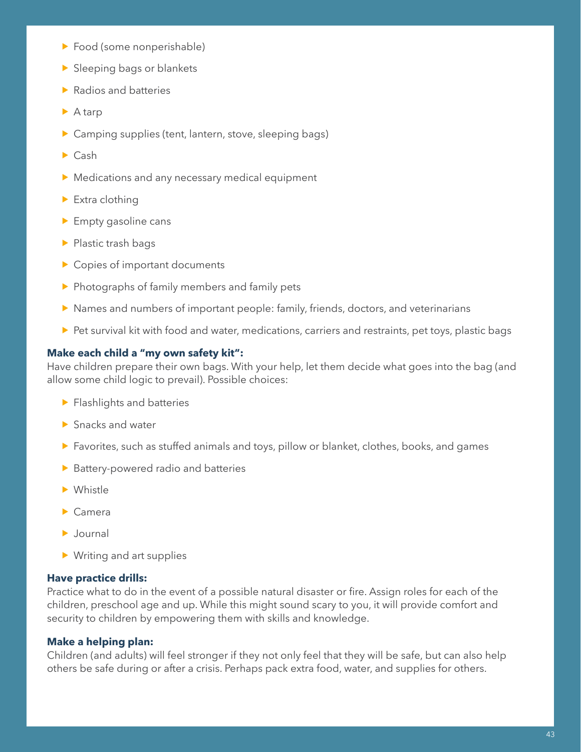- Food (some nonperishable)
- Sleeping bags or blankets
- Radios and batteries
- A tarp
- Camping supplies (tent, lantern, stove, sleeping bags)
- Cash
- Medications and any necessary medical equipment
- Extra clothing
- Empty gasoline cans
- Plastic trash bags
- Copies of important documents
- Photographs of family members and family pets
- Names and numbers of important people: family, friends, doctors, and veterinarians
- Pet survival kit with food and water, medications, carriers and restraints, pet toys, plastic bags

**Make each child a "my own safety kit":**
Have children prepare their own bags. With your help, let them decide what goes into the bag (and allow some child logic to prevail). Possible choices:

- Flashlights and batteries
- Snacks and water
- Favorites, such as stuffed animals and toys, pillow or blanket, clothes, books, and games
- Battery-powered radio and batteries
- Whistle
- Camera
- Journal
- Writing and art supplies

**Have practice drills:**
Practice what to do in the event of a possible natural disaster or fire. Assign roles for each of the children, preschool age and up. While this might sound scary to you, it will provide comfort and security to children by empowering them with skills and knowledge.

**Make a helping plan:**
Children (and adults) will feel stronger if they not only feel that they will be safe, but can also help others be safe during or after a crisis. Perhaps pack extra food, water, and supplies for others.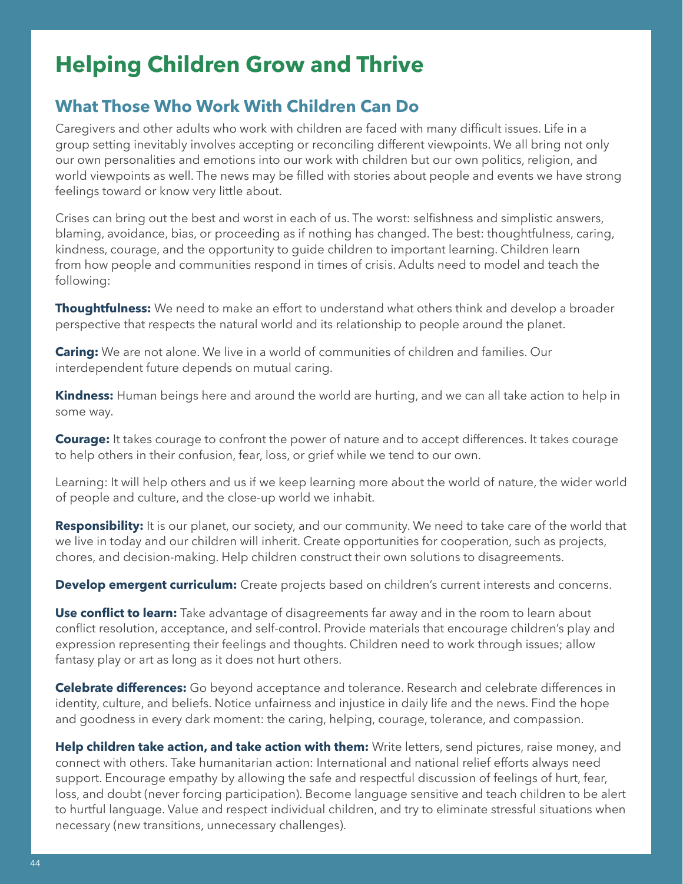# Helping Children Grow and Thrive

## What Those Who Work With Children Can Do

Caregivers and other adults who work with children are faced with many difficult issues. Life in a group setting inevitably involves accepting or reconciling different viewpoints. We all bring not only our own personalities and emotions into our work with children but our own politics, religion, and world viewpoints as well. The news may be filled with stories about people and events we have strong feelings toward or know very little about.

Crises can bring out the best and worst in each of us. The worst: selfishness and simplistic answers, blaming, avoidance, bias, or proceeding as if nothing has changed. The best: thoughtfulness, caring, kindness, courage, and the opportunity to guide children to important learning. Children learn from how people and communities respond in times of crisis. Adults need to model and teach the following:

**Thoughtfulness:** We need to make an effort to understand what others think and develop a broader perspective that respects the natural world and its relationship to people around the planet.

**Caring:** We are not alone. We live in a world of communities of children and families. Our interdependent future depends on mutual caring.

**Kindness:** Human beings here and around the world are hurting, and we can all take action to help in some way.

**Courage:** It takes courage to confront the power of nature and to accept differences. It takes courage to help others in their confusion, fear, loss, or grief while we tend to our own.

Learning: It will help others and us if we keep learning more about the world of nature, the wider world of people and culture, and the close-up world we inhabit.

**Responsibility:** It is our planet, our society, and our community. We need to take care of the world that we live in today and our children will inherit. Create opportunities for cooperation, such as projects, chores, and decision-making. Help children construct their own solutions to disagreements.

**Develop emergent curriculum:** Create projects based on children's current interests and concerns.

**Use conflict to learn:** Take advantage of disagreements far away and in the room to learn about conflict resolution, acceptance, and self-control. Provide materials that encourage children's play and expression representing their feelings and thoughts. Children need to work through issues; allow fantasy play or art as long as it does not hurt others.

**Celebrate differences:** Go beyond acceptance and tolerance. Research and celebrate differences in identity, culture, and beliefs. Notice unfairness and injustice in daily life and the news. Find the hope and goodness in every dark moment: the caring, helping, courage, tolerance, and compassion.

**Help children take action, and take action with them:** Write letters, send pictures, raise money, and connect with others. Take humanitarian action: International and national relief efforts always need support. Encourage empathy by allowing the safe and respectful discussion of feelings of hurt, fear, loss, and doubt (never forcing participation). Become language sensitive and teach children to be alert to hurtful language. Value and respect individual children, and try to eliminate stressful situations when necessary (new transitions, unnecessary challenges).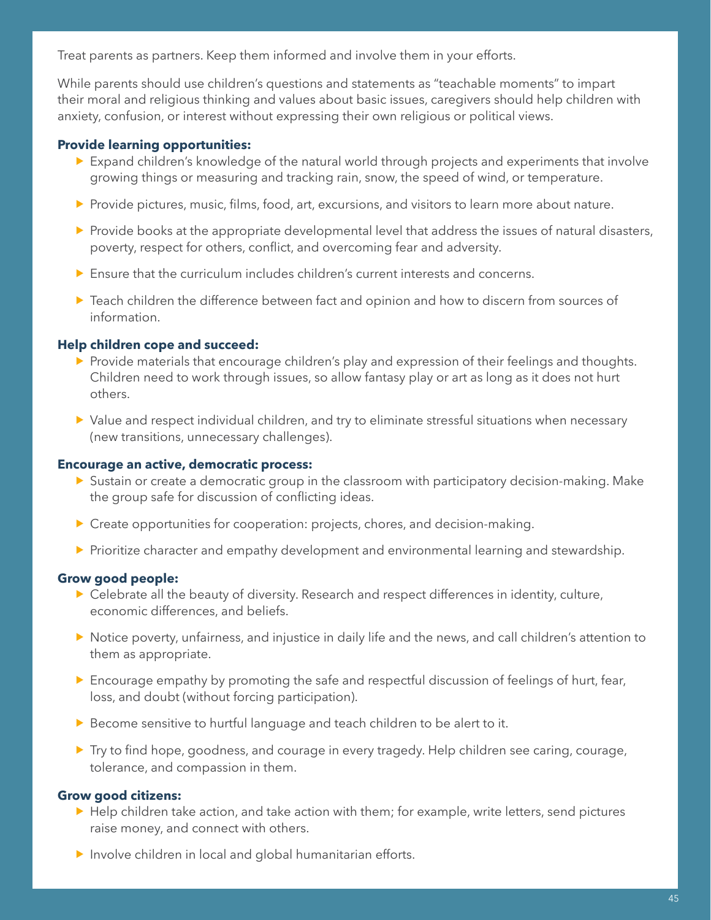Treat parents as partners. Keep them informed and involve them in your efforts.

While parents should use children's questions and statements as "teachable moments" to impart their moral and religious thinking and values about basic issues, caregivers should help children with anxiety, confusion, or interest without expressing their own religious or political views.

**Provide learning opportunities:**

- Expand children's knowledge of the natural world through projects and experiments that involve growing things or measuring and tracking rain, snow, the speed of wind, or temperature.
- Provide pictures, music, films, food, art, excursions, and visitors to learn more about nature.
- Provide books at the appropriate developmental level that address the issues of natural disasters, poverty, respect for others, conflict, and overcoming fear and adversity.
- Ensure that the curriculum includes children's current interests and concerns.
- Teach children the difference between fact and opinion and how to discern from sources of information.

**Help children cope and succeed:**

- Provide materials that encourage children's play and expression of their feelings and thoughts. Children need to work through issues, so allow fantasy play or art as long as it does not hurt others.
- Value and respect individual children, and try to eliminate stressful situations when necessary (new transitions, unnecessary challenges).

**Encourage an active, democratic process:**

- Sustain or create a democratic group in the classroom with participatory decision-making. Make the group safe for discussion of conflicting ideas.
- Create opportunities for cooperation: projects, chores, and decision-making.
- Prioritize character and empathy development and environmental learning and stewardship.

**Grow good people:**

- Celebrate all the beauty of diversity. Research and respect differences in identity, culture, economic differences, and beliefs.
- Notice poverty, unfairness, and injustice in daily life and the news, and call children's attention to them as appropriate.
- Encourage empathy by promoting the safe and respectful discussion of feelings of hurt, fear, loss, and doubt (without forcing participation).
- Become sensitive to hurtful language and teach children to be alert to it.
- Try to find hope, goodness, and courage in every tragedy. Help children see caring, courage, tolerance, and compassion in them.

**Grow good citizens:**

- Help children take action, and take action with them; for example, write letters, send pictures raise money, and connect with others.
- Involve children in local and global humanitarian efforts.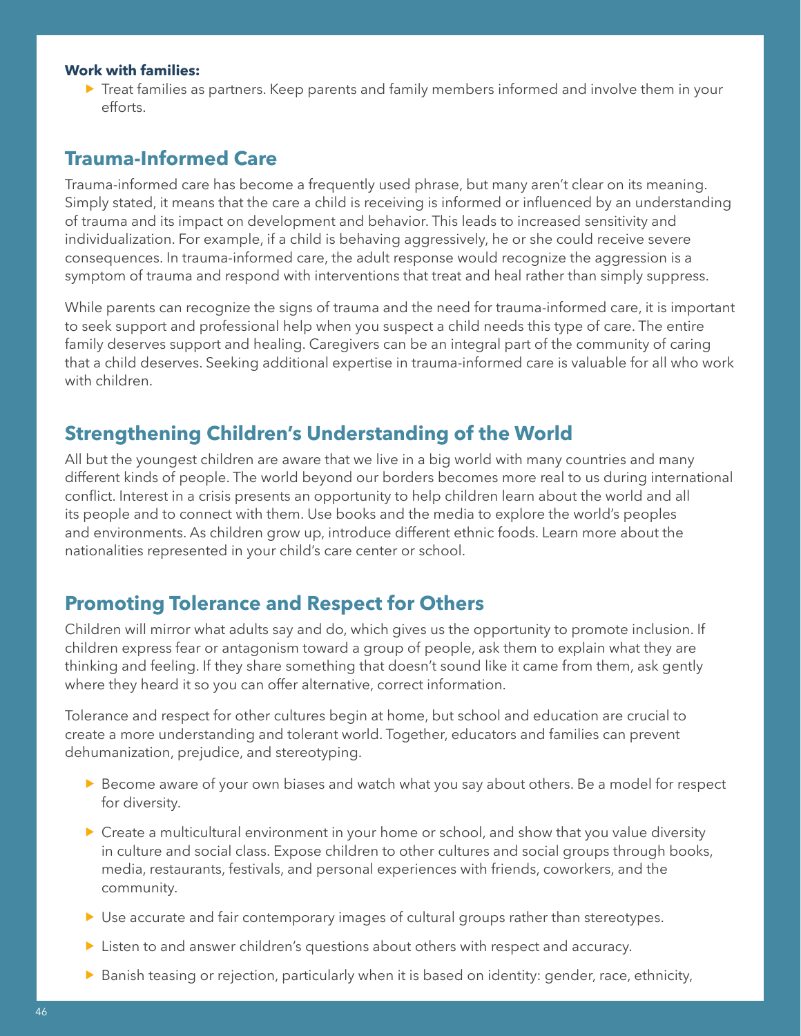**Work with families:**

- Treat families as partners. Keep parents and family members informed and involve them in your efforts.

## Trauma-Informed Care

Trauma-informed care has become a frequently used phrase, but many aren't clear on its meaning. Simply stated, it means that the care a child is receiving is informed or influenced by an understanding of trauma and its impact on development and behavior. This leads to increased sensitivity and individualization. For example, if a child is behaving aggressively, he or she could receive severe consequences. In trauma-informed care, the adult response would recognize the aggression is a symptom of trauma and respond with interventions that treat and heal rather than simply suppress.

While parents can recognize the signs of trauma and the need for trauma-informed care, it is important to seek support and professional help when you suspect a child needs this type of care. The entire family deserves support and healing. Caregivers can be an integral part of the community of caring that a child deserves. Seeking additional expertise in trauma-informed care is valuable for all who work with children.

## Strengthening Children's Understanding of the World

All but the youngest children are aware that we live in a big world with many countries and many different kinds of people. The world beyond our borders becomes more real to us during international conflict. Interest in a crisis presents an opportunity to help children learn about the world and all its people and to connect with them. Use books and the media to explore the world's peoples and environments. As children grow up, introduce different ethnic foods. Learn more about the nationalities represented in your child's care center or school.

## Promoting Tolerance and Respect for Others

Children will mirror what adults say and do, which gives us the opportunity to promote inclusion. If children express fear or antagonism toward a group of people, ask them to explain what they are thinking and feeling. If they share something that doesn't sound like it came from them, ask gently where they heard it so you can offer alternative, correct information.

Tolerance and respect for other cultures begin at home, but school and education are crucial to create a more understanding and tolerant world. Together, educators and families can prevent dehumanization, prejudice, and stereotyping.

- Become aware of your own biases and watch what you say about others. Be a model for respect for diversity.
- Create a multicultural environment in your home or school, and show that you value diversity in culture and social class. Expose children to other cultures and social groups through books, media, restaurants, festivals, and personal experiences with friends, coworkers, and the community.
- Use accurate and fair contemporary images of cultural groups rather than stereotypes.
- Listen to and answer children's questions about others with respect and accuracy.
- Banish teasing or rejection, particularly when it is based on identity: gender, race, ethnicity,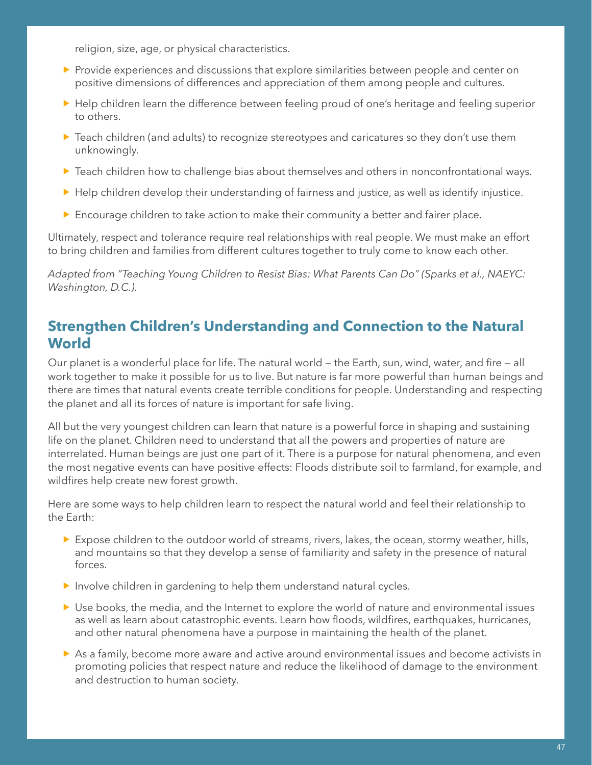religion, size, age, or physical characteristics.

- Provide experiences and discussions that explore similarities between people and center on positive dimensions of differences and appreciation of them among people and cultures.
- Help children learn the difference between feeling proud of one's heritage and feeling superior to others.
- Teach children (and adults) to recognize stereotypes and caricatures so they don't use them unknowingly.
- Teach children how to challenge bias about themselves and others in nonconfrontational ways.
- Help children develop their understanding of fairness and justice, as well as identify injustice.
- Encourage children to take action to make their community a better and fairer place.

Ultimately, respect and tolerance require real relationships with real people. We must make an effort to bring children and families from different cultures together to truly come to know each other.

*Adapted from "Teaching Young Children to Resist Bias: What Parents Can Do" (Sparks et al., NAEYC: Washington, D.C.).*

## Strengthen Children's Understanding and Connection to the Natural World

Our planet is a wonderful place for life. The natural world — the Earth, sun, wind, water, and fire — all work together to make it possible for us to live. But nature is far more powerful than human beings and there are times that natural events create terrible conditions for people. Understanding and respecting the planet and all its forces of nature is important for safe living.

All but the very youngest children can learn that nature is a powerful force in shaping and sustaining life on the planet. Children need to understand that all the powers and properties of nature are interrelated. Human beings are just one part of it. There is a purpose for natural phenomena, and even the most negative events can have positive effects: Floods distribute soil to farmland, for example, and wildfires help create new forest growth.

Here are some ways to help children learn to respect the natural world and feel their relationship to the Earth:

- Expose children to the outdoor world of streams, rivers, lakes, the ocean, stormy weather, hills, and mountains so that they develop a sense of familiarity and safety in the presence of natural forces.
- Involve children in gardening to help them understand natural cycles.
- Use books, the media, and the Internet to explore the world of nature and environmental issues as well as learn about catastrophic events. Learn how floods, wildfires, earthquakes, hurricanes, and other natural phenomena have a purpose in maintaining the health of the planet.
- As a family, become more aware and active around environmental issues and become activists in promoting policies that respect nature and reduce the likelihood of damage to the environment and destruction to human society.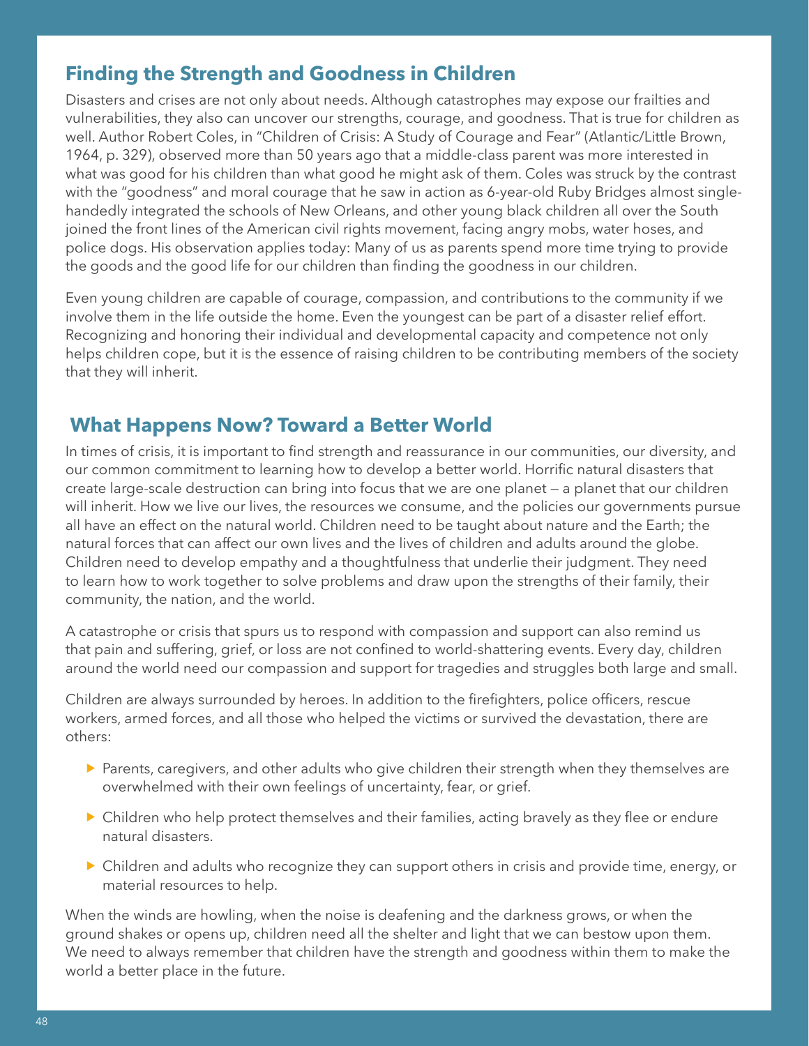## Finding the Strength and Goodness in Children

Disasters and crises are not only about needs. Although catastrophes may expose our frailties and vulnerabilities, they also can uncover our strengths, courage, and goodness. That is true for children as well. Author Robert Coles, in "Children of Crisis: A Study of Courage and Fear" (Atlantic/Little Brown, 1964, p. 329), observed more than 50 years ago that a middle-class parent was more interested in what was good for his children than what good he might ask of them. Coles was struck by the contrast with the "goodness" and moral courage that he saw in action as 6-year-old Ruby Bridges almost single-handedly integrated the schools of New Orleans, and other young black children all over the South joined the front lines of the American civil rights movement, facing angry mobs, water hoses, and police dogs. His observation applies today: Many of us as parents spend more time trying to provide the goods and the good life for our children than finding the goodness in our children.

Even young children are capable of courage, compassion, and contributions to the community if we involve them in the life outside the home. Even the youngest can be part of a disaster relief effort. Recognizing and honoring their individual and developmental capacity and competence not only helps children cope, but it is the essence of raising children to be contributing members of the society that they will inherit.

## What Happens Now? Toward a Better World

In times of crisis, it is important to find strength and reassurance in our communities, our diversity, and our common commitment to learning how to develop a better world. Horrific natural disasters that create large-scale destruction can bring into focus that we are one planet — a planet that our children will inherit. How we live our lives, the resources we consume, and the policies our governments pursue all have an effect on the natural world. Children need to be taught about nature and the Earth; the natural forces that can affect our own lives and the lives of children and adults around the globe. Children need to develop empathy and a thoughtfulness that underlie their judgment. They need to learn how to work together to solve problems and draw upon the strengths of their family, their community, the nation, and the world.

A catastrophe or crisis that spurs us to respond with compassion and support can also remind us that pain and suffering, grief, or loss are not confined to world-shattering events. Every day, children around the world need our compassion and support for tragedies and struggles both large and small.

Children are always surrounded by heroes. In addition to the firefighters, police officers, rescue workers, armed forces, and all those who helped the victims or survived the devastation, there are others:

- Parents, caregivers, and other adults who give children their strength when they themselves are overwhelmed with their own feelings of uncertainty, fear, or grief.
- Children who help protect themselves and their families, acting bravely as they flee or endure natural disasters.
- Children and adults who recognize they can support others in crisis and provide time, energy, or material resources to help.

When the winds are howling, when the noise is deafening and the darkness grows, or when the ground shakes or opens up, children need all the shelter and light that we can bestow upon them. We need to always remember that children have the strength and goodness within them to make the world a better place in the future.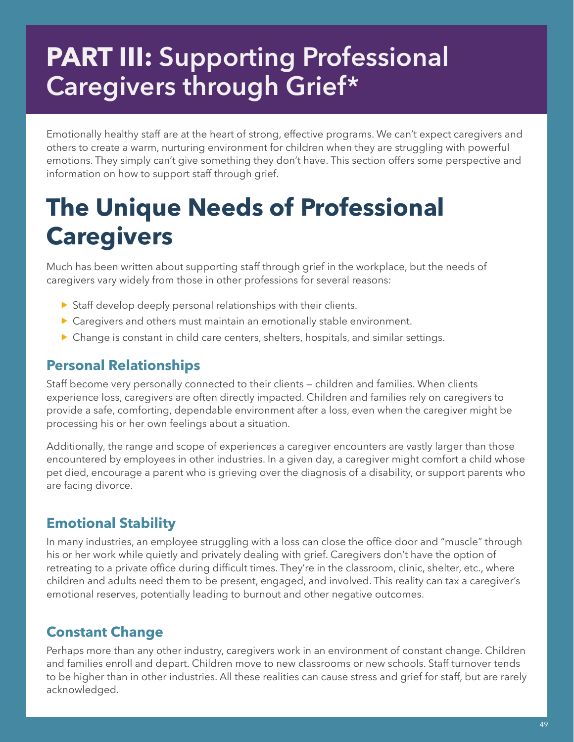# PART III: Supporting Professional Caregivers through Grief*

Emotionally healthy staff are at the heart of strong, effective programs. We can't expect caregivers and others to create a warm, nurturing environment for children when they are struggling with powerful emotions. They simply can't give something they don't have. This section offers some perspective and information on how to support staff through grief.

## The Unique Needs of Professional Caregivers

Much has been written about supporting staff through grief in the workplace, but the needs of caregivers vary widely from those in other professions for several reasons:

- Staff develop deeply personal relationships with their clients.
- Caregivers and others must maintain an emotionally stable environment.
- Change is constant in child care centers, shelters, hospitals, and similar settings.

### Personal Relationships

Staff become very personally connected to their clients — children and families. When clients experience loss, caregivers are often directly impacted. Children and families rely on caregivers to provide a safe, comforting, dependable environment after a loss, even when the caregiver might be processing his or her own feelings about a situation.

Additionally, the range and scope of experiences a caregiver encounters are vastly larger than those encountered by employees in other industries. In a given day, a caregiver might comfort a child whose pet died, encourage a parent who is grieving over the diagnosis of a disability, or support parents who are facing divorce.

### Emotional Stability

In many industries, an employee struggling with a loss can close the office door and "muscle" through his or her work while quietly and privately dealing with grief. Caregivers don't have the option of retreating to a private office during difficult times. They're in the classroom, clinic, shelter, etc., where children and adults need them to be present, engaged, and involved. This reality can tax a caregiver's emotional reserves, potentially leading to burnout and other negative outcomes.

### Constant Change

Perhaps more than any other industry, caregivers work in an environment of constant change. Children and families enroll and depart. Children move to new classrooms or new schools. Staff turnover tends to be higher than in other industries. All these realities can cause stress and grief for staff, but are rarely acknowledged.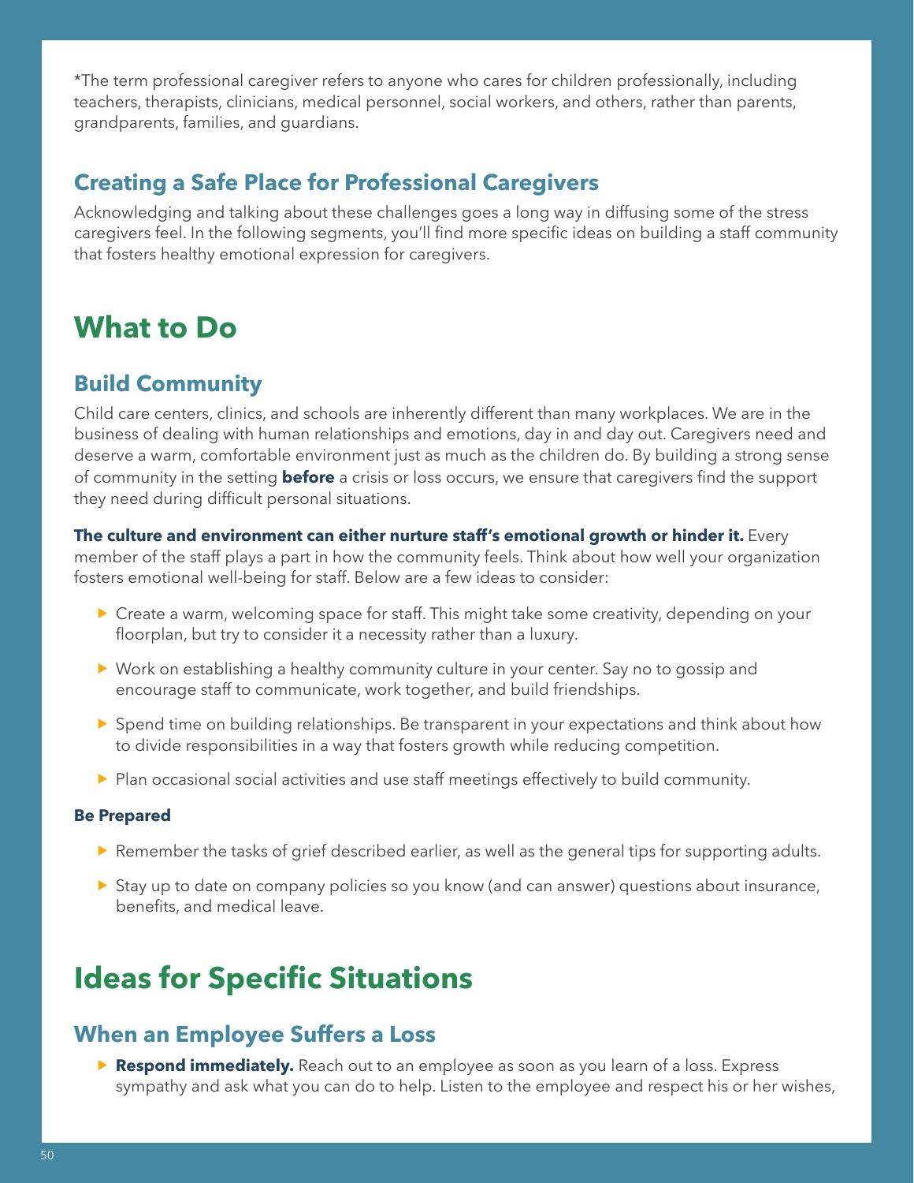*The term professional caregiver refers to anyone who cares for children professionally, including teachers, therapists, clinicians, medical personnel, social workers, and others, rather than parents, grandparents, families, and guardians.

## Creating a Safe Place for Professional Caregivers

Acknowledging and talking about these challenges goes a long way in diffusing some of the stress caregivers feel. In the following segments, you'll find more specific ideas on building a staff community that fosters healthy emotional expression for caregivers.

# What to Do

## Build Community

Child care centers, clinics, and schools are inherently different than many workplaces. We are in the business of dealing with human relationships and emotions, day in and day out. Caregivers need and deserve a warm, comfortable environment just as much as the children do. By building a strong sense of community in the setting **before** a crisis or loss occurs, we ensure that caregivers find the support they need during difficult personal situations.

**The culture and environment can either nurture staff's emotional growth or hinder it.** Every member of the staff plays a part in how the community feels. Think about how well your organization fosters emotional well-being for staff. Below are a few ideas to consider:

- Create a warm, welcoming space for staff. This might take some creativity, depending on your floorplan, but try to consider it a necessity rather than a luxury.
- Work on establishing a healthy community culture in your center. Say no to gossip and encourage staff to communicate, work together, and build friendships.
- Spend time on building relationships. Be transparent in your expectations and think about how to divide responsibilities in a way that fosters growth while reducing competition.
- Plan occasional social activities and use staff meetings effectively to build community.

### Be Prepared

- Remember the tasks of grief described earlier, as well as the general tips for supporting adults.
- Stay up to date on company policies so you know (and can answer) questions about insurance, benefits, and medical leave.

# Ideas for Specific Situations

## When an Employee Suffers a Loss

- **Respond immediately.** Reach out to an employee as soon as you learn of a loss. Express sympathy and ask what you can do to help. Listen to the employee and respect his or her wishes,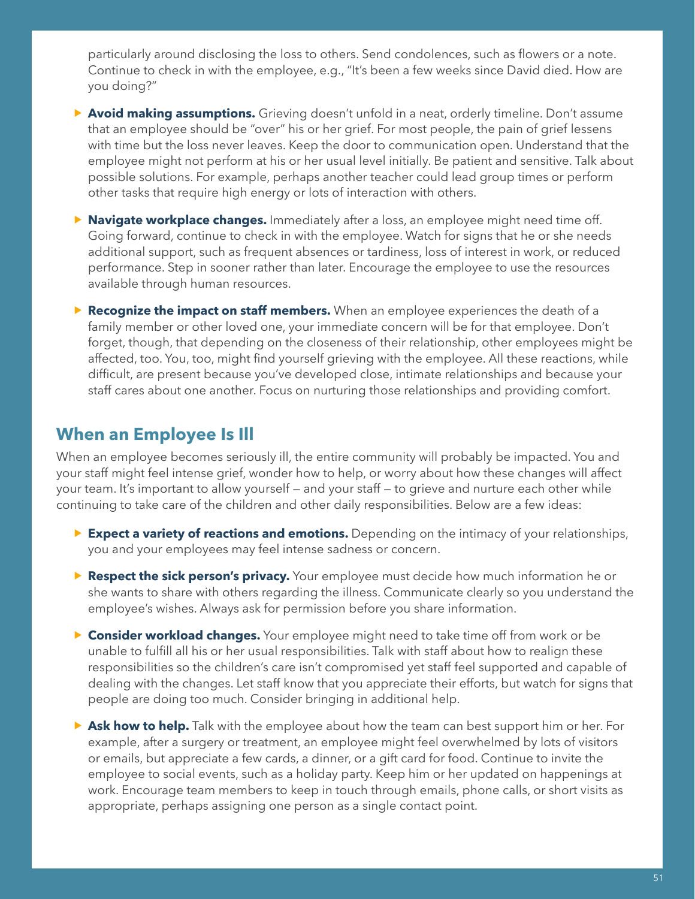particularly around disclosing the loss to others. Send condolences, such as flowers or a note. Continue to check in with the employee, e.g., "It's been a few weeks since David died. How are you doing?"

- **Avoid making assumptions.** Grieving doesn't unfold in a neat, orderly timeline. Don't assume that an employee should be "over" his or her grief. For most people, the pain of grief lessens with time but the loss never leaves. Keep the door to communication open. Understand that the employee might not perform at his or her usual level initially. Be patient and sensitive. Talk about possible solutions. For example, perhaps another teacher could lead group times or perform other tasks that require high energy or lots of interaction with others.

- **Navigate workplace changes.** Immediately after a loss, an employee might need time off. Going forward, continue to check in with the employee. Watch for signs that he or she needs additional support, such as frequent absences or tardiness, loss of interest in work, or reduced performance. Step in sooner rather than later. Encourage the employee to use the resources available through human resources.

- **Recognize the impact on staff members.** When an employee experiences the death of a family member or other loved one, your immediate concern will be for that employee. Don't forget, though, that depending on the closeness of their relationship, other employees might be affected, too. You, too, might find yourself grieving with the employee. All these reactions, while difficult, are present because you've developed close, intimate relationships and because your staff cares about one another. Focus on nurturing those relationships and providing comfort.

## When an Employee Is Ill

When an employee becomes seriously ill, the entire community will probably be impacted. You and your staff might feel intense grief, wonder how to help, or worry about how these changes will affect your team. It's important to allow yourself — and your staff — to grieve and nurture each other while continuing to take care of the children and other daily responsibilities. Below are a few ideas:

- **Expect a variety of reactions and emotions.** Depending on the intimacy of your relationships, you and your employees may feel intense sadness or concern.

- **Respect the sick person's privacy.** Your employee must decide how much information he or she wants to share with others regarding the illness. Communicate clearly so you understand the employee's wishes. Always ask for permission before you share information.

- **Consider workload changes.** Your employee might need to take time off from work or be unable to fulfill all his or her usual responsibilities. Talk with staff about how to realign these responsibilities so the children's care isn't compromised yet staff feel supported and capable of dealing with the changes. Let staff know that you appreciate their efforts, but watch for signs that people are doing too much. Consider bringing in additional help.

- **Ask how to help.** Talk with the employee about how the team can best support him or her. For example, after a surgery or treatment, an employee might feel overwhelmed by lots of visitors or emails, but appreciate a few cards, a dinner, or a gift card for food. Continue to invite the employee to social events, such as a holiday party. Keep him or her updated on happenings at work. Encourage team members to keep in touch through emails, phone calls, or short visits as appropriate, perhaps assigning one person as a single contact point.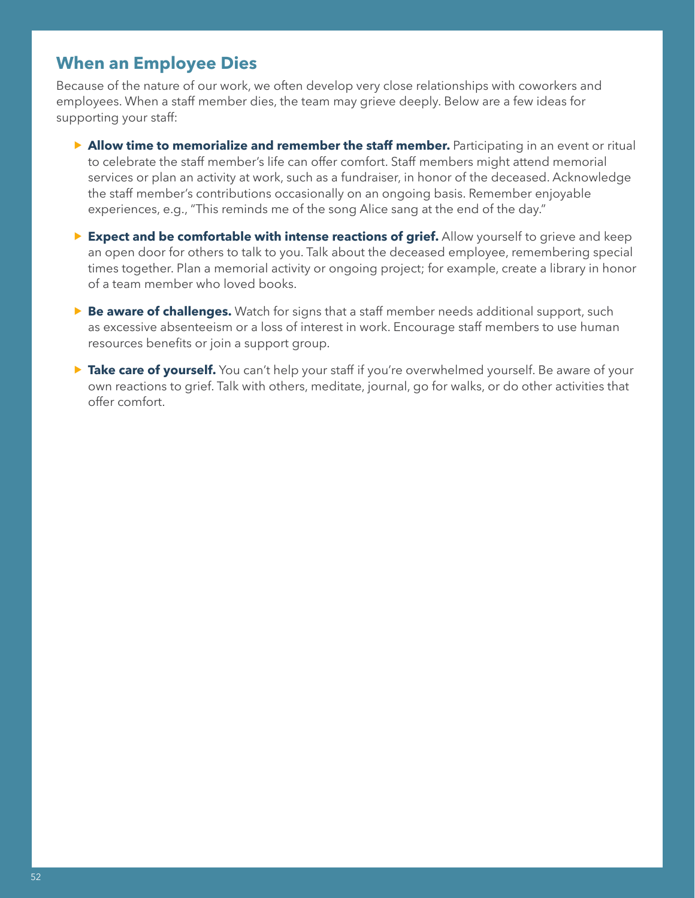## When an Employee Dies

Because of the nature of our work, we often develop very close relationships with coworkers and employees. When a staff member dies, the team may grieve deeply. Below are a few ideas for supporting your staff:

- **Allow time to memorialize and remember the staff member.** Participating in an event or ritual to celebrate the staff member's life can offer comfort. Staff members might attend memorial services or plan an activity at work, such as a fundraiser, in honor of the deceased. Acknowledge the staff member's contributions occasionally on an ongoing basis. Remember enjoyable experiences, e.g., "This reminds me of the song Alice sang at the end of the day."
- **Expect and be comfortable with intense reactions of grief.** Allow yourself to grieve and keep an open door for others to talk to you. Talk about the deceased employee, remembering special times together. Plan a memorial activity or ongoing project; for example, create a library in honor of a team member who loved books.
- **Be aware of challenges.** Watch for signs that a staff member needs additional support, such as excessive absenteeism or a loss of interest in work. Encourage staff members to use human resources benefits or join a support group.
- **Take care of yourself.** You can't help your staff if you're overwhelmed yourself. Be aware of your own reactions to grief. Talk with others, meditate, journal, go for walks, or do other activities that offer comfort.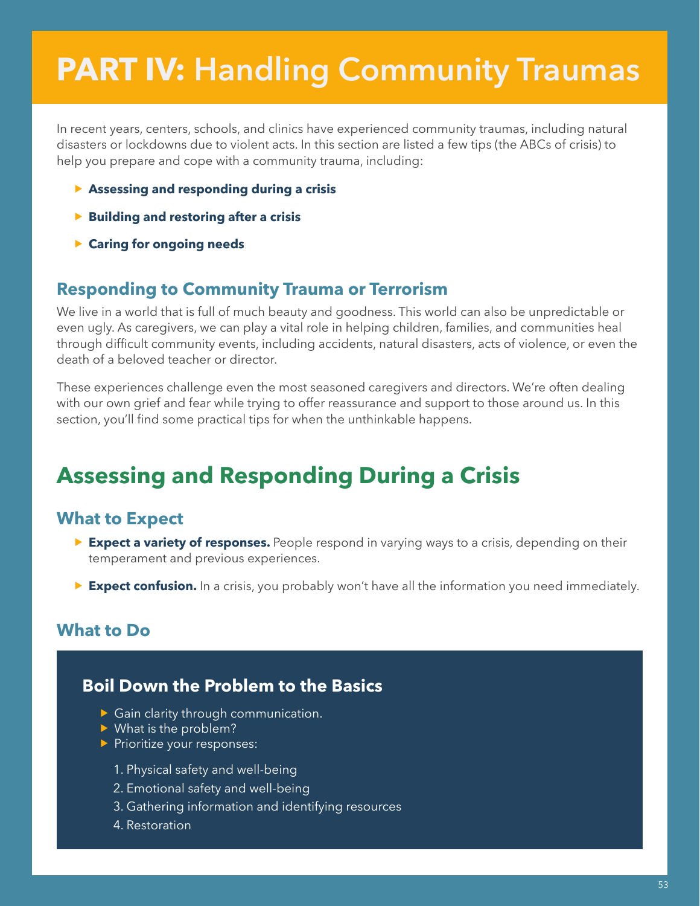# PART IV: Handling Community Traumas

In recent years, centers, schools, and clinics have experienced community traumas, including natural disasters or lockdowns due to violent acts. In this section are listed a few tips (the ABCs of crisis) to help you prepare and cope with a community trauma, including:

- **Assessing and responding during a crisis**
- **Building and restoring after a crisis**
- **Caring for ongoing needs**

### Responding to Community Trauma or Terrorism

We live in a world that is full of much beauty and goodness. This world can also be unpredictable or even ugly. As caregivers, we can play a vital role in helping children, families, and communities heal through difficult community events, including accidents, natural disasters, acts of violence, or even the death of a beloved teacher or director.

These experiences challenge even the most seasoned caregivers and directors. We're often dealing with our own grief and fear while trying to offer reassurance and support to those around us. In this section, you'll find some practical tips for when the unthinkable happens.

## Assessing and Responding During a Crisis

### What to Expect

- **Expect a variety of responses.** People respond in varying ways to a crisis, depending on their temperament and previous experiences.
- **Expect confusion.** In a crisis, you probably won't have all the information you need immediately.

### What to Do

#### Boil Down the Problem to the Basics

- Gain clarity through communication.
- What is the problem?
- Prioritize your responses:
  1. Physical safety and well-being
  2. Emotional safety and well-being
  3. Gathering information and identifying resources
  4. Restoration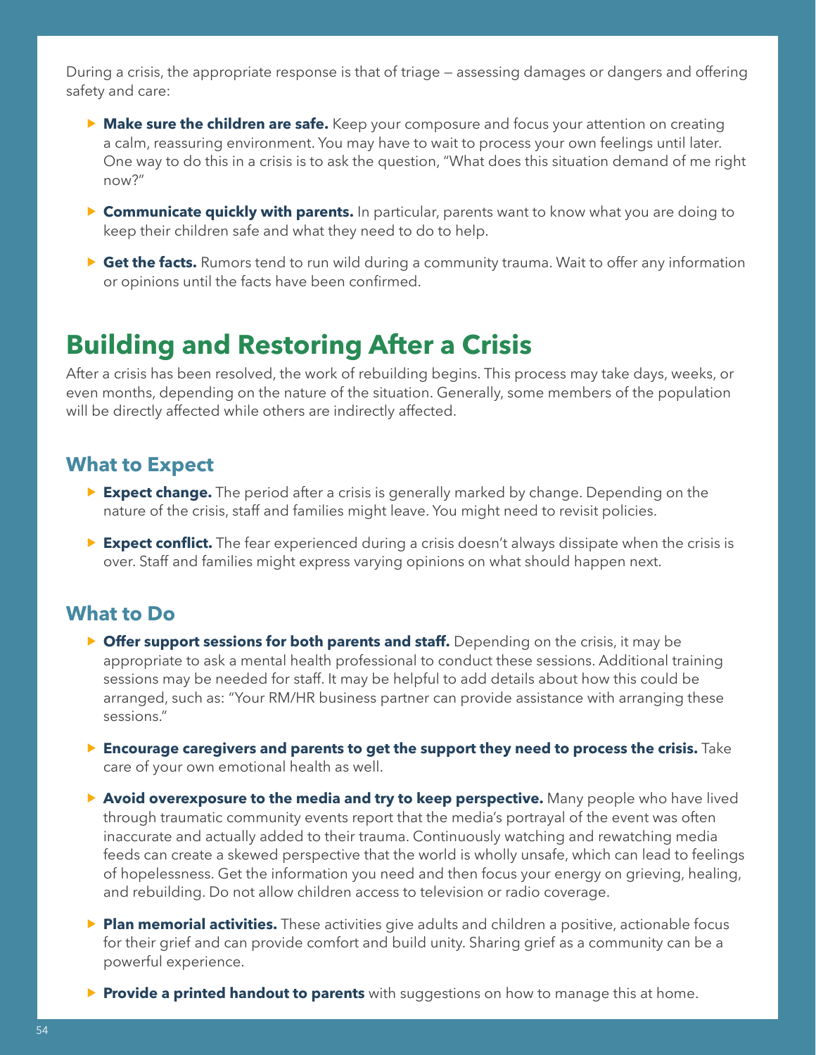During a crisis, the appropriate response is that of triage — assessing damages or dangers and offering safety and care:

- **Make sure the children are safe.** Keep your composure and focus your attention on creating a calm, reassuring environment. You may have to wait to process your own feelings until later. One way to do this in a crisis is to ask the question, "What does this situation demand of me right now?"
- **Communicate quickly with parents.** In particular, parents want to know what you are doing to keep their children safe and what they need to do to help.
- **Get the facts.** Rumors tend to run wild during a community trauma. Wait to offer any information or opinions until the facts have been confirmed.

# Building and Restoring After a Crisis

After a crisis has been resolved, the work of rebuilding begins. This process may take days, weeks, or even months, depending on the nature of the situation. Generally, some members of the population will be directly affected while others are indirectly affected.

## What to Expect

- **Expect change.** The period after a crisis is generally marked by change. Depending on the nature of the crisis, staff and families might leave. You might need to revisit policies.
- **Expect conflict.** The fear experienced during a crisis doesn't always dissipate when the crisis is over. Staff and families might express varying opinions on what should happen next.

## What to Do

- **Offer support sessions for both parents and staff.** Depending on the crisis, it may be appropriate to ask a mental health professional to conduct these sessions. Additional training sessions may be needed for staff. It may be helpful to add details about how this could be arranged, such as: "Your RM/HR business partner can provide assistance with arranging these sessions."
- **Encourage caregivers and parents to get the support they need to process the crisis.** Take care of your own emotional health as well.
- **Avoid overexposure to the media and try to keep perspective.** Many people who have lived through traumatic community events report that the media's portrayal of the event was often inaccurate and actually added to their trauma. Continuously watching and rewatching media feeds can create a skewed perspective that the world is wholly unsafe, which can lead to feelings of hopelessness. Get the information you need and then focus your energy on grieving, healing, and rebuilding. Do not allow children access to television or radio coverage.
- **Plan memorial activities.** These activities give adults and children a positive, actionable focus for their grief and can provide comfort and build unity. Sharing grief as a community can be a powerful experience.
- **Provide a printed handout to parents** with suggestions on how to manage this at home.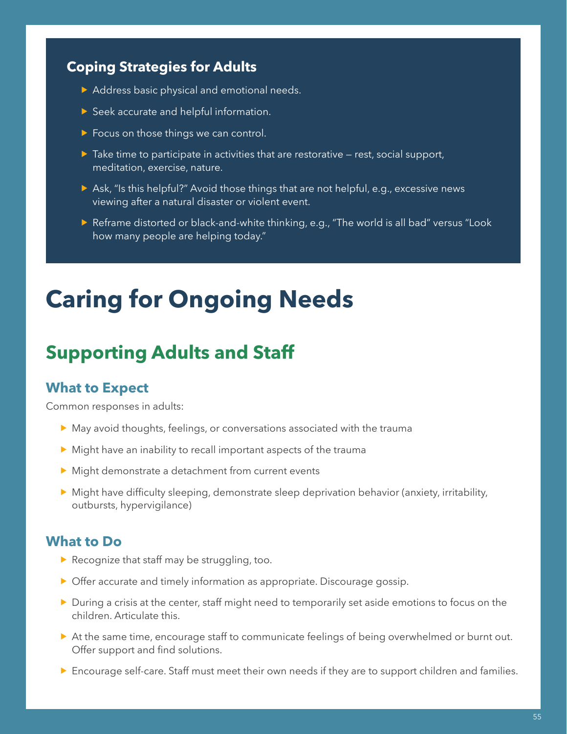### Coping Strategies for Adults

- Address basic physical and emotional needs.
- Seek accurate and helpful information.
- Focus on those things we can control.
- Take time to participate in activities that are restorative — rest, social support, meditation, exercise, nature.
- Ask, "Is this helpful?" Avoid those things that are not helpful, e.g., excessive news viewing after a natural disaster or violent event.
- Reframe distorted or black-and-white thinking, e.g., "The world is all bad" versus "Look how many people are helping today."

# Caring for Ongoing Needs

## Supporting Adults and Staff

### What to Expect

Common responses in adults:

- May avoid thoughts, feelings, or conversations associated with the trauma
- Might have an inability to recall important aspects of the trauma
- Might demonstrate a detachment from current events
- Might have difficulty sleeping, demonstrate sleep deprivation behavior (anxiety, irritability, outbursts, hypervigilance)

### What to Do

- Recognize that staff may be struggling, too.
- Offer accurate and timely information as appropriate. Discourage gossip.
- During a crisis at the center, staff might need to temporarily set aside emotions to focus on the children. Articulate this.
- At the same time, encourage staff to communicate feelings of being overwhelmed or burnt out. Offer support and find solutions.
- Encourage self-care. Staff must meet their own needs if they are to support children and families.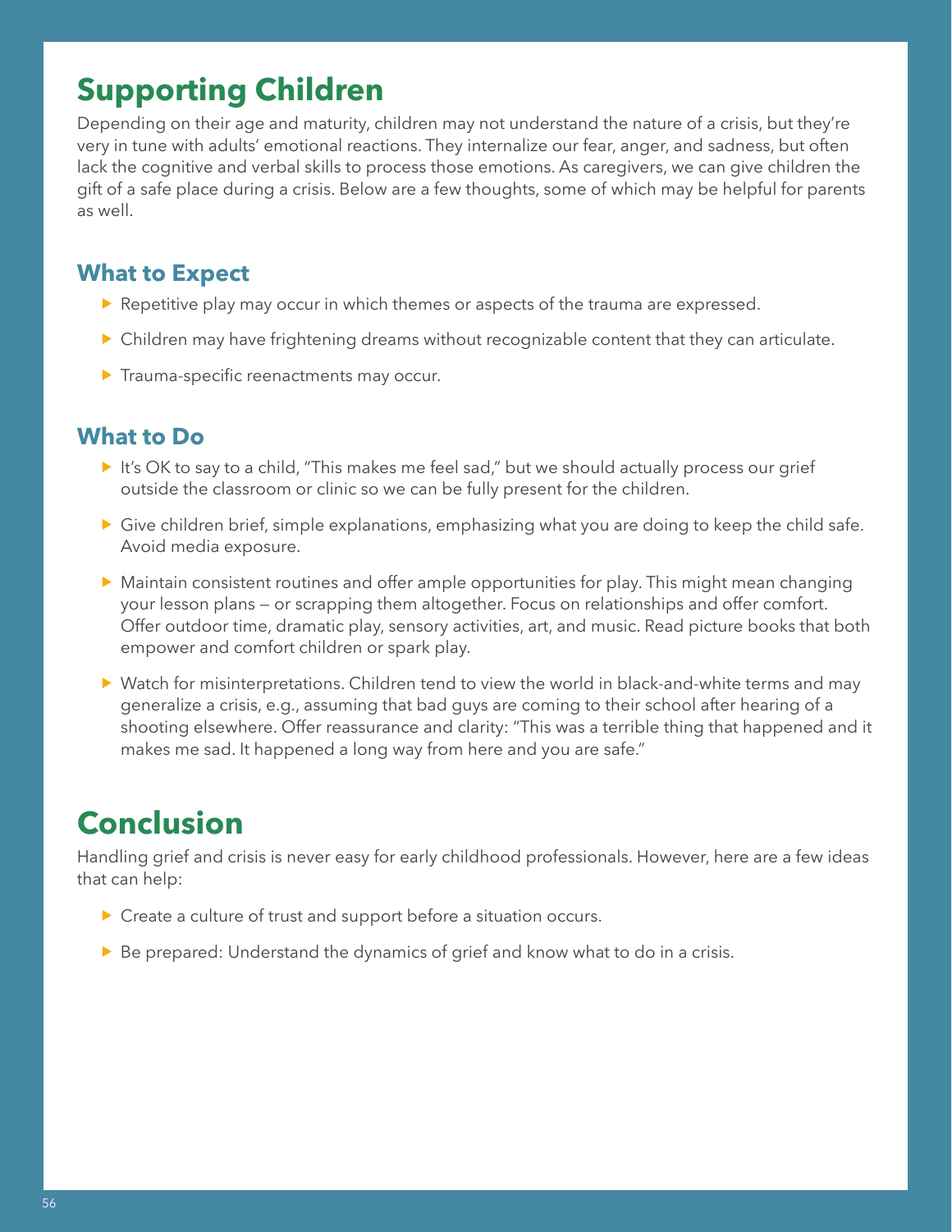## Supporting Children

Depending on their age and maturity, children may not understand the nature of a crisis, but they're very in tune with adults' emotional reactions. They internalize our fear, anger, and sadness, but often lack the cognitive and verbal skills to process those emotions. As caregivers, we can give children the gift of a safe place during a crisis. Below are a few thoughts, some of which may be helpful for parents as well.

### What to Expect

- Repetitive play may occur in which themes or aspects of the trauma are expressed.
- Children may have frightening dreams without recognizable content that they can articulate.
- Trauma-specific reenactments may occur.

### What to Do

- It's OK to say to a child, "This makes me feel sad," but we should actually process our grief outside the classroom or clinic so we can be fully present for the children.
- Give children brief, simple explanations, emphasizing what you are doing to keep the child safe. Avoid media exposure.
- Maintain consistent routines and offer ample opportunities for play. This might mean changing your lesson plans — or scrapping them altogether. Focus on relationships and offer comfort. Offer outdoor time, dramatic play, sensory activities, art, and music. Read picture books that both empower and comfort children or spark play.
- Watch for misinterpretations. Children tend to view the world in black-and-white terms and may generalize a crisis, e.g., assuming that bad guys are coming to their school after hearing of a shooting elsewhere. Offer reassurance and clarity: "This was a terrible thing that happened and it makes me sad. It happened a long way from here and you are safe."

## Conclusion

Handling grief and crisis is never easy for early childhood professionals. However, here are a few ideas that can help:

- Create a culture of trust and support before a situation occurs.
- Be prepared: Understand the dynamics of grief and know what to do in a crisis.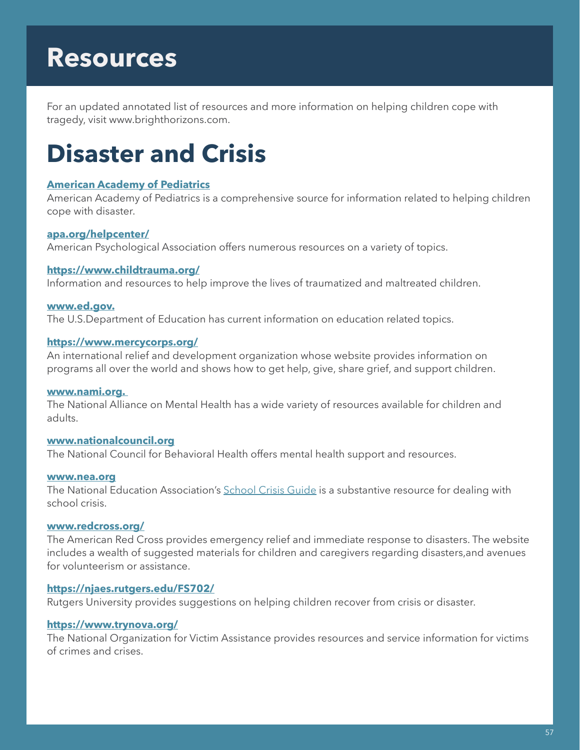# Resources

For an updated annotated list of resources and more information on helping children cope with tragedy, visit www.brighthorizons.com.

# Disaster and Crisis

**American Academy of Pediatrics**
American Academy of Pediatrics is a comprehensive source for information related to helping children cope with disaster.

**apa.org/helpcenter/**
American Psychological Association offers numerous resources on a variety of topics.

**https://www.childtrauma.org/**
Information and resources to help improve the lives of traumatized and maltreated children.

**www.ed.gov.**
The U.S.Department of Education has current information on education related topics.

**https://www.mercycorps.org/**
An international relief and development organization whose website provides information on programs all over the world and shows how to get help, give, share grief, and support children.

**www.nami.org.**
The National Alliance on Mental Health has a wide variety of resources available for children and adults.

**www.nationalcouncil.org**
The National Council for Behavioral Health offers mental health support and resources.

**www.nea.org**
The National Education Association's School Crisis Guide is a substantive resource for dealing with school crisis.

**www.redcross.org/**
The American Red Cross provides emergency relief and immediate response to disasters. The website includes a wealth of suggested materials for children and caregivers regarding disasters,and avenues for volunteerism or assistance.

**https://njaes.rutgers.edu/FS702/**
Rutgers University provides suggestions on helping children recover from crisis or disaster.

**https://www.trynova.org/**
The National Organization for Victim Assistance provides resources and service information for victims of crimes and crises.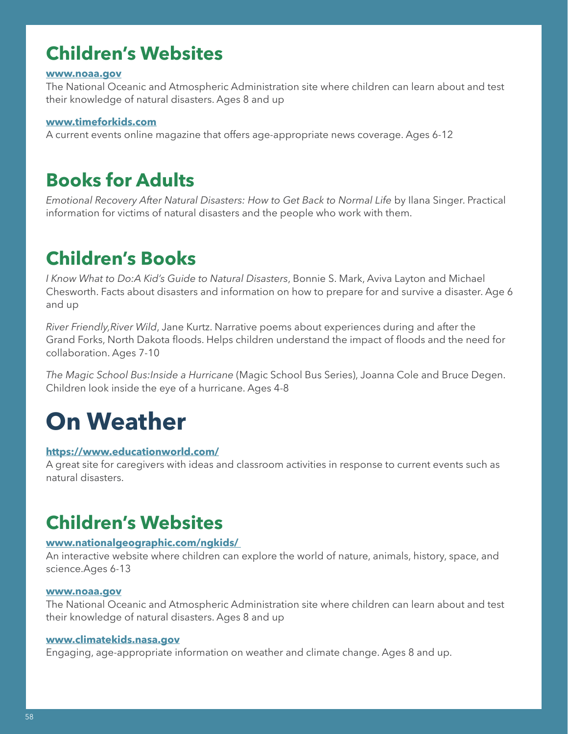## Children's Websites

**www.noaa.gov**

The National Oceanic and Atmospheric Administration site where children can learn about and test their knowledge of natural disasters. Ages 8 and up

**www.timeforkids.com**

A current events online magazine that offers age-appropriate news coverage. Ages 6-12

## Books for Adults

*Emotional Recovery After Natural Disasters: How to Get Back to Normal Life* by Ilana Singer. Practical information for victims of natural disasters and the people who work with them.

## Children's Books

*I Know What to Do:A Kid's Guide to Natural Disasters*, Bonnie S. Mark, Aviva Layton and Michael Chesworth. Facts about disasters and information on how to prepare for and survive a disaster. Age 6 and up

*River Friendly,River Wild*, Jane Kurtz. Narrative poems about experiences during and after the Grand Forks, North Dakota floods. Helps children understand the impact of floods and the need for collaboration. Ages 7-10

*The Magic School Bus:Inside a Hurricane* (Magic School Bus Series), Joanna Cole and Bruce Degen. Children look inside the eye of a hurricane. Ages 4-8

# On Weather

**https://www.educationworld.com/**

A great site for caregivers with ideas and classroom activities in response to current events such as natural disasters.

## Children's Websites

**www.nationalgeographic.com/ngkids/**

An interactive website where children can explore the world of nature, animals, history, space, and science.Ages 6-13

**www.noaa.gov**

The National Oceanic and Atmospheric Administration site where children can learn about and test their knowledge of natural disasters. Ages 8 and up

**www.climatekids.nasa.gov**

Engaging, age-appropriate information on weather and climate change. Ages 8 and up.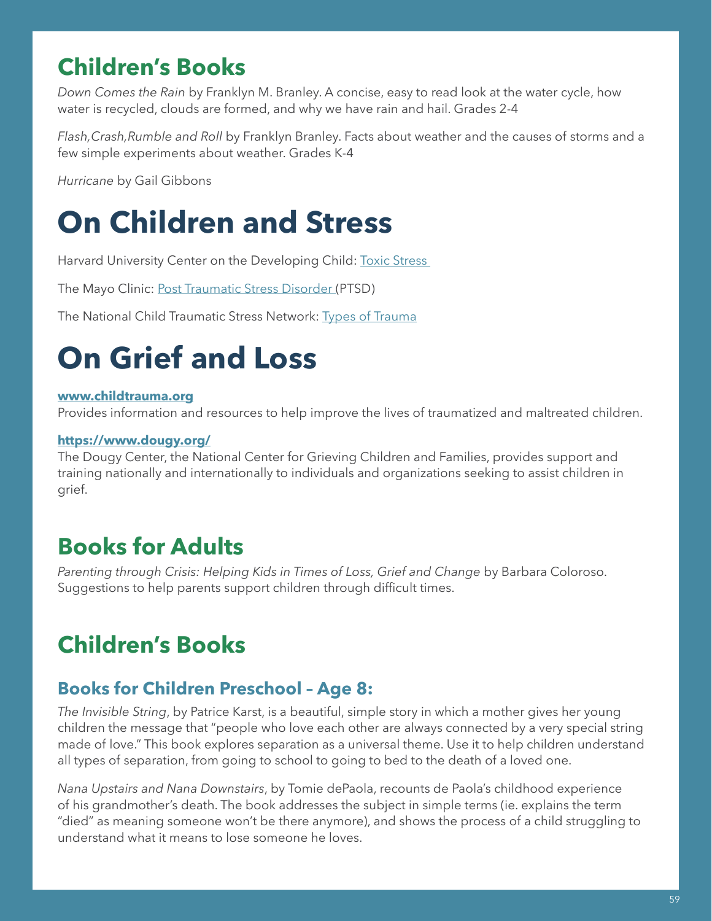## Children's Books

*Down Comes the Rain* by Franklyn M. Branley. A concise, easy to read look at the water cycle, how water is recycled, clouds are formed, and why we have rain and hail. Grades 2-4

*Flash,Crash,Rumble and Roll* by Franklyn Branley. Facts about weather and the causes of storms and a few simple experiments about weather. Grades K-4

*Hurricane* by Gail Gibbons

# On Children and Stress

Harvard University Center on the Developing Child: Toxic Stress

The Mayo Clinic: Post Traumatic Stress Disorder (PTSD)

The National Child Traumatic Stress Network: Types of Trauma

# On Grief and Loss

**www.childtrauma.org**
Provides information and resources to help improve the lives of traumatized and maltreated children.

**https://www.dougy.org/**
The Dougy Center, the National Center for Grieving Children and Families, provides support and training nationally and internationally to individuals and organizations seeking to assist children in grief.

## Books for Adults

*Parenting through Crisis: Helping Kids in Times of Loss, Grief and Change* by Barbara Coloroso. Suggestions to help parents support children through difficult times.

## Children's Books

### Books for Children Preschool – Age 8:

*The Invisible String*, by Patrice Karst, is a beautiful, simple story in which a mother gives her young children the message that "people who love each other are always connected by a very special string made of love." This book explores separation as a universal theme. Use it to help children understand all types of separation, from going to school to going to bed to the death of a loved one.

*Nana Upstairs and Nana Downstairs*, by Tomie dePaola, recounts de Paola's childhood experience of his grandmother's death. The book addresses the subject in simple terms (ie. explains the term "died" as meaning someone won't be there anymore), and shows the process of a child struggling to understand what it means to lose someone he loves.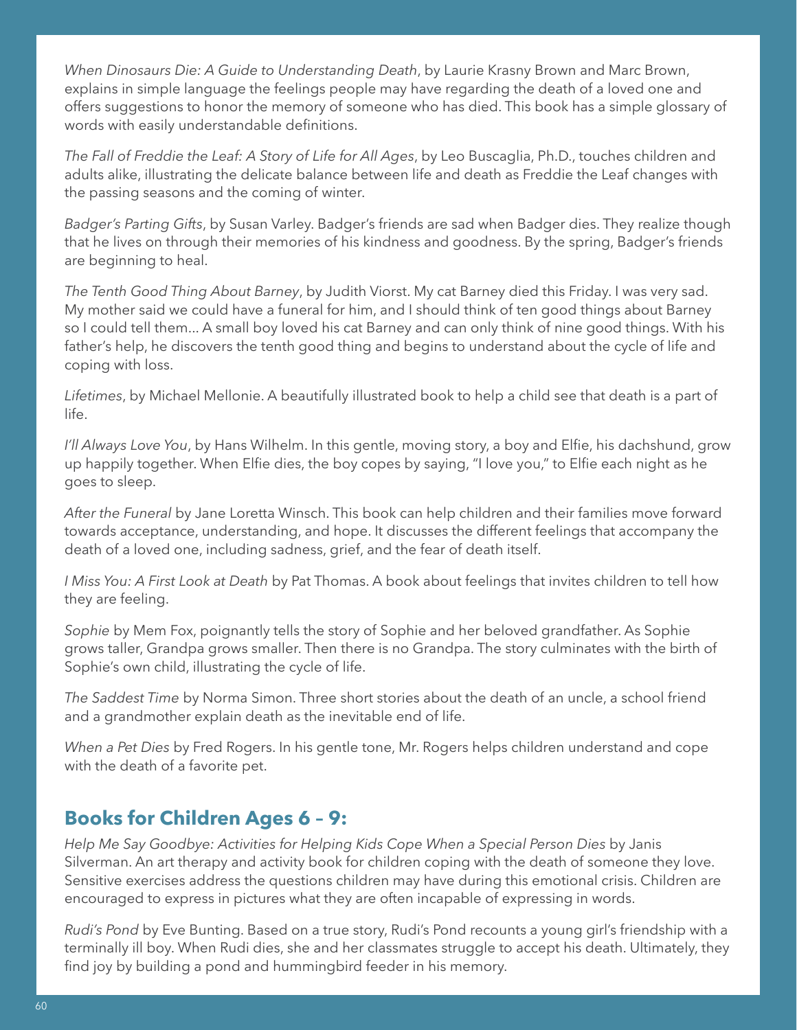*When Dinosaurs Die: A Guide to Understanding Death*, by Laurie Krasny Brown and Marc Brown, explains in simple language the feelings people may have regarding the death of a loved one and offers suggestions to honor the memory of someone who has died. This book has a simple glossary of words with easily understandable definitions.

*The Fall of Freddie the Leaf: A Story of Life for All Ages*, by Leo Buscaglia, Ph.D., touches children and adults alike, illustrating the delicate balance between life and death as Freddie the Leaf changes with the passing seasons and the coming of winter.

*Badger's Parting Gifts*, by Susan Varley. Badger's friends are sad when Badger dies. They realize though that he lives on through their memories of his kindness and goodness. By the spring, Badger's friends are beginning to heal.

*The Tenth Good Thing About Barney*, by Judith Viorst. My cat Barney died this Friday. I was very sad. My mother said we could have a funeral for him, and I should think of ten good things about Barney so I could tell them... A small boy loved his cat Barney and can only think of nine good things. With his father's help, he discovers the tenth good thing and begins to understand about the cycle of life and coping with loss.

*Lifetimes*, by Michael Mellonie. A beautifully illustrated book to help a child see that death is a part of life.

*I'll Always Love You*, by Hans Wilhelm. In this gentle, moving story, a boy and Elfie, his dachshund, grow up happily together. When Elfie dies, the boy copes by saying, "I love you," to Elfie each night as he goes to sleep.

*After the Funeral* by Jane Loretta Winsch. This book can help children and their families move forward towards acceptance, understanding, and hope. It discusses the different feelings that accompany the death of a loved one, including sadness, grief, and the fear of death itself.

*I Miss You: A First Look at Death* by Pat Thomas. A book about feelings that invites children to tell how they are feeling.

*Sophie* by Mem Fox, poignantly tells the story of Sophie and her beloved grandfather. As Sophie grows taller, Grandpa grows smaller. Then there is no Grandpa. The story culminates with the birth of Sophie's own child, illustrating the cycle of life.

*The Saddest Time* by Norma Simon. Three short stories about the death of an uncle, a school friend and a grandmother explain death as the inevitable end of life.

*When a Pet Dies* by Fred Rogers. In his gentle tone, Mr. Rogers helps children understand and cope with the death of a favorite pet.

## Books for Children Ages 6 – 9:

*Help Me Say Goodbye: Activities for Helping Kids Cope When a Special Person Dies* by Janis Silverman. An art therapy and activity book for children coping with the death of someone they love. Sensitive exercises address the questions children may have during this emotional crisis. Children are encouraged to express in pictures what they are often incapable of expressing in words.

*Rudi's Pond* by Eve Bunting. Based on a true story, Rudi's Pond recounts a young girl's friendship with a terminally ill boy. When Rudi dies, she and her classmates struggle to accept his death. Ultimately, they find joy by building a pond and hummingbird feeder in his memory.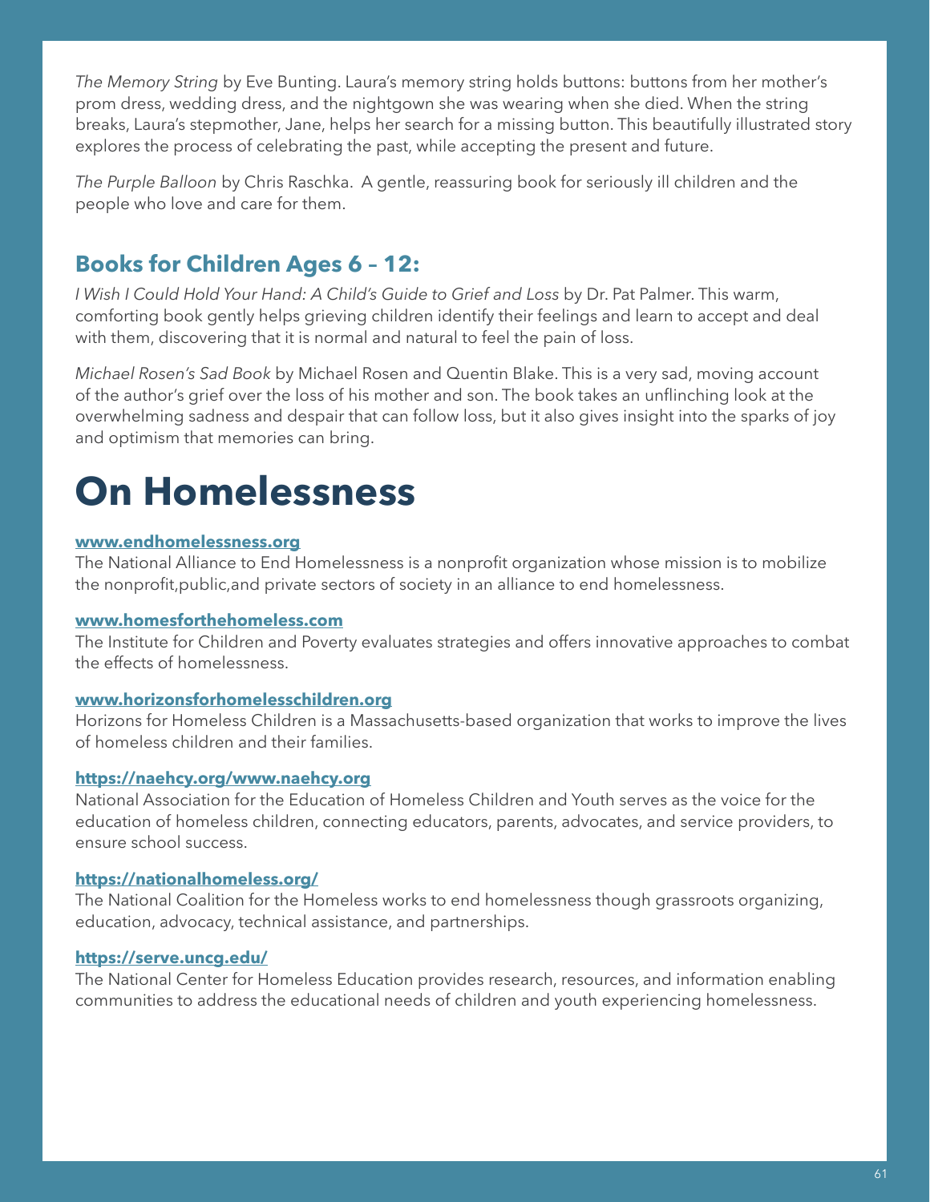*The Memory String* by Eve Bunting. Laura's memory string holds buttons: buttons from her mother's prom dress, wedding dress, and the nightgown she was wearing when she died. When the string breaks, Laura's stepmother, Jane, helps her search for a missing button. This beautifully illustrated story explores the process of celebrating the past, while accepting the present and future.

*The Purple Balloon* by Chris Raschka. A gentle, reassuring book for seriously ill children and the people who love and care for them.

## Books for Children Ages 6 – 12:

*I Wish I Could Hold Your Hand: A Child's Guide to Grief and Loss* by Dr. Pat Palmer. This warm, comforting book gently helps grieving children identify their feelings and learn to accept and deal with them, discovering that it is normal and natural to feel the pain of loss.

*Michael Rosen's Sad Book* by Michael Rosen and Quentin Blake. This is a very sad, moving account of the author's grief over the loss of his mother and son. The book takes an unflinching look at the overwhelming sadness and despair that can follow loss, but it also gives insight into the sparks of joy and optimism that memories can bring.

# On Homelessness

**www.endhomelessness.org**
The National Alliance to End Homelessness is a nonprofit organization whose mission is to mobilize the nonprofit,public,and private sectors of society in an alliance to end homelessness.

**www.homesforthehomeless.com**
The Institute for Children and Poverty evaluates strategies and offers innovative approaches to combat the effects of homelessness.

**www.horizonsforhomelesschildren.org**
Horizons for Homeless Children is a Massachusetts-based organization that works to improve the lives of homeless children and their families.

**https://naehcy.org/www.naehcy.org**
National Association for the Education of Homeless Children and Youth serves as the voice for the education of homeless children, connecting educators, parents, advocates, and service providers, to ensure school success.

**https://nationalhomeless.org/**
The National Coalition for the Homeless works to end homelessness though grassroots organizing, education, advocacy, technical assistance, and partnerships.

**https://serve.uncg.edu/**
The National Center for Homeless Education provides research, resources, and information enabling communities to address the educational needs of children and youth experiencing homelessness.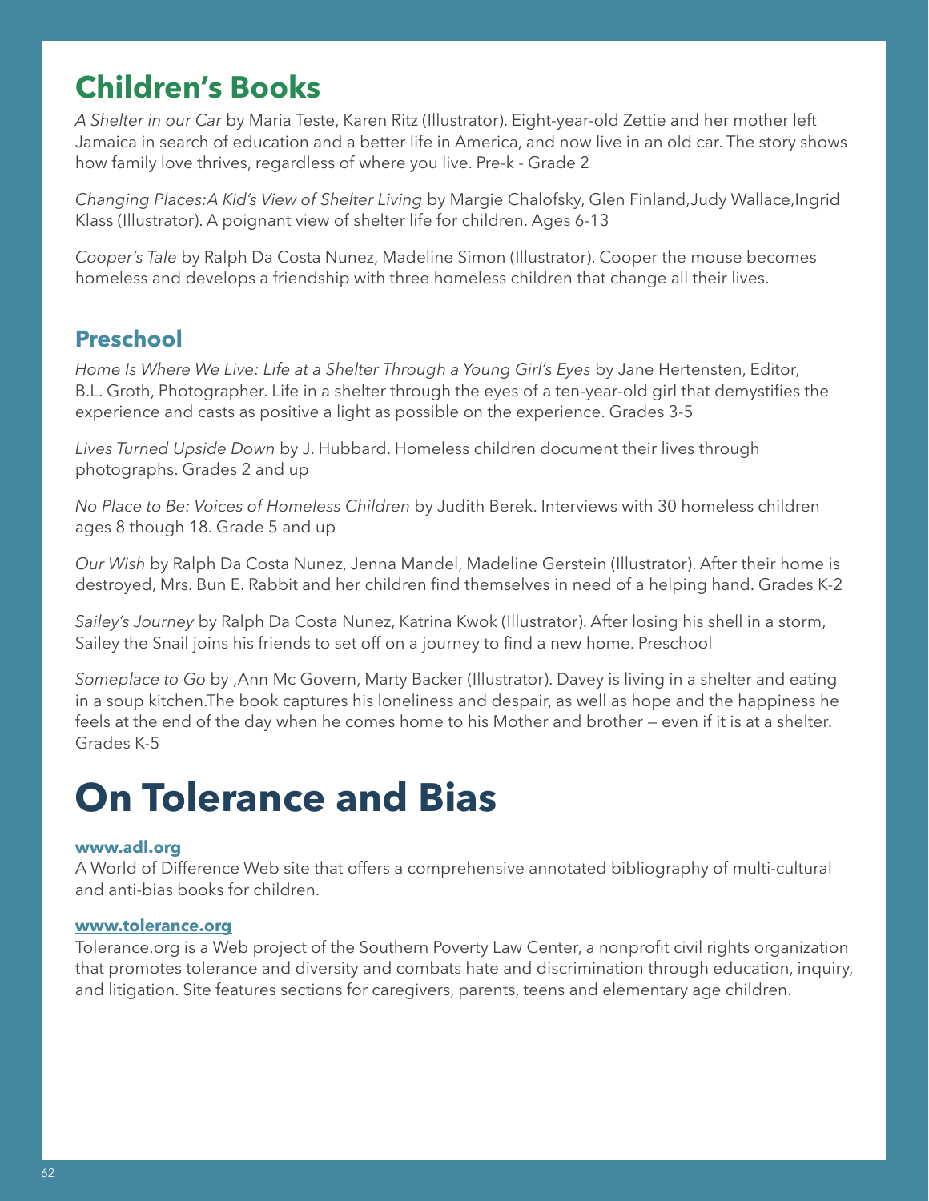## Children's Books

*A Shelter in our Car* by Maria Teste, Karen Ritz (Illustrator). Eight-year-old Zettie and her mother left Jamaica in search of education and a better life in America, and now live in an old car. The story shows how family love thrives, regardless of where you live. Pre-k - Grade 2

*Changing Places:A Kid's View of Shelter Living* by Margie Chalofsky, Glen Finland,Judy Wallace,Ingrid Klass (Illustrator). A poignant view of shelter life for children. Ages 6-13

*Cooper's Tale* by Ralph Da Costa Nunez, Madeline Simon (Illustrator). Cooper the mouse becomes homeless and develops a friendship with three homeless children that change all their lives.

### Preschool

*Home Is Where We Live: Life at a Shelter Through a Young Girl's Eyes* by Jane Hertensten, Editor, B.L. Groth, Photographer. Life in a shelter through the eyes of a ten-year-old girl that demystifies the experience and casts as positive a light as possible on the experience. Grades 3-5

*Lives Turned Upside Down* by J. Hubbard. Homeless children document their lives through photographs. Grades 2 and up

*No Place to Be: Voices of Homeless Children* by Judith Berek. Interviews with 30 homeless children ages 8 though 18. Grade 5 and up

*Our Wish* by Ralph Da Costa Nunez, Jenna Mandel, Madeline Gerstein (Illustrator). After their home is destroyed, Mrs. Bun E. Rabbit and her children find themselves in need of a helping hand. Grades K-2

*Sailey's Journey* by Ralph Da Costa Nunez, Katrina Kwok (Illustrator). After losing his shell in a storm, Sailey the Snail joins his friends to set off on a journey to find a new home. Preschool

*Someplace to Go* by ,Ann Mc Govern, Marty Backer (Illustrator). Davey is living in a shelter and eating in a soup kitchen.The book captures his loneliness and despair, as well as hope and the happiness he feels at the end of the day when he comes home to his Mother and brother — even if it is at a shelter. Grades K-5

# On Tolerance and Bias

**www.adl.org**
A World of Difference Web site that offers a comprehensive annotated bibliography of multi-cultural and anti-bias books for children.

**www.tolerance.org**
Tolerance.org is a Web project of the Southern Poverty Law Center, a nonprofit civil rights organization that promotes tolerance and diversity and combats hate and discrimination through education, inquiry, and litigation. Site features sections for caregivers, parents, teens and elementary age children.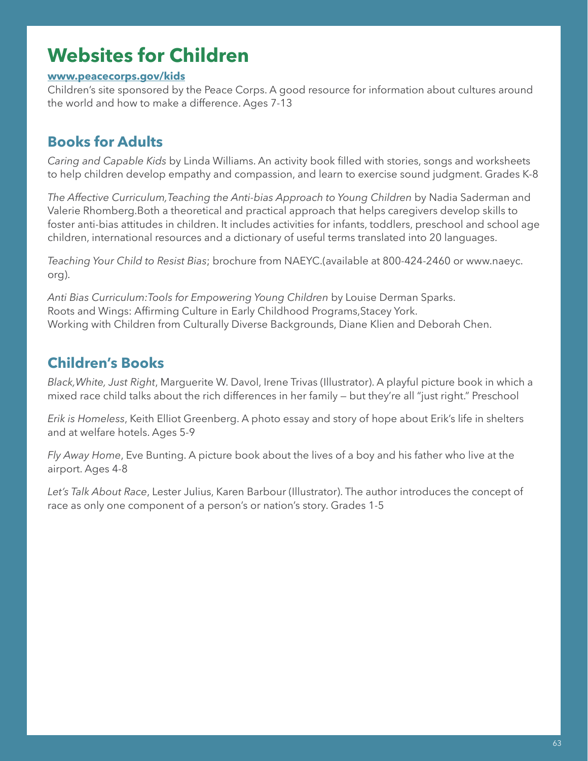# Websites for Children

**www.peacecorps.gov/kids**

Children's site sponsored by the Peace Corps. A good resource for information about cultures around the world and how to make a difference. Ages 7-13

## Books for Adults

*Caring and Capable Kids* by Linda Williams. An activity book filled with stories, songs and worksheets to help children develop empathy and compassion, and learn to exercise sound judgment. Grades K-8

*The Affective Curriculum,Teaching the Anti-bias Approach to Young Children* by Nadia Saderman and Valerie Rhomberg.Both a theoretical and practical approach that helps caregivers develop skills to foster anti-bias attitudes in children. It includes activities for infants, toddlers, preschool and school age children, international resources and a dictionary of useful terms translated into 20 languages.

*Teaching Your Child to Resist Bias*; brochure from NAEYC.(available at 800-424-2460 or www.naeyc.org).

*Anti Bias Curriculum:Tools for Empowering Young Children* by Louise Derman Sparks.
Roots and Wings: Affirming Culture in Early Childhood Programs,Stacey York.
Working with Children from Culturally Diverse Backgrounds, Diane Klien and Deborah Chen.

## Children's Books

*Black,White, Just Right*, Marguerite W. Davol, Irene Trivas (Illustrator). A playful picture book in which a mixed race child talks about the rich differences in her family — but they're all "just right." Preschool

*Erik is Homeless*, Keith Elliot Greenberg. A photo essay and story of hope about Erik's life in shelters and at welfare hotels. Ages 5-9

*Fly Away Home*, Eve Bunting. A picture book about the lives of a boy and his father who live at the airport. Ages 4-8

*Let's Talk About Race*, Lester Julius, Karen Barbour (Illustrator). The author introduces the concept of race as only one component of a person's or nation's story. Grades 1-5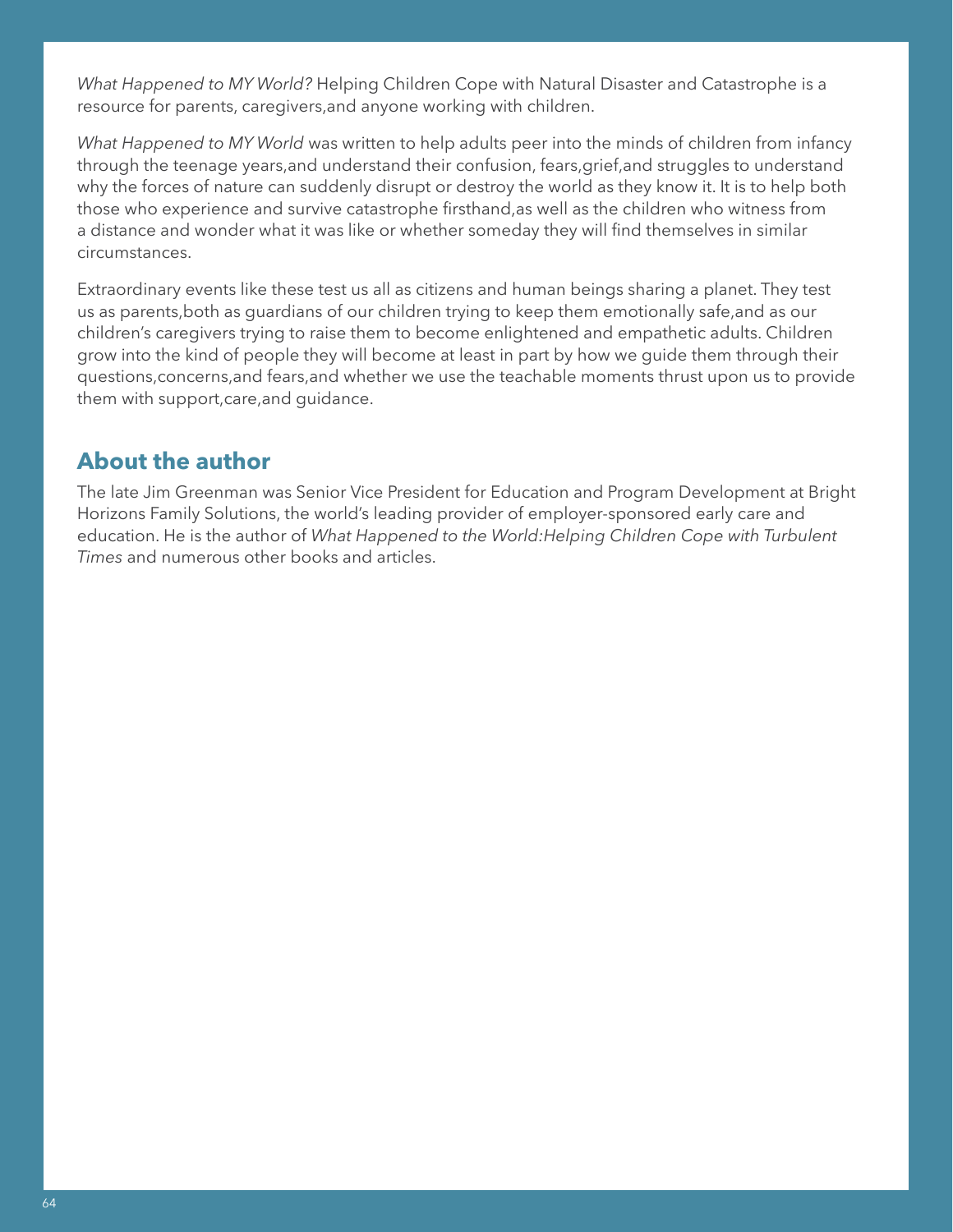*What Happened to MY World?* Helping Children Cope with Natural Disaster and Catastrophe is a resource for parents, caregivers,and anyone working with children.

*What Happened to MY World* was written to help adults peer into the minds of children from infancy through the teenage years,and understand their confusion, fears,grief,and struggles to understand why the forces of nature can suddenly disrupt or destroy the world as they know it. It is to help both those who experience and survive catastrophe firsthand,as well as the children who witness from a distance and wonder what it was like or whether someday they will find themselves in similar circumstances.

Extraordinary events like these test us all as citizens and human beings sharing a planet. They test us as parents,both as guardians of our children trying to keep them emotionally safe,and as our children's caregivers trying to raise them to become enlightened and empathetic adults. Children grow into the kind of people they will become at least in part by how we guide them through their questions,concerns,and fears,and whether we use the teachable moments thrust upon us to provide them with support,care,and guidance.

## About the author

The late Jim Greenman was Senior Vice President for Education and Program Development at Bright Horizons Family Solutions, the world's leading provider of employer-sponsored early care and education. He is the author of *What Happened to the World:Helping Children Cope with Turbulent Times* and numerous other books and articles.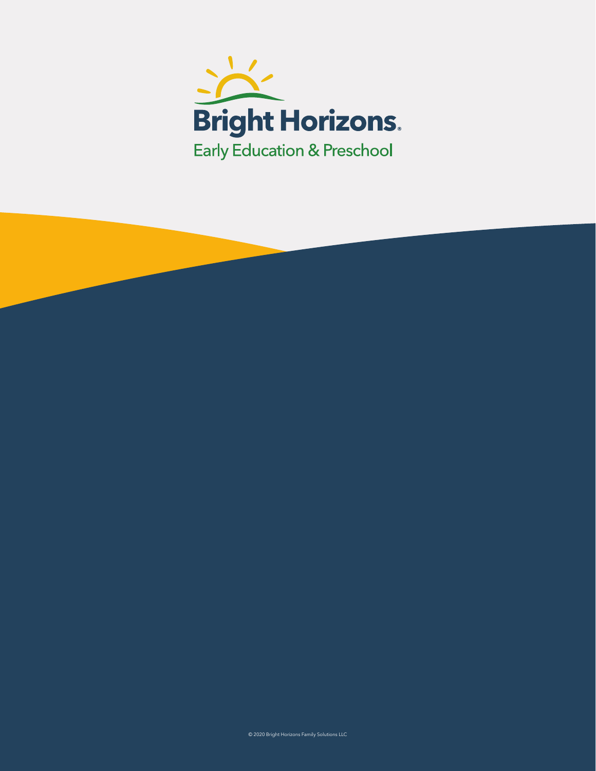Bright Horizons.

Early Education & Preschool

© 2020 Bright Horizons Family Solutions LLC